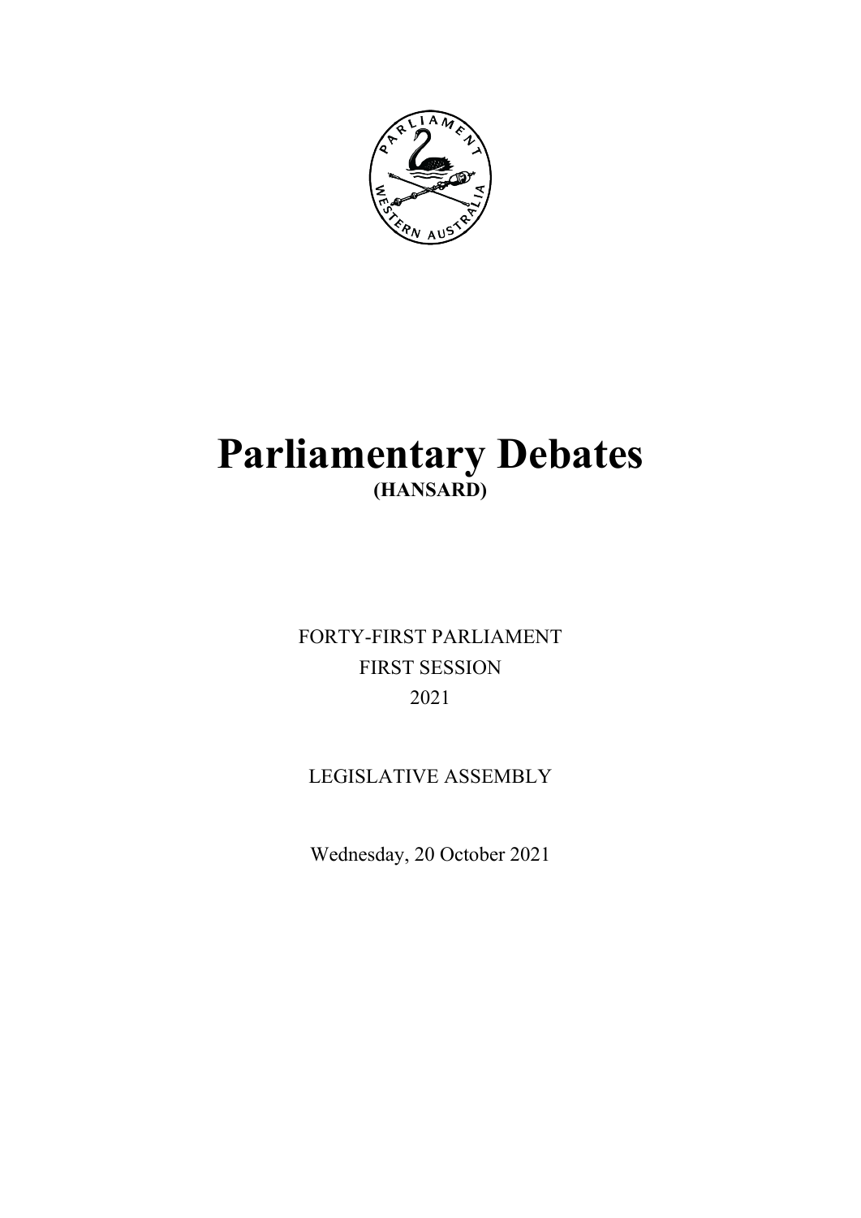# Parliamentary Debates

**(HANSARD)**

FORTY-FIRST PARLIAMENT

FIRST SESSION

2021

LEGISLATIVE ASSEMBLY

Wednesday, 20 October 2021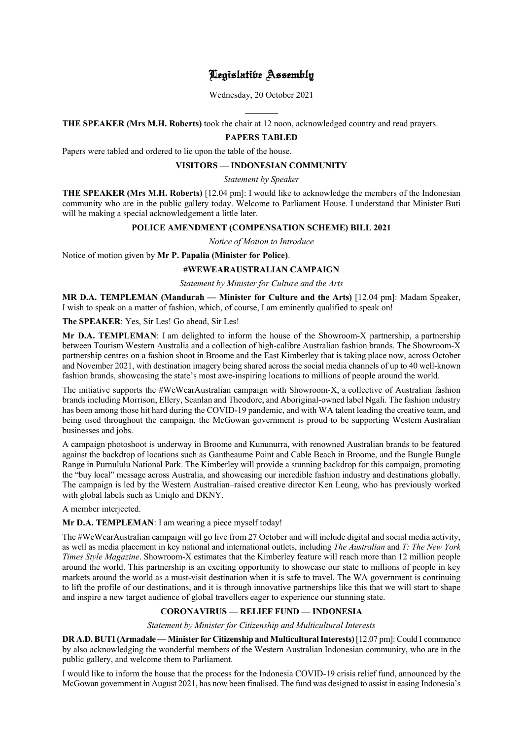# Legislative Assembly

Wednesday, 20 October 2021

---

**THE SPEAKER (Mrs M.H. Roberts)** took the chair at 12 noon, acknowledged country and read prayers.

## PAPERS TABLED

Papers were tabled and ordered to lie upon the table of the house.

## VISITORS — INDONESIAN COMMUNITY

*Statement by Speaker*

**THE SPEAKER (Mrs M.H. Roberts)** [12.04 pm]: I would like to acknowledge the members of the Indonesian community who are in the public gallery today. Welcome to Parliament House. I understand that Minister Buti will be making a special acknowledgement a little later.

## POLICE AMENDMENT (COMPENSATION SCHEME) BILL 2021

*Notice of Motion to Introduce*

Notice of motion given by **Mr P. Papalia (Minister for Police)**.

## #WEWEARAUSTRALIAN CAMPAIGN

*Statement by Minister for Culture and the Arts*

**MR D.A. TEMPLEMAN (Mandurah — Minister for Culture and the Arts)** [12.04 pm]: Madam Speaker, I wish to speak on a matter of fashion, which, of course, I am eminently qualified to speak on!

**The SPEAKER**: Yes, Sir Les! Go ahead, Sir Les!

**Mr D.A. TEMPLEMAN**: I am delighted to inform the house of the Showroom-X partnership, a partnership between Tourism Western Australia and a collection of high-calibre Australian fashion brands. The Showroom-X partnership centres on a fashion shoot in Broome and the East Kimberley that is taking place now, across October and November 2021, with destination imagery being shared across the social media channels of up to 40 well-known fashion brands, showcasing the state's most awe-inspiring locations to millions of people around the world.

The initiative supports the #WeWearAustralian campaign with Showroom-X, a collective of Australian fashion brands including Morrison, Ellery, Scanlan and Theodore, and Aboriginal-owned label Ngali. The fashion industry has been among those hit hard during the COVID-19 pandemic, and with WA talent leading the creative team, and being used throughout the campaign, the McGowan government is proud to be supporting Western Australian businesses and jobs.

A campaign photoshoot is underway in Broome and Kununurra, with renowned Australian brands to be featured against the backdrop of locations such as Gantheaume Point and Cable Beach in Broome, and the Bungle Bungle Range in Purnululu National Park. The Kimberley will provide a stunning backdrop for this campaign, promoting the "buy local" message across Australia, and showcasing our incredible fashion industry and destinations globally. The campaign is led by the Western Australian–raised creative director Ken Leung, who has previously worked with global labels such as Uniqlo and DKNY.

A member interjected.

**Mr D.A. TEMPLEMAN**: I am wearing a piece myself today!

The #WeWearAustralian campaign will go live from 27 October and will include digital and social media activity, as well as media placement in key national and international outlets, including *The Australian* and *T: The New York Times Style Magazine*. Showroom-X estimates that the Kimberley feature will reach more than 12 million people around the world. This partnership is an exciting opportunity to showcase our state to millions of people in key markets around the world as a must-visit destination when it is safe to travel. The WA government is continuing to lift the profile of our destinations, and it is through innovative partnerships like this that we will start to shape and inspire a new target audience of global travellers eager to experience our stunning state.

## CORONAVIRUS — RELIEF FUND — INDONESIA

*Statement by Minister for Citizenship and Multicultural Interests*

**DR A.D. BUTI (Armadale — Minister for Citizenship and Multicultural Interests)** [12.07 pm]: Could I commence by also acknowledging the wonderful members of the Western Australian Indonesian community, who are in the public gallery, and welcome them to Parliament.

I would like to inform the house that the process for the Indonesia COVID-19 crisis relief fund, announced by the McGowan government in August 2021, has now been finalised. The fund was designed to assist in easing Indonesia's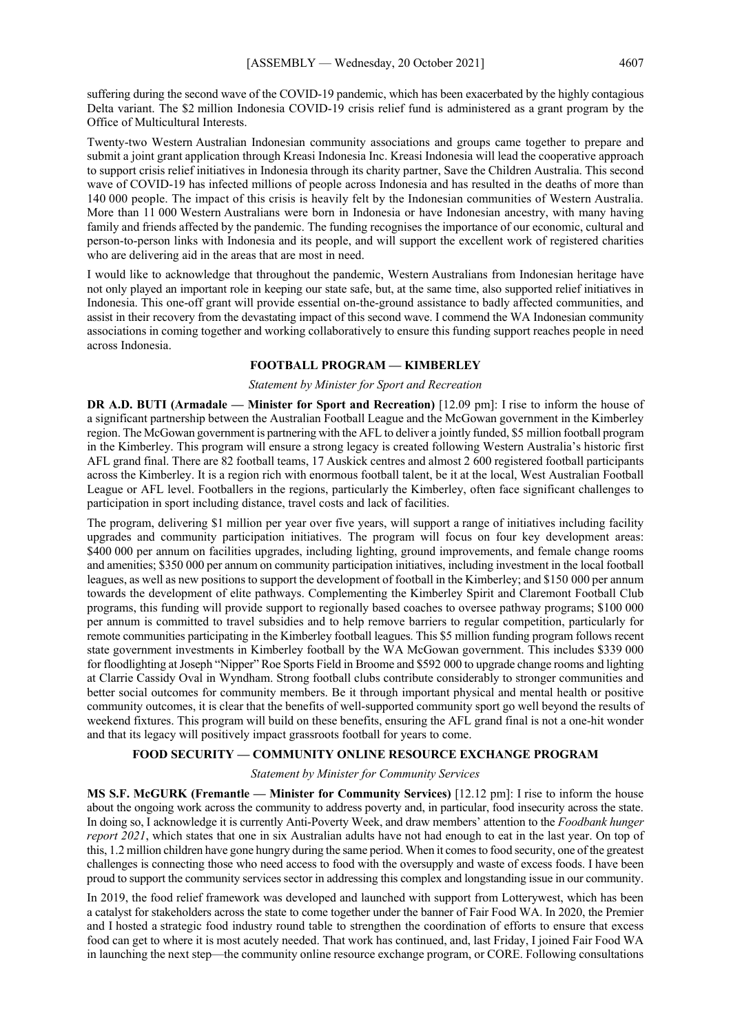suffering during the second wave of the COVID-19 pandemic, which has been exacerbated by the highly contagious Delta variant. The $2 million Indonesia COVID-19 crisis relief fund is administered as a grant program by the Office of Multicultural Interests.

Twenty-two Western Australian Indonesian community associations and groups came together to prepare and submit a joint grant application through Kreasi Indonesia Inc. Kreasi Indonesia will lead the cooperative approach to support crisis relief initiatives in Indonesia through its charity partner, Save the Children Australia. This second wave of COVID-19 has infected millions of people across Indonesia and has resulted in the deaths of more than 140 000 people. The impact of this crisis is heavily felt by the Indonesian communities of Western Australia. More than 11 000 Western Australians were born in Indonesia or have Indonesian ancestry, with many having family and friends affected by the pandemic. The funding recognises the importance of our economic, cultural and person-to-person links with Indonesia and its people, and will support the excellent work of registered charities who are delivering aid in the areas that are most in need.

I would like to acknowledge that throughout the pandemic, Western Australians from Indonesian heritage have not only played an important role in keeping our state safe, but, at the same time, also supported relief initiatives in Indonesia. This one-off grant will provide essential on-the-ground assistance to badly affected communities, and assist in their recovery from the devastating impact of this second wave. I commend the WA Indonesian community associations in coming together and working collaboratively to ensure this funding support reaches people in need across Indonesia.

## FOOTBALL PROGRAM — KIMBERLEY

*Statement by Minister for Sport and Recreation*

**DR A.D. BUTI (Armadale — Minister for Sport and Recreation)** [12.09 pm]: I rise to inform the house of a significant partnership between the Australian Football League and the McGowan government in the Kimberley region. The McGowan government is partnering with the AFL to deliver a jointly funded, $5 million football program in the Kimberley. This program will ensure a strong legacy is created following Western Australia's historic first AFL grand final. There are 82 football teams, 17 Auskick centres and almost 2 600 registered football participants across the Kimberley. It is a region rich with enormous football talent, be it at the local, West Australian Football League or AFL level. Footballers in the regions, particularly the Kimberley, often face significant challenges to participation in sport including distance, travel costs and lack of facilities.

The program, delivering $1 million per year over five years, will support a range of initiatives including facility upgrades and community participation initiatives. The program will focus on four key development areas: $400 000 per annum on facilities upgrades, including lighting, ground improvements, and female change rooms and amenities; $350 000 per annum on community participation initiatives, including investment in the local football leagues, as well as new positions to support the development of football in the Kimberley; and $150 000 per annum towards the development of elite pathways. Complementing the Kimberley Spirit and Claremont Football Club programs, this funding will provide support to regionally based coaches to oversee pathway programs; $100 000 per annum is committed to travel subsidies and to help remove barriers to regular competition, particularly for remote communities participating in the Kimberley football leagues. This $5 million funding program follows recent state government investments in Kimberley football by the WA McGowan government. This includes $339 000 for floodlighting at Joseph "Nipper" Roe Sports Field in Broome and $592 000 to upgrade change rooms and lighting at Clarrie Cassidy Oval in Wyndham. Strong football clubs contribute considerably to stronger communities and better social outcomes for community members. Be it through important physical and mental health or positive community outcomes, it is clear that the benefits of well-supported community sport go well beyond the results of weekend fixtures. This program will build on these benefits, ensuring the AFL grand final is not a one-hit wonder and that its legacy will positively impact grassroots football for years to come.

## FOOD SECURITY — COMMUNITY ONLINE RESOURCE EXCHANGE PROGRAM

*Statement by Minister for Community Services*

**MS S.F. McGURK (Fremantle — Minister for Community Services)** [12.12 pm]: I rise to inform the house about the ongoing work across the community to address poverty and, in particular, food insecurity across the state. In doing so, I acknowledge it is currently Anti-Poverty Week, and draw members' attention to the *Foodbank hunger report 2021*, which states that one in six Australian adults have not had enough to eat in the last year. On top of this, 1.2 million children have gone hungry during the same period. When it comes to food security, one of the greatest challenges is connecting those who need access to food with the oversupply and waste of excess foods. I have been proud to support the community services sector in addressing this complex and longstanding issue in our community.

In 2019, the food relief framework was developed and launched with support from Lotterywest, which has been a catalyst for stakeholders across the state to come together under the banner of Fair Food WA. In 2020, the Premier and I hosted a strategic food industry round table to strengthen the coordination of efforts to ensure that excess food can get to where it is most acutely needed. That work has continued, and, last Friday, I joined Fair Food WA in launching the next step—the community online resource exchange program, or CORE. Following consultations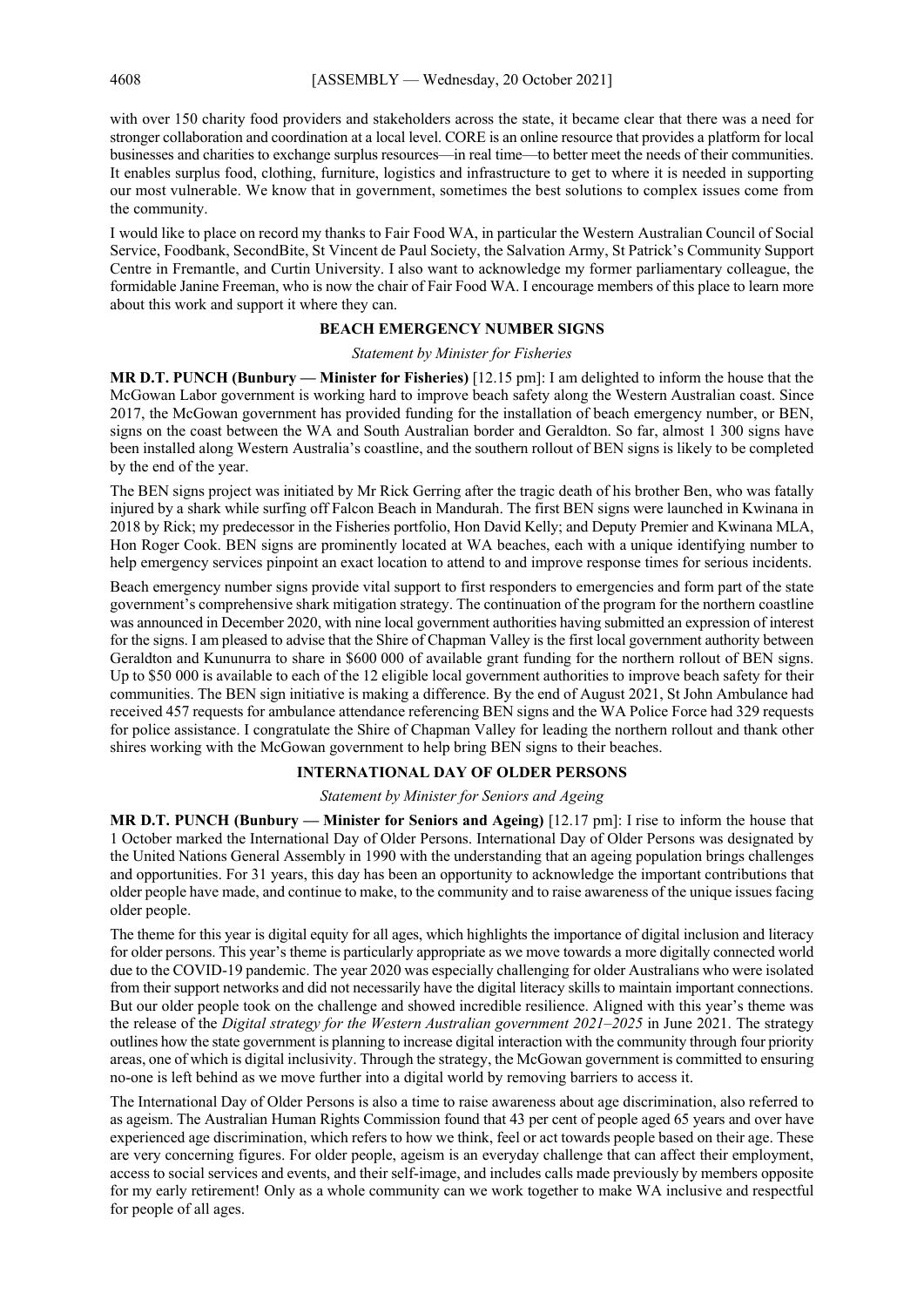with over 150 charity food providers and stakeholders across the state, it became clear that there was a need for stronger collaboration and coordination at a local level. CORE is an online resource that provides a platform for local businesses and charities to exchange surplus resources—in real time—to better meet the needs of their communities. It enables surplus food, clothing, furniture, logistics and infrastructure to get to where it is needed in supporting our most vulnerable. We know that in government, sometimes the best solutions to complex issues come from the community.

I would like to place on record my thanks to Fair Food WA, in particular the Western Australian Council of Social Service, Foodbank, SecondBite, St Vincent de Paul Society, the Salvation Army, St Patrick's Community Support Centre in Fremantle, and Curtin University. I also want to acknowledge my former parliamentary colleague, the formidable Janine Freeman, who is now the chair of Fair Food WA. I encourage members of this place to learn more about this work and support it where they can.

## BEACH EMERGENCY NUMBER SIGNS

*Statement by Minister for Fisheries*

**MR D.T. PUNCH (Bunbury — Minister for Fisheries)** [12.15 pm]: I am delighted to inform the house that the McGowan Labor government is working hard to improve beach safety along the Western Australian coast. Since 2017, the McGowan government has provided funding for the installation of beach emergency number, or BEN, signs on the coast between the WA and South Australian border and Geraldton. So far, almost 1 300 signs have been installed along Western Australia's coastline, and the southern rollout of BEN signs is likely to be completed by the end of the year.

The BEN signs project was initiated by Mr Rick Gerring after the tragic death of his brother Ben, who was fatally injured by a shark while surfing off Falcon Beach in Mandurah. The first BEN signs were launched in Kwinana in 2018 by Rick; my predecessor in the Fisheries portfolio, Hon David Kelly; and Deputy Premier and Kwinana MLA, Hon Roger Cook. BEN signs are prominently located at WA beaches, each with a unique identifying number to help emergency services pinpoint an exact location to attend to and improve response times for serious incidents.

Beach emergency number signs provide vital support to first responders to emergencies and form part of the state government's comprehensive shark mitigation strategy. The continuation of the program for the northern coastline was announced in December 2020, with nine local government authorities having submitted an expression of interest for the signs. I am pleased to advise that the Shire of Chapman Valley is the first local government authority between Geraldton and Kununurra to share in $600 000 of available grant funding for the northern rollout of BEN signs. Up to $50 000 is available to each of the 12 eligible local government authorities to improve beach safety for their communities. The BEN sign initiative is making a difference. By the end of August 2021, St John Ambulance had received 457 requests for ambulance attendance referencing BEN signs and the WA Police Force had 329 requests for police assistance. I congratulate the Shire of Chapman Valley for leading the northern rollout and thank other shires working with the McGowan government to help bring BEN signs to their beaches.

## INTERNATIONAL DAY OF OLDER PERSONS

*Statement by Minister for Seniors and Ageing*

**MR D.T. PUNCH (Bunbury — Minister for Seniors and Ageing)** [12.17 pm]: I rise to inform the house that 1 October marked the International Day of Older Persons. International Day of Older Persons was designated by the United Nations General Assembly in 1990 with the understanding that an ageing population brings challenges and opportunities. For 31 years, this day has been an opportunity to acknowledge the important contributions that older people have made, and continue to make, to the community and to raise awareness of the unique issues facing older people.

The theme for this year is digital equity for all ages, which highlights the importance of digital inclusion and literacy for older persons. This year's theme is particularly appropriate as we move towards a more digitally connected world due to the COVID-19 pandemic. The year 2020 was especially challenging for older Australians who were isolated from their support networks and did not necessarily have the digital literacy skills to maintain important connections. But our older people took on the challenge and showed incredible resilience. Aligned with this year's theme was the release of the *Digital strategy for the Western Australian government 2021–2025* in June 2021. The strategy outlines how the state government is planning to increase digital interaction with the community through four priority areas, one of which is digital inclusivity. Through the strategy, the McGowan government is committed to ensuring no-one is left behind as we move further into a digital world by removing barriers to access it.

The International Day of Older Persons is also a time to raise awareness about age discrimination, also referred to as ageism. The Australian Human Rights Commission found that 43 per cent of people aged 65 years and over have experienced age discrimination, which refers to how we think, feel or act towards people based on their age. These are very concerning figures. For older people, ageism is an everyday challenge that can affect their employment, access to social services and events, and their self-image, and includes calls made previously by members opposite for my early retirement! Only as a whole community can we work together to make WA inclusive and respectful for people of all ages.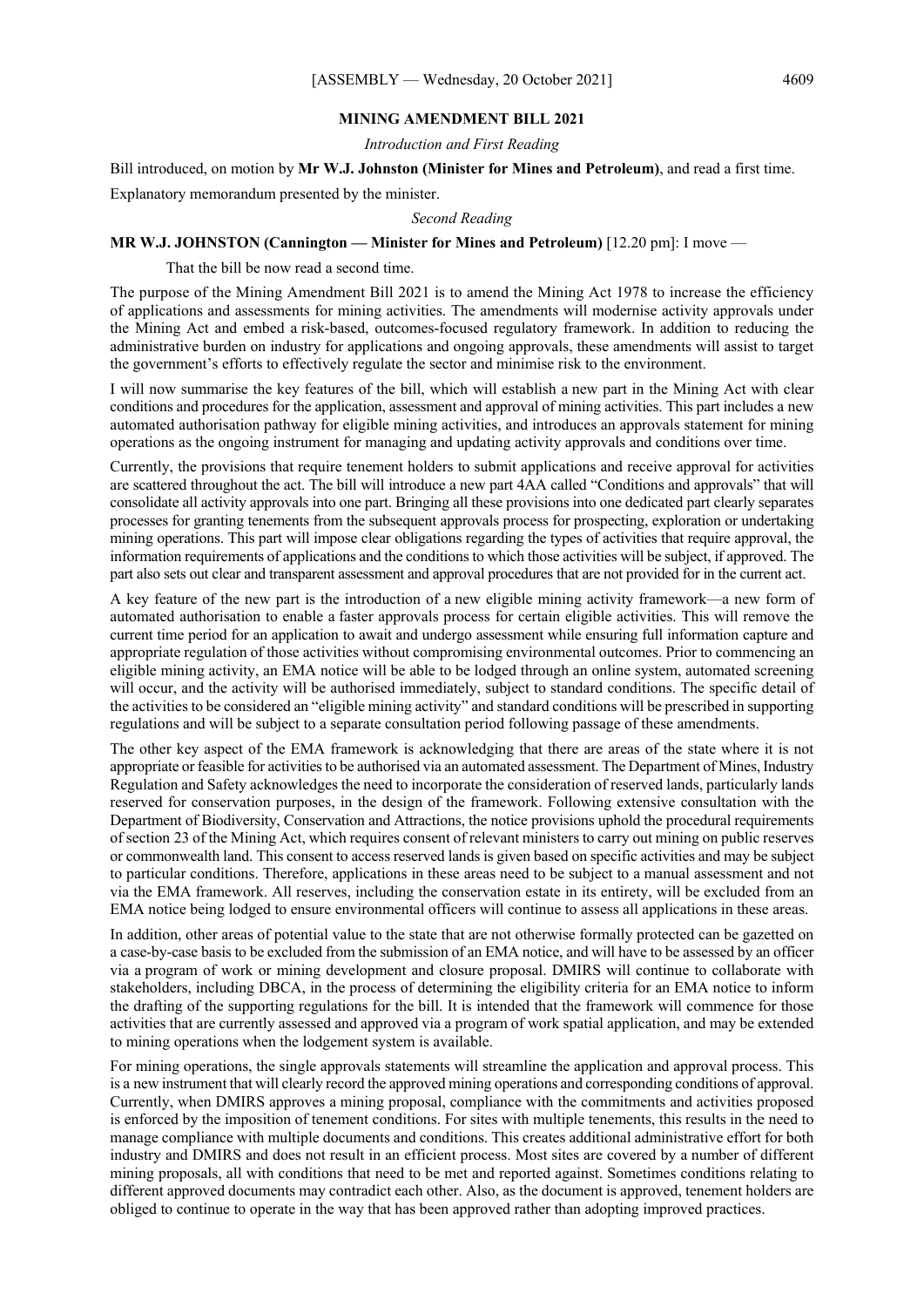## MINING AMENDMENT BILL 2021

*Introduction and First Reading*

Bill introduced, on motion by **Mr W.J. Johnston (Minister for Mines and Petroleum)**, and read a first time.

Explanatory memorandum presented by the minister.

*Second Reading*

**MR W.J. JOHNSTON (Cannington — Minister for Mines and Petroleum)** [12.20 pm]: I move —

> That the bill be now read a second time.

The purpose of the Mining Amendment Bill 2021 is to amend the Mining Act 1978 to increase the efficiency of applications and assessments for mining activities. The amendments will modernise activity approvals under the Mining Act and embed a risk-based, outcomes-focused regulatory framework. In addition to reducing the administrative burden on industry for applications and ongoing approvals, these amendments will assist to target the government's efforts to effectively regulate the sector and minimise risk to the environment.

I will now summarise the key features of the bill, which will establish a new part in the Mining Act with clear conditions and procedures for the application, assessment and approval of mining activities. This part includes a new automated authorisation pathway for eligible mining activities, and introduces an approvals statement for mining operations as the ongoing instrument for managing and updating activity approvals and conditions over time.

Currently, the provisions that require tenement holders to submit applications and receive approval for activities are scattered throughout the act. The bill will introduce a new part 4AA called "Conditions and approvals" that will consolidate all activity approvals into one part. Bringing all these provisions into one dedicated part clearly separates processes for granting tenements from the subsequent approvals process for prospecting, exploration or undertaking mining operations. This part will impose clear obligations regarding the types of activities that require approval, the information requirements of applications and the conditions to which those activities will be subject, if approved. The part also sets out clear and transparent assessment and approval procedures that are not provided for in the current act.

A key feature of the new part is the introduction of a new eligible mining activity framework—a new form of automated authorisation to enable a faster approvals process for certain eligible activities. This will remove the current time period for an application to await and undergo assessment while ensuring full information capture and appropriate regulation of those activities without compromising environmental outcomes. Prior to commencing an eligible mining activity, an EMA notice will be able to be lodged through an online system, automated screening will occur, and the activity will be authorised immediately, subject to standard conditions. The specific detail of the activities to be considered an "eligible mining activity" and standard conditions will be prescribed in supporting regulations and will be subject to a separate consultation period following passage of these amendments.

The other key aspect of the EMA framework is acknowledging that there are areas of the state where it is not appropriate or feasible for activities to be authorised via an automated assessment. The Department of Mines, Industry Regulation and Safety acknowledges the need to incorporate the consideration of reserved lands, particularly lands reserved for conservation purposes, in the design of the framework. Following extensive consultation with the Department of Biodiversity, Conservation and Attractions, the notice provisions uphold the procedural requirements of section 23 of the Mining Act, which requires consent of relevant ministers to carry out mining on public reserves or commonwealth land. This consent to access reserved lands is given based on specific activities and may be subject to particular conditions. Therefore, applications in these areas need to be subject to a manual assessment and not via the EMA framework. All reserves, including the conservation estate in its entirety, will be excluded from an EMA notice being lodged to ensure environmental officers will continue to assess all applications in these areas.

In addition, other areas of potential value to the state that are not otherwise formally protected can be gazetted on a case-by-case basis to be excluded from the submission of an EMA notice, and will have to be assessed by an officer via a program of work or mining development and closure proposal. DMIRS will continue to collaborate with stakeholders, including DBCA, in the process of determining the eligibility criteria for an EMA notice to inform the drafting of the supporting regulations for the bill. It is intended that the framework will commence for those activities that are currently assessed and approved via a program of work spatial application, and may be extended to mining operations when the lodgement system is available.

For mining operations, the single approvals statements will streamline the application and approval process. This is a new instrument that will clearly record the approved mining operations and corresponding conditions of approval. Currently, when DMIRS approves a mining proposal, compliance with the commitments and activities proposed is enforced by the imposition of tenement conditions. For sites with multiple tenements, this results in the need to manage compliance with multiple documents and conditions. This creates additional administrative effort for both industry and DMIRS and does not result in an efficient process. Most sites are covered by a number of different mining proposals, all with conditions that need to be met and reported against. Sometimes conditions relating to different approved documents may contradict each other. Also, as the document is approved, tenement holders are obliged to continue to operate in the way that has been approved rather than adopting improved practices.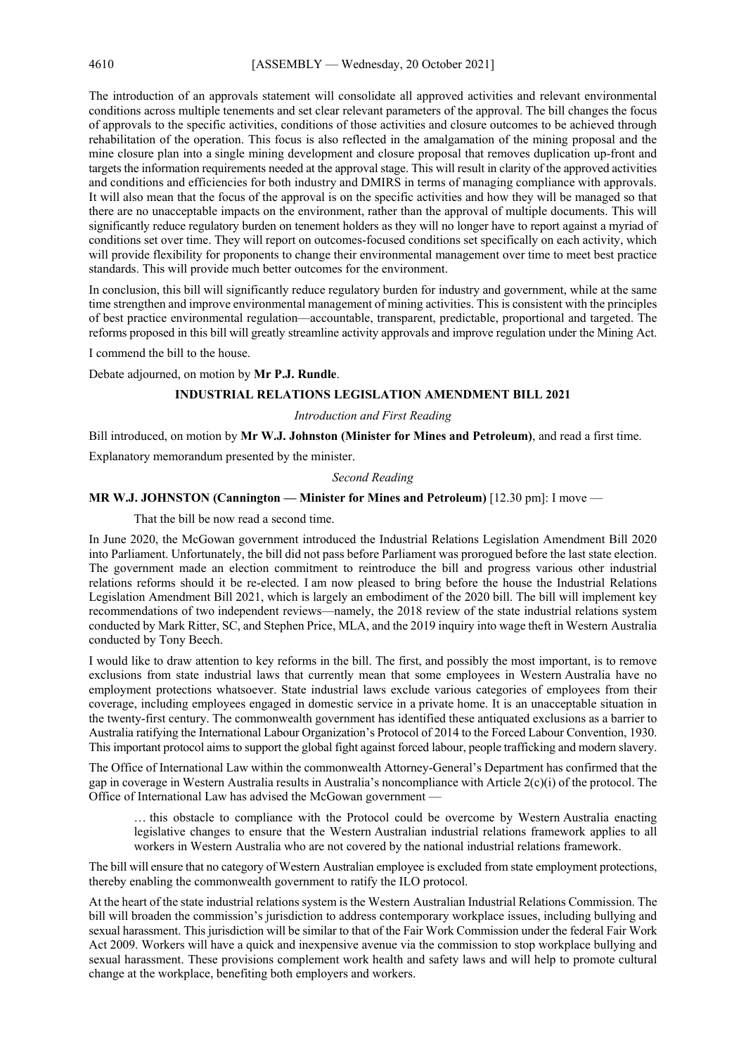The introduction of an approvals statement will consolidate all approved activities and relevant environmental conditions across multiple tenements and set clear relevant parameters of the approval. The bill changes the focus of approvals to the specific activities, conditions of those activities and closure outcomes to be achieved through rehabilitation of the operation. This focus is also reflected in the amalgamation of the mining proposal and the mine closure plan into a single mining development and closure proposal that removes duplication up-front and targets the information requirements needed at the approval stage. This will result in clarity of the approved activities and conditions and efficiencies for both industry and DMIRS in terms of managing compliance with approvals. It will also mean that the focus of the approval is on the specific activities and how they will be managed so that there are no unacceptable impacts on the environment, rather than the approval of multiple documents. This will significantly reduce regulatory burden on tenement holders as they will no longer have to report against a myriad of conditions set over time. They will report on outcomes-focused conditions set specifically on each activity, which will provide flexibility for proponents to change their environmental management over time to meet best practice standards. This will provide much better outcomes for the environment.

In conclusion, this bill will significantly reduce regulatory burden for industry and government, while at the same time strengthen and improve environmental management of mining activities. This is consistent with the principles of best practice environmental regulation—accountable, transparent, predictable, proportional and targeted. The reforms proposed in this bill will greatly streamline activity approvals and improve regulation under the Mining Act.

I commend the bill to the house.

Debate adjourned, on motion by **Mr P.J. Rundle**.

## INDUSTRIAL RELATIONS LEGISLATION AMENDMENT BILL 2021

*Introduction and First Reading*

Bill introduced, on motion by **Mr W.J. Johnston (Minister for Mines and Petroleum)**, and read a first time.

Explanatory memorandum presented by the minister.

*Second Reading*

**MR W.J. JOHNSTON (Cannington — Minister for Mines and Petroleum)** [12.30 pm]: I move —

> That the bill be now read a second time.

In June 2020, the McGowan government introduced the Industrial Relations Legislation Amendment Bill 2020 into Parliament. Unfortunately, the bill did not pass before Parliament was prorogued before the last state election. The government made an election commitment to reintroduce the bill and progress various other industrial relations reforms should it be re-elected. I am now pleased to bring before the house the Industrial Relations Legislation Amendment Bill 2021, which is largely an embodiment of the 2020 bill. The bill will implement key recommendations of two independent reviews—namely, the 2018 review of the state industrial relations system conducted by Mark Ritter, SC, and Stephen Price, MLA, and the 2019 inquiry into wage theft in Western Australia conducted by Tony Beech.

I would like to draw attention to key reforms in the bill. The first, and possibly the most important, is to remove exclusions from state industrial laws that currently mean that some employees in Western Australia have no employment protections whatsoever. State industrial laws exclude various categories of employees from their coverage, including employees engaged in domestic service in a private home. It is an unacceptable situation in the twenty-first century. The commonwealth government has identified these antiquated exclusions as a barrier to Australia ratifying the International Labour Organization's Protocol of 2014 to the Forced Labour Convention, 1930. This important protocol aims to support the global fight against forced labour, people trafficking and modern slavery.

The Office of International Law within the commonwealth Attorney-General's Department has confirmed that the gap in coverage in Western Australia results in Australia's noncompliance with Article 2(c)(i) of the protocol. The Office of International Law has advised the McGowan government —

> … this obstacle to compliance with the Protocol could be overcome by Western Australia enacting legislative changes to ensure that the Western Australian industrial relations framework applies to all workers in Western Australia who are not covered by the national industrial relations framework.

The bill will ensure that no category of Western Australian employee is excluded from state employment protections, thereby enabling the commonwealth government to ratify the ILO protocol.

At the heart of the state industrial relations system is the Western Australian Industrial Relations Commission. The bill will broaden the commission's jurisdiction to address contemporary workplace issues, including bullying and sexual harassment. This jurisdiction will be similar to that of the Fair Work Commission under the federal Fair Work Act 2009. Workers will have a quick and inexpensive avenue via the commission to stop workplace bullying and sexual harassment. These provisions complement work health and safety laws and will help to promote cultural change at the workplace, benefiting both employers and workers.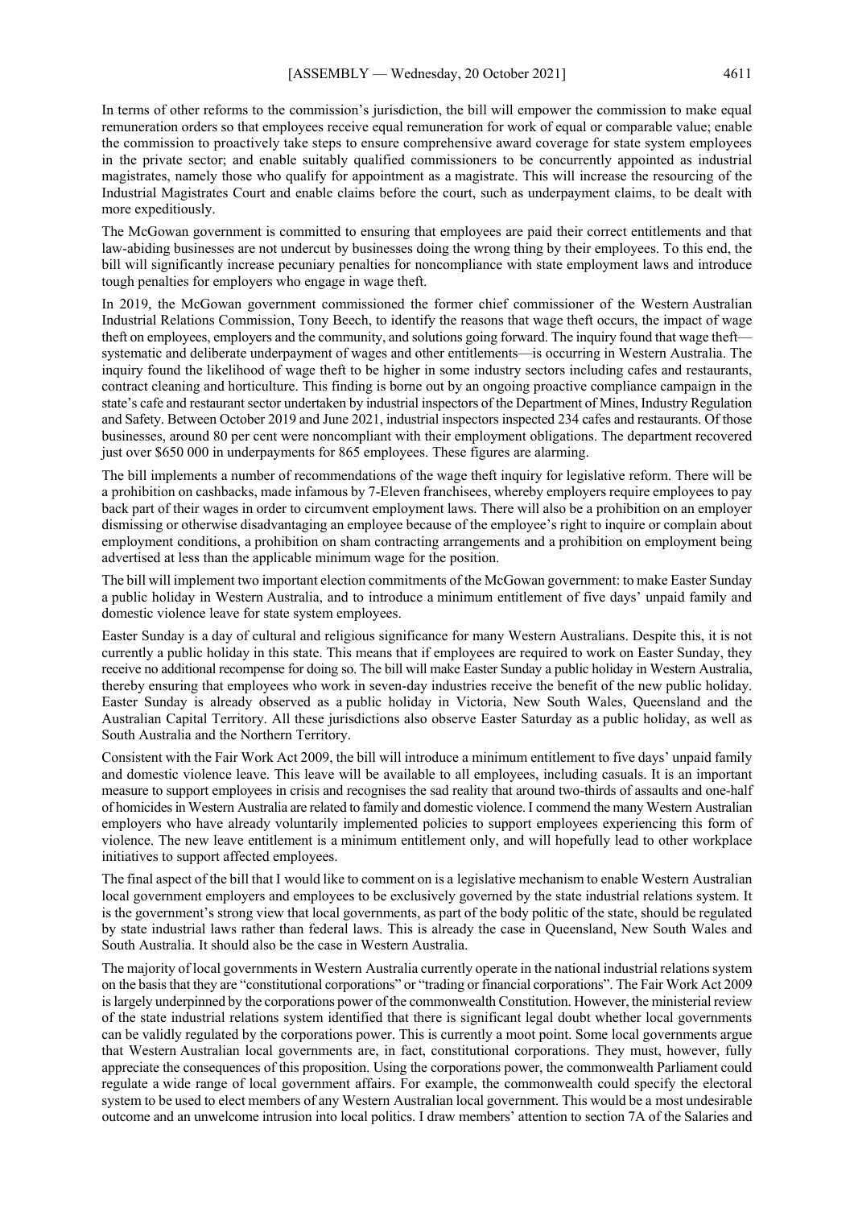In terms of other reforms to the commission's jurisdiction, the bill will empower the commission to make equal remuneration orders so that employees receive equal remuneration for work of equal or comparable value; enable the commission to proactively take steps to ensure comprehensive award coverage for state system employees in the private sector; and enable suitably qualified commissioners to be concurrently appointed as industrial magistrates, namely those who qualify for appointment as a magistrate. This will increase the resourcing of the Industrial Magistrates Court and enable claims before the court, such as underpayment claims, to be dealt with more expeditiously.

The McGowan government is committed to ensuring that employees are paid their correct entitlements and that law-abiding businesses are not undercut by businesses doing the wrong thing by their employees. To this end, the bill will significantly increase pecuniary penalties for noncompliance with state employment laws and introduce tough penalties for employers who engage in wage theft.

In 2019, the McGowan government commissioned the former chief commissioner of the Western Australian Industrial Relations Commission, Tony Beech, to identify the reasons that wage theft occurs, the impact of wage theft on employees, employers and the community, and solutions going forward. The inquiry found that wage theft—systematic and deliberate underpayment of wages and other entitlements—is occurring in Western Australia. The inquiry found the likelihood of wage theft to be higher in some industry sectors including cafes and restaurants, contract cleaning and horticulture. This finding is borne out by an ongoing proactive compliance campaign in the state's cafe and restaurant sector undertaken by industrial inspectors of the Department of Mines, Industry Regulation and Safety. Between October 2019 and June 2021, industrial inspectors inspected 234 cafes and restaurants. Of those businesses, around 80 per cent were noncompliant with their employment obligations. The department recovered just over $650 000 in underpayments for 865 employees. These figures are alarming.

The bill implements a number of recommendations of the wage theft inquiry for legislative reform. There will be a prohibition on cashbacks, made infamous by 7-Eleven franchisees, whereby employers require employees to pay back part of their wages in order to circumvent employment laws. There will also be a prohibition on an employer dismissing or otherwise disadvantaging an employee because of the employee's right to inquire or complain about employment conditions, a prohibition on sham contracting arrangements and a prohibition on employment being advertised at less than the applicable minimum wage for the position.

The bill will implement two important election commitments of the McGowan government: to make Easter Sunday a public holiday in Western Australia, and to introduce a minimum entitlement of five days' unpaid family and domestic violence leave for state system employees.

Easter Sunday is a day of cultural and religious significance for many Western Australians. Despite this, it is not currently a public holiday in this state. This means that if employees are required to work on Easter Sunday, they receive no additional recompense for doing so. The bill will make Easter Sunday a public holiday in Western Australia, thereby ensuring that employees who work in seven-day industries receive the benefit of the new public holiday. Easter Sunday is already observed as a public holiday in Victoria, New South Wales, Queensland and the Australian Capital Territory. All these jurisdictions also observe Easter Saturday as a public holiday, as well as South Australia and the Northern Territory.

Consistent with the Fair Work Act 2009, the bill will introduce a minimum entitlement to five days' unpaid family and domestic violence leave. This leave will be available to all employees, including casuals. It is an important measure to support employees in crisis and recognises the sad reality that around two-thirds of assaults and one-half of homicides in Western Australia are related to family and domestic violence. I commend the many Western Australian employers who have already voluntarily implemented policies to support employees experiencing this form of violence. The new leave entitlement is a minimum entitlement only, and will hopefully lead to other workplace initiatives to support affected employees.

The final aspect of the bill that I would like to comment on is a legislative mechanism to enable Western Australian local government employers and employees to be exclusively governed by the state industrial relations system. It is the government's strong view that local governments, as part of the body politic of the state, should be regulated by state industrial laws rather than federal laws. This is already the case in Queensland, New South Wales and South Australia. It should also be the case in Western Australia.

The majority of local governments in Western Australia currently operate in the national industrial relations system on the basis that they are "constitutional corporations" or "trading or financial corporations". The Fair Work Act 2009 is largely underpinned by the corporations power of the commonwealth Constitution. However, the ministerial review of the state industrial relations system identified that there is significant legal doubt whether local governments can be validly regulated by the corporations power. This is currently a moot point. Some local governments argue that Western Australian local governments are, in fact, constitutional corporations. They must, however, fully appreciate the consequences of this proposition. Using the corporations power, the commonwealth Parliament could regulate a wide range of local government affairs. For example, the commonwealth could specify the electoral system to be used to elect members of any Western Australian local government. This would be a most undesirable outcome and an unwelcome intrusion into local politics. I draw members' attention to section 7A of the Salaries and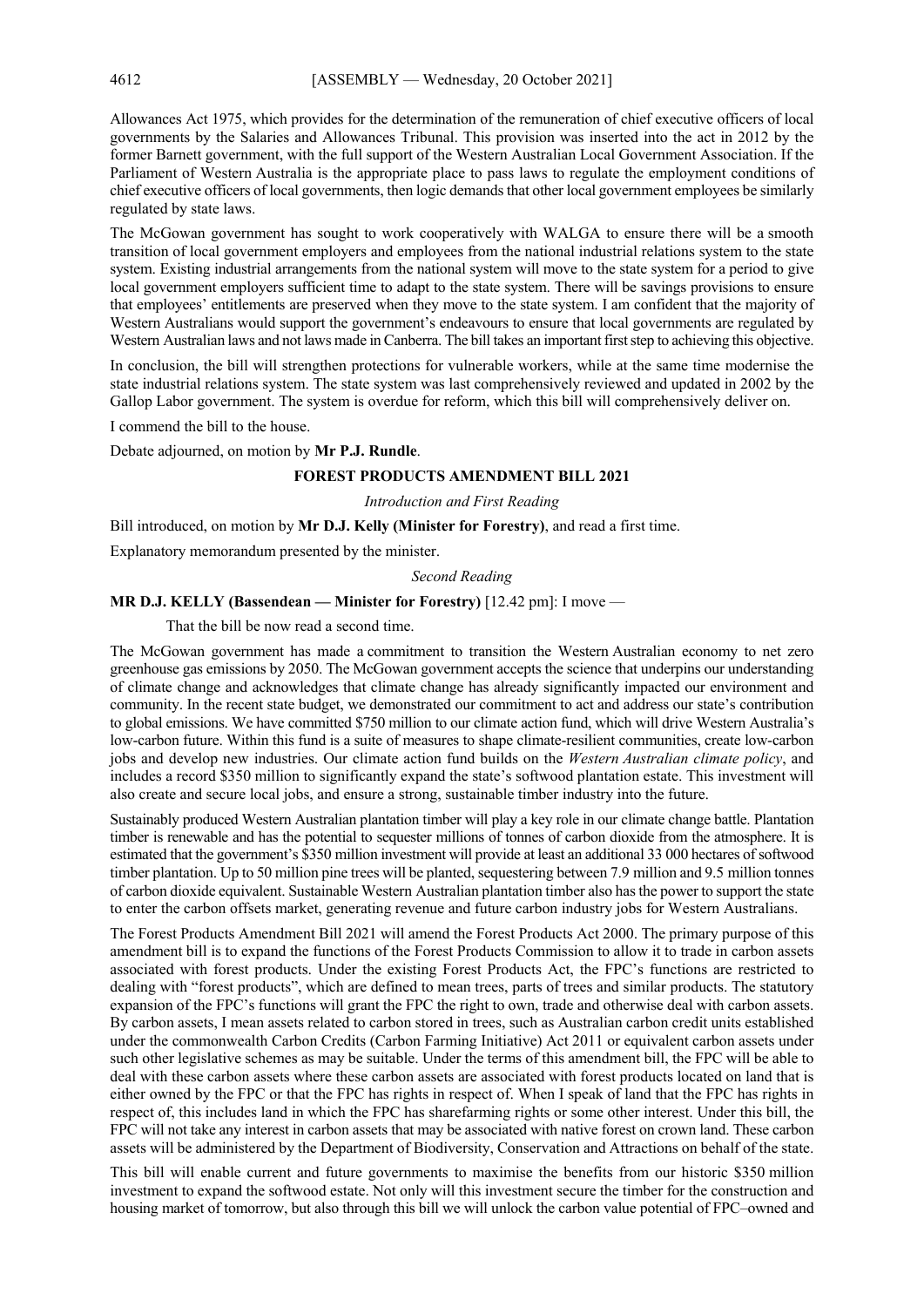Allowances Act 1975, which provides for the determination of the remuneration of chief executive officers of local governments by the Salaries and Allowances Tribunal. This provision was inserted into the act in 2012 by the former Barnett government, with the full support of the Western Australian Local Government Association. If the Parliament of Western Australia is the appropriate place to pass laws to regulate the employment conditions of chief executive officers of local governments, then logic demands that other local government employees be similarly regulated by state laws.

The McGowan government has sought to work cooperatively with WALGA to ensure there will be a smooth transition of local government employers and employees from the national industrial relations system to the state system. Existing industrial arrangements from the national system will move to the state system for a period to give local government employers sufficient time to adapt to the state system. There will be savings provisions to ensure that employees' entitlements are preserved when they move to the state system. I am confident that the majority of Western Australians would support the government's endeavours to ensure that local governments are regulated by Western Australian laws and not laws made in Canberra. The bill takes an important first step to achieving this objective.

In conclusion, the bill will strengthen protections for vulnerable workers, while at the same time modernise the state industrial relations system. The state system was last comprehensively reviewed and updated in 2002 by the Gallop Labor government. The system is overdue for reform, which this bill will comprehensively deliver on.

I commend the bill to the house.

Debate adjourned, on motion by **Mr P.J. Rundle**.

## FOREST PRODUCTS AMENDMENT BILL 2021

*Introduction and First Reading*

Bill introduced, on motion by **Mr D.J. Kelly (Minister for Forestry)**, and read a first time.

Explanatory memorandum presented by the minister.

*Second Reading*

**MR D.J. KELLY (Bassendean — Minister for Forestry)** [12.42 pm]: I move —

That the bill be now read a second time.

The McGowan government has made a commitment to transition the Western Australian economy to net zero greenhouse gas emissions by 2050. The McGowan government accepts the science that underpins our understanding of climate change and acknowledges that climate change has already significantly impacted our environment and community. In the recent state budget, we demonstrated our commitment to act and address our state's contribution to global emissions. We have committed $750 million to our climate action fund, which will drive Western Australia's low-carbon future. Within this fund is a suite of measures to shape climate-resilient communities, create low-carbon jobs and develop new industries. Our climate action fund builds on the *Western Australian climate policy*, and includes a record $350 million to significantly expand the state's softwood plantation estate. This investment will also create and secure local jobs, and ensure a strong, sustainable timber industry into the future.

Sustainably produced Western Australian plantation timber will play a key role in our climate change battle. Plantation timber is renewable and has the potential to sequester millions of tonnes of carbon dioxide from the atmosphere. It is estimated that the government's $350 million investment will provide at least an additional 33 000 hectares of softwood timber plantation. Up to 50 million pine trees will be planted, sequestering between 7.9 million and 9.5 million tonnes of carbon dioxide equivalent. Sustainable Western Australian plantation timber also has the power to support the state to enter the carbon offsets market, generating revenue and future carbon industry jobs for Western Australians.

The Forest Products Amendment Bill 2021 will amend the Forest Products Act 2000. The primary purpose of this amendment bill is to expand the functions of the Forest Products Commission to allow it to trade in carbon assets associated with forest products. Under the existing Forest Products Act, the FPC's functions are restricted to dealing with "forest products", which are defined to mean trees, parts of trees and similar products. The statutory expansion of the FPC's functions will grant the FPC the right to own, trade and otherwise deal with carbon assets. By carbon assets, I mean assets related to carbon stored in trees, such as Australian carbon credit units established under the commonwealth Carbon Credits (Carbon Farming Initiative) Act 2011 or equivalent carbon assets under such other legislative schemes as may be suitable. Under the terms of this amendment bill, the FPC will be able to deal with these carbon assets where these carbon assets are associated with forest products located on land that is either owned by the FPC or that the FPC has rights in respect of. When I speak of land that the FPC has rights in respect of, this includes land in which the FPC has sharefarming rights or some other interest. Under this bill, the FPC will not take any interest in carbon assets that may be associated with native forest on crown land. These carbon assets will be administered by the Department of Biodiversity, Conservation and Attractions on behalf of the state.

This bill will enable current and future governments to maximise the benefits from our historic $350 million investment to expand the softwood estate. Not only will this investment secure the timber for the construction and housing market of tomorrow, but also through this bill we will unlock the carbon value potential of FPC–owned and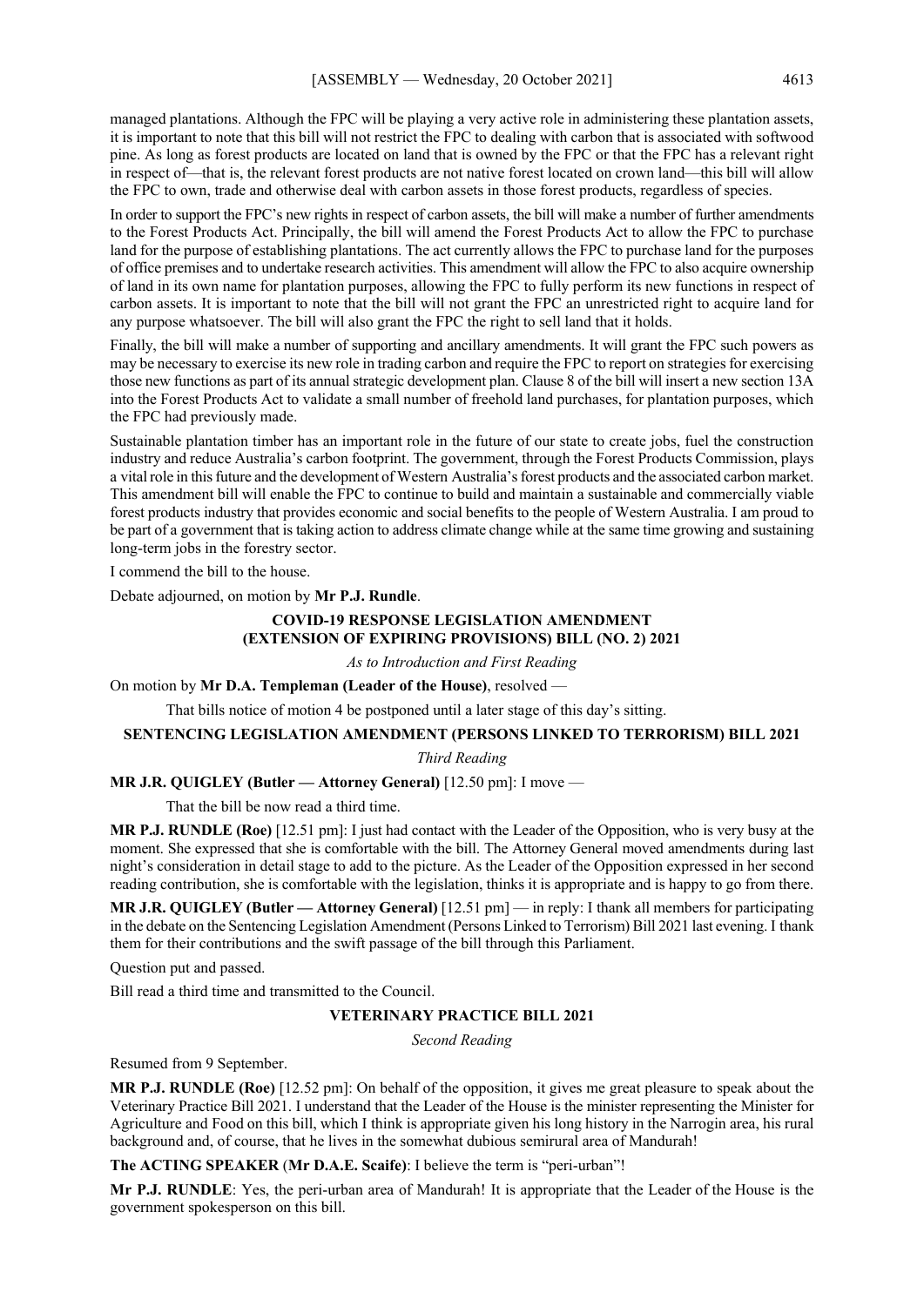managed plantations. Although the FPC will be playing a very active role in administering these plantation assets, it is important to note that this bill will not restrict the FPC to dealing with carbon that is associated with softwood pine. As long as forest products are located on land that is owned by the FPC or that the FPC has a relevant right in respect of—that is, the relevant forest products are not native forest located on crown land—this bill will allow the FPC to own, trade and otherwise deal with carbon assets in those forest products, regardless of species.

In order to support the FPC's new rights in respect of carbon assets, the bill will make a number of further amendments to the Forest Products Act. Principally, the bill will amend the Forest Products Act to allow the FPC to purchase land for the purpose of establishing plantations. The act currently allows the FPC to purchase land for the purposes of office premises and to undertake research activities. This amendment will allow the FPC to also acquire ownership of land in its own name for plantation purposes, allowing the FPC to fully perform its new functions in respect of carbon assets. It is important to note that the bill will not grant the FPC an unrestricted right to acquire land for any purpose whatsoever. The bill will also grant the FPC the right to sell land that it holds.

Finally, the bill will make a number of supporting and ancillary amendments. It will grant the FPC such powers as may be necessary to exercise its new role in trading carbon and require the FPC to report on strategies for exercising those new functions as part of its annual strategic development plan. Clause 8 of the bill will insert a new section 13A into the Forest Products Act to validate a small number of freehold land purchases, for plantation purposes, which the FPC had previously made.

Sustainable plantation timber has an important role in the future of our state to create jobs, fuel the construction industry and reduce Australia's carbon footprint. The government, through the Forest Products Commission, plays a vital role in this future and the development of Western Australia's forest products and the associated carbon market. This amendment bill will enable the FPC to continue to build and maintain a sustainable and commercially viable forest products industry that provides economic and social benefits to the people of Western Australia. I am proud to be part of a government that is taking action to address climate change while at the same time growing and sustaining long-term jobs in the forestry sector.

I commend the bill to the house.

Debate adjourned, on motion by **Mr P.J. Rundle**.

## COVID-19 RESPONSE LEGISLATION AMENDMENT (EXTENSION OF EXPIRING PROVISIONS) BILL (NO. 2) 2021

*As to Introduction and First Reading*

On motion by **Mr D.A. Templeman (Leader of the House)**, resolved —

That bills notice of motion 4 be postponed until a later stage of this day's sitting.

## SENTENCING LEGISLATION AMENDMENT (PERSONS LINKED TO TERRORISM) BILL 2021

*Third Reading*

**MR J.R. QUIGLEY (Butler — Attorney General)** [12.50 pm]: I move —

That the bill be now read a third time.

**MR P.J. RUNDLE (Roe)** [12.51 pm]: I just had contact with the Leader of the Opposition, who is very busy at the moment. She expressed that she is comfortable with the bill. The Attorney General moved amendments during last night's consideration in detail stage to add to the picture. As the Leader of the Opposition expressed in her second reading contribution, she is comfortable with the legislation, thinks it is appropriate and is happy to go from there.

**MR J.R. QUIGLEY (Butler — Attorney General)** [12.51 pm] — in reply: I thank all members for participating in the debate on the Sentencing Legislation Amendment (Persons Linked to Terrorism) Bill 2021 last evening. I thank them for their contributions and the swift passage of the bill through this Parliament.

Question put and passed.

Bill read a third time and transmitted to the Council.

## VETERINARY PRACTICE BILL 2021

*Second Reading*

Resumed from 9 September.

**MR P.J. RUNDLE (Roe)** [12.52 pm]: On behalf of the opposition, it gives me great pleasure to speak about the Veterinary Practice Bill 2021. I understand that the Leader of the House is the minister representing the Minister for Agriculture and Food on this bill, which I think is appropriate given his long history in the Narrogin area, his rural background and, of course, that he lives in the somewhat dubious semirural area of Mandurah!

**The ACTING SPEAKER (Mr D.A.E. Scaife)**: I believe the term is "peri-urban"!

**Mr P.J. RUNDLE**: Yes, the peri-urban area of Mandurah! It is appropriate that the Leader of the House is the government spokesperson on this bill.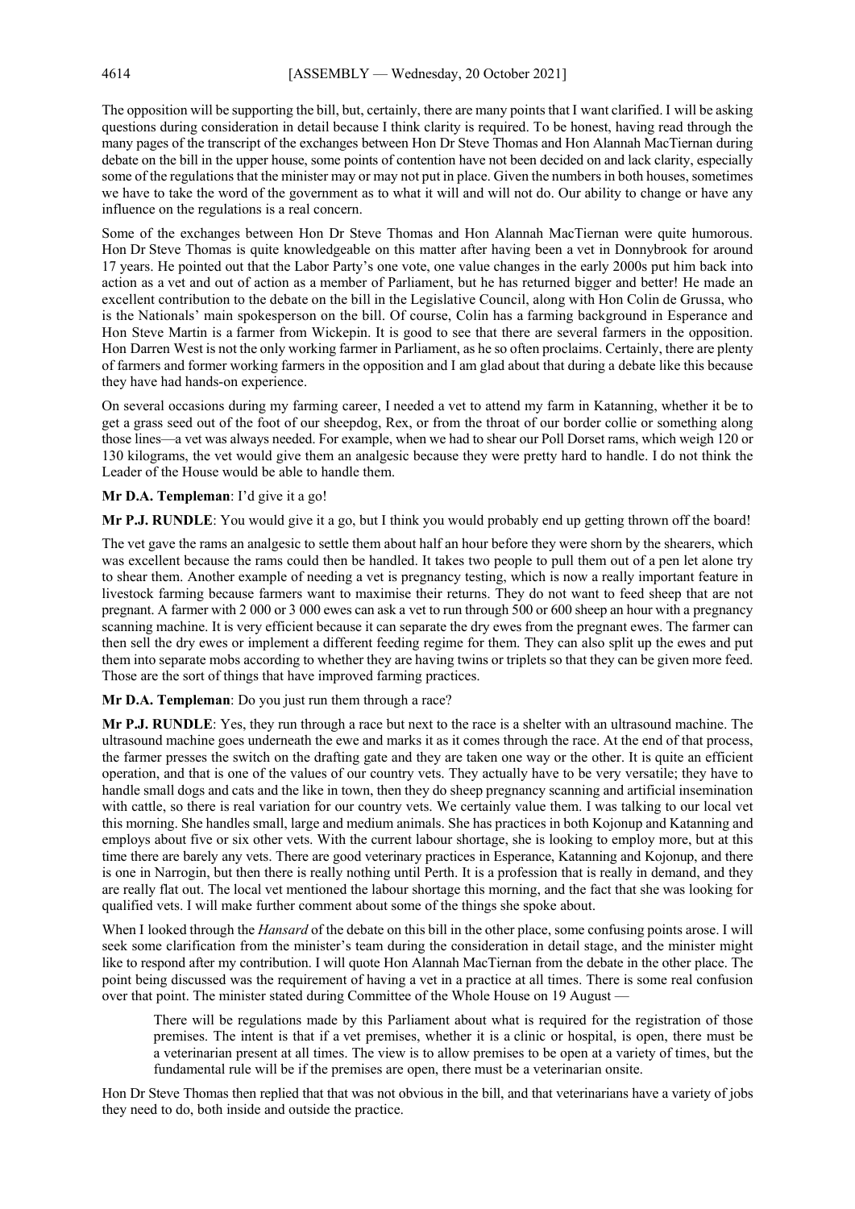The opposition will be supporting the bill, but, certainly, there are many points that I want clarified. I will be asking questions during consideration in detail because I think clarity is required. To be honest, having read through the many pages of the transcript of the exchanges between Hon Dr Steve Thomas and Hon Alannah MacTiernan during debate on the bill in the upper house, some points of contention have not been decided on and lack clarity, especially some of the regulations that the minister may or may not put in place. Given the numbers in both houses, sometimes we have to take the word of the government as to what it will and will not do. Our ability to change or have any influence on the regulations is a real concern.

Some of the exchanges between Hon Dr Steve Thomas and Hon Alannah MacTiernan were quite humorous. Hon Dr Steve Thomas is quite knowledgeable on this matter after having been a vet in Donnybrook for around 17 years. He pointed out that the Labor Party's one vote, one value changes in the early 2000s put him back into action as a vet and out of action as a member of Parliament, but he has returned bigger and better! He made an excellent contribution to the debate on the bill in the Legislative Council, along with Hon Colin de Grussa, who is the Nationals' main spokesperson on the bill. Of course, Colin has a farming background in Esperance and Hon Steve Martin is a farmer from Wickepin. It is good to see that there are several farmers in the opposition. Hon Darren West is not the only working farmer in Parliament, as he so often proclaims. Certainly, there are plenty of farmers and former working farmers in the opposition and I am glad about that during a debate like this because they have had hands-on experience.

On several occasions during my farming career, I needed a vet to attend my farm in Katanning, whether it be to get a grass seed out of the foot of our sheepdog, Rex, or from the throat of our border collie or something along those lines—a vet was always needed. For example, when we had to shear our Poll Dorset rams, which weigh 120 or 130 kilograms, the vet would give them an analgesic because they were pretty hard to handle. I do not think the Leader of the House would be able to handle them.

**Mr D.A. Templeman**: I'd give it a go!

**Mr P.J. RUNDLE**: You would give it a go, but I think you would probably end up getting thrown off the board!

The vet gave the rams an analgesic to settle them about half an hour before they were shorn by the shearers, which was excellent because the rams could then be handled. It takes two people to pull them out of a pen let alone try to shear them. Another example of needing a vet is pregnancy testing, which is now a really important feature in livestock farming because farmers want to maximise their returns. They do not want to feed sheep that are not pregnant. A farmer with 2 000 or 3 000 ewes can ask a vet to run through 500 or 600 sheep an hour with a pregnancy scanning machine. It is very efficient because it can separate the dry ewes from the pregnant ewes. The farmer can then sell the dry ewes or implement a different feeding regime for them. They can also split up the ewes and put them into separate mobs according to whether they are having twins or triplets so that they can be given more feed. Those are the sort of things that have improved farming practices.

**Mr D.A. Templeman**: Do you just run them through a race?

**Mr P.J. RUNDLE**: Yes, they run through a race but next to the race is a shelter with an ultrasound machine. The ultrasound machine goes underneath the ewe and marks it as it comes through the race. At the end of that process, the farmer presses the switch on the drafting gate and they are taken one way or the other. It is quite an efficient operation, and that is one of the values of our country vets. They actually have to be very versatile; they have to handle small dogs and cats and the like in town, then they do sheep pregnancy scanning and artificial insemination with cattle, so there is real variation for our country vets. We certainly value them. I was talking to our local vet this morning. She handles small, large and medium animals. She has practices in both Kojonup and Katanning and employs about five or six other vets. With the current labour shortage, she is looking to employ more, but at this time there are barely any vets. There are good veterinary practices in Esperance, Katanning and Kojonup, and there is one in Narrogin, but then there is really nothing until Perth. It is a profession that is really in demand, and they are really flat out. The local vet mentioned the labour shortage this morning, and the fact that she was looking for qualified vets. I will make further comment about some of the things she spoke about.

When I looked through the *Hansard* of the debate on this bill in the other place, some confusing points arose. I will seek some clarification from the minister's team during the consideration in detail stage, and the minister might like to respond after my contribution. I will quote Hon Alannah MacTiernan from the debate in the other place. The point being discussed was the requirement of having a vet in a practice at all times. There is some real confusion over that point. The minister stated during Committee of the Whole House on 19 August —

> There will be regulations made by this Parliament about what is required for the registration of those premises. The intent is that if a vet premises, whether it is a clinic or hospital, is open, there must be a veterinarian present at all times. The view is to allow premises to be open at a variety of times, but the fundamental rule will be if the premises are open, there must be a veterinarian onsite.

Hon Dr Steve Thomas then replied that that was not obvious in the bill, and that veterinarians have a variety of jobs they need to do, both inside and outside the practice.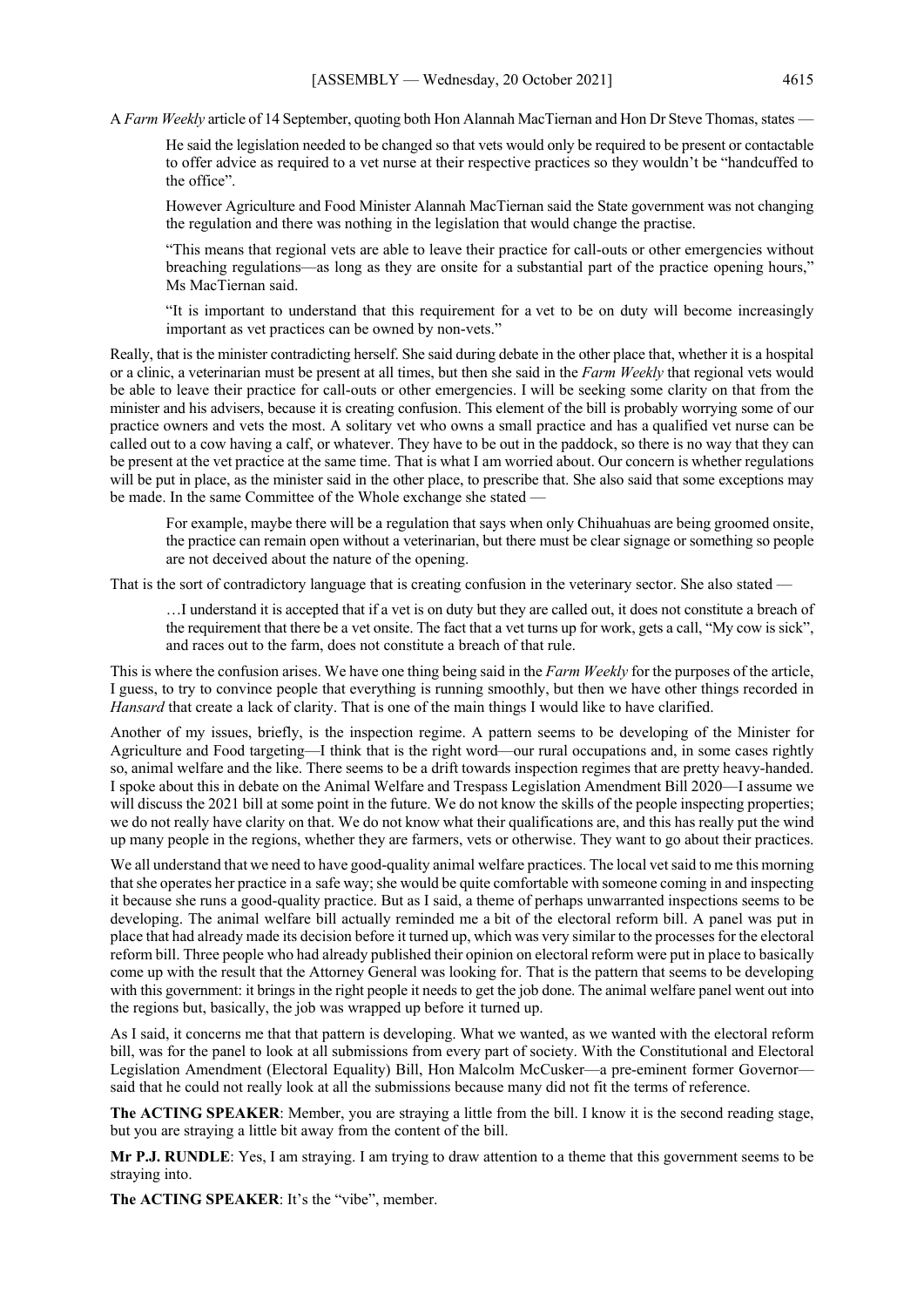A *Farm Weekly* article of 14 September, quoting both Hon Alannah MacTiernan and Hon Dr Steve Thomas, states —

> He said the legislation needed to be changed so that vets would only be required to be present or contactable to offer advice as required to a vet nurse at their respective practices so they wouldn't be "handcuffed to the office".
>
> However Agriculture and Food Minister Alannah MacTiernan said the State government was not changing the regulation and there was nothing in the legislation that would change the practise.
>
> "This means that regional vets are able to leave their practice for call-outs or other emergencies without breaching regulations—as long as they are onsite for a substantial part of the practice opening hours," Ms MacTiernan said.
>
> "It is important to understand that this requirement for a vet to be on duty will become increasingly important as vet practices can be owned by non-vets."

Really, that is the minister contradicting herself. She said during debate in the other place that, whether it is a hospital or a clinic, a veterinarian must be present at all times, but then she said in the *Farm Weekly* that regional vets would be able to leave their practice for call-outs or other emergencies. I will be seeking some clarity on that from the minister and his advisers, because it is creating confusion. This element of the bill is probably worrying some of our practice owners and vets the most. A solitary vet who owns a small practice and has a qualified vet nurse can be called out to a cow having a calf, or whatever. They have to be out in the paddock, so there is no way that they can be present at the vet practice at the same time. That is what I am worried about. Our concern is whether regulations will be put in place, as the minister said in the other place, to prescribe that. She also said that some exceptions may be made. In the same Committee of the Whole exchange she stated —

> For example, maybe there will be a regulation that says when only Chihuahuas are being groomed onsite, the practice can remain open without a veterinarian, but there must be clear signage or something so people are not deceived about the nature of the opening.

That is the sort of contradictory language that is creating confusion in the veterinary sector. She also stated —

> …I understand it is accepted that if a vet is on duty but they are called out, it does not constitute a breach of the requirement that there be a vet onsite. The fact that a vet turns up for work, gets a call, "My cow is sick", and races out to the farm, does not constitute a breach of that rule.

This is where the confusion arises. We have one thing being said in the *Farm Weekly* for the purposes of the article, I guess, to try to convince people that everything is running smoothly, but then we have other things recorded in *Hansard* that create a lack of clarity. That is one of the main things I would like to have clarified.

Another of my issues, briefly, is the inspection regime. A pattern seems to be developing of the Minister for Agriculture and Food targeting—I think that is the right word—our rural occupations and, in some cases rightly so, animal welfare and the like. There seems to be a drift towards inspection regimes that are pretty heavy-handed. I spoke about this in debate on the Animal Welfare and Trespass Legislation Amendment Bill 2020—I assume we will discuss the 2021 bill at some point in the future. We do not know the skills of the people inspecting properties; we do not really have clarity on that. We do not know what their qualifications are, and this has really put the wind up many people in the regions, whether they are farmers, vets or otherwise. They want to go about their practices.

We all understand that we need to have good-quality animal welfare practices. The local vet said to me this morning that she operates her practice in a safe way; she would be quite comfortable with someone coming in and inspecting it because she runs a good-quality practice. But as I said, a theme of perhaps unwarranted inspections seems to be developing. The animal welfare bill actually reminded me a bit of the electoral reform bill. A panel was put in place that had already made its decision before it turned up, which was very similar to the processes for the electoral reform bill. Three people who had already published their opinion on electoral reform were put in place to basically come up with the result that the Attorney General was looking for. That is the pattern that seems to be developing with this government: it brings in the right people it needs to get the job done. The animal welfare panel went out into the regions but, basically, the job was wrapped up before it turned up.

As I said, it concerns me that that pattern is developing. What we wanted, as we wanted with the electoral reform bill, was for the panel to look at all submissions from every part of society. With the Constitutional and Electoral Legislation Amendment (Electoral Equality) Bill, Hon Malcolm McCusker—a pre-eminent former Governor—said that he could not really look at all the submissions because many did not fit the terms of reference.

**The ACTING SPEAKER**: Member, you are straying a little from the bill. I know it is the second reading stage, but you are straying a little bit away from the content of the bill.

**Mr P.J. RUNDLE**: Yes, I am straying. I am trying to draw attention to a theme that this government seems to be straying into.

**The ACTING SPEAKER**: It's the "vibe", member.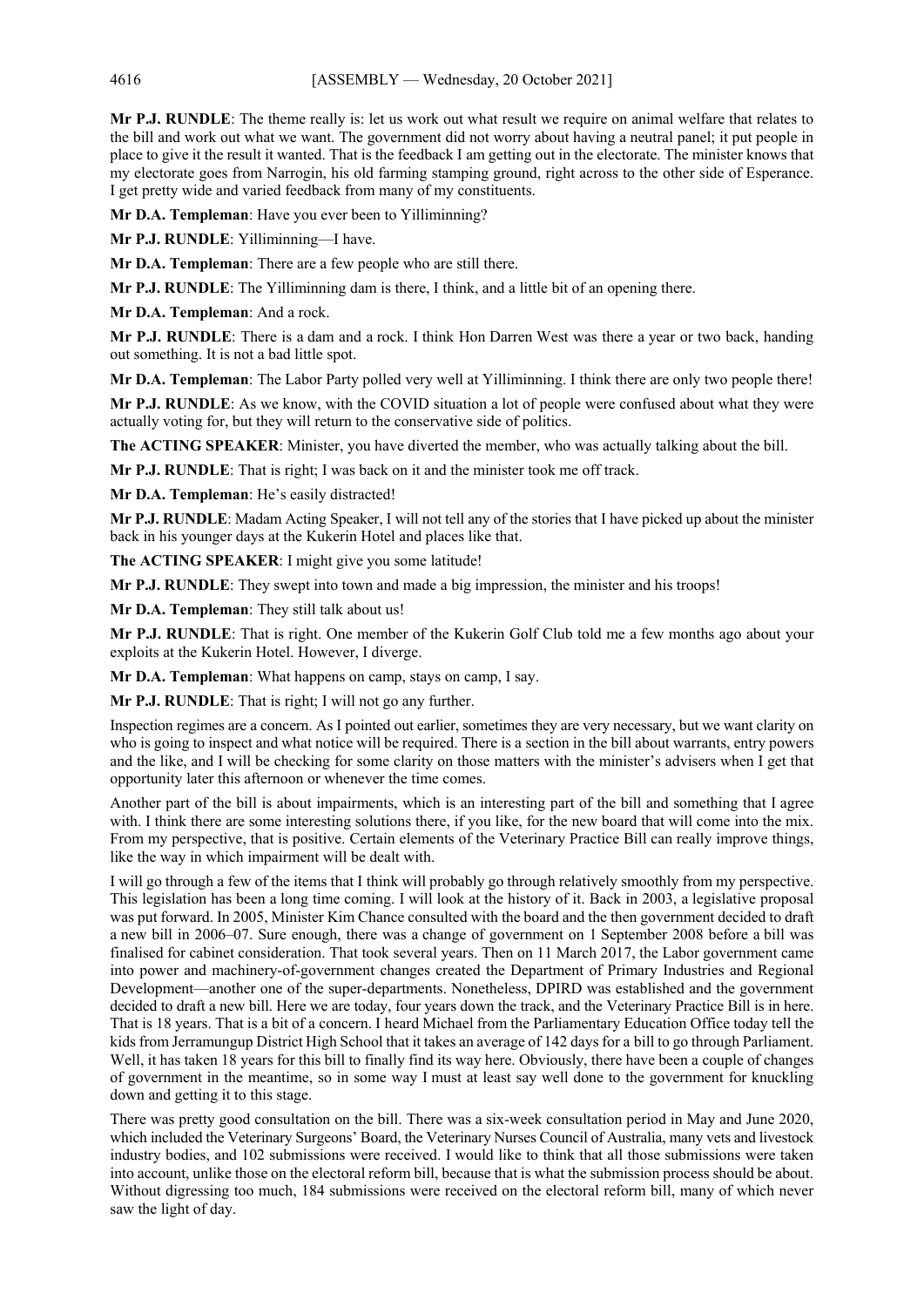**Mr P.J. RUNDLE**: The theme really is: let us work out what result we require on animal welfare that relates to the bill and work out what we want. The government did not worry about having a neutral panel; it put people in place to give it the result it wanted. That is the feedback I am getting out in the electorate. The minister knows that my electorate goes from Narrogin, his old farming stamping ground, right across to the other side of Esperance. I get pretty wide and varied feedback from many of my constituents.

**Mr D.A. Templeman**: Have you ever been to Yilliminning?

**Mr P.J. RUNDLE**: Yilliminning—I have.

**Mr D.A. Templeman**: There are a few people who are still there.

**Mr P.J. RUNDLE**: The Yilliminning dam is there, I think, and a little bit of an opening there.

**Mr D.A. Templeman**: And a rock.

**Mr P.J. RUNDLE**: There is a dam and a rock. I think Hon Darren West was there a year or two back, handing out something. It is not a bad little spot.

**Mr D.A. Templeman**: The Labor Party polled very well at Yilliminning. I think there are only two people there!

**Mr P.J. RUNDLE**: As we know, with the COVID situation a lot of people were confused about what they were actually voting for, but they will return to the conservative side of politics.

**The ACTING SPEAKER**: Minister, you have diverted the member, who was actually talking about the bill.

**Mr P.J. RUNDLE**: That is right; I was back on it and the minister took me off track.

**Mr D.A. Templeman**: He's easily distracted!

**Mr P.J. RUNDLE**: Madam Acting Speaker, I will not tell any of the stories that I have picked up about the minister back in his younger days at the Kukerin Hotel and places like that.

**The ACTING SPEAKER**: I might give you some latitude!

**Mr P.J. RUNDLE**: They swept into town and made a big impression, the minister and his troops!

**Mr D.A. Templeman**: They still talk about us!

**Mr P.J. RUNDLE**: That is right. One member of the Kukerin Golf Club told me a few months ago about your exploits at the Kukerin Hotel. However, I diverge.

**Mr D.A. Templeman**: What happens on camp, stays on camp, I say.

**Mr P.J. RUNDLE**: That is right; I will not go any further.

Inspection regimes are a concern. As I pointed out earlier, sometimes they are very necessary, but we want clarity on who is going to inspect and what notice will be required. There is a section in the bill about warrants, entry powers and the like, and I will be checking for some clarity on those matters with the minister's advisers when I get that opportunity later this afternoon or whenever the time comes.

Another part of the bill is about impairments, which is an interesting part of the bill and something that I agree with. I think there are some interesting solutions there, if you like, for the new board that will come into the mix. From my perspective, that is positive. Certain elements of the Veterinary Practice Bill can really improve things, like the way in which impairment will be dealt with.

I will go through a few of the items that I think will probably go through relatively smoothly from my perspective. This legislation has been a long time coming. I will look at the history of it. Back in 2003, a legislative proposal was put forward. In 2005, Minister Kim Chance consulted with the board and the then government decided to draft a new bill in 2006–07. Sure enough, there was a change of government on 1 September 2008 before a bill was finalised for cabinet consideration. That took several years. Then on 11 March 2017, the Labor government came into power and machinery-of-government changes created the Department of Primary Industries and Regional Development—another one of the super-departments. Nonetheless, DPIRD was established and the government decided to draft a new bill. Here we are today, four years down the track, and the Veterinary Practice Bill is in here. That is 18 years. That is a bit of a concern. I heard Michael from the Parliamentary Education Office today tell the kids from Jerramungup District High School that it takes an average of 142 days for a bill to go through Parliament. Well, it has taken 18 years for this bill to finally find its way here. Obviously, there have been a couple of changes of government in the meantime, so in some way I must at least say well done to the government for knuckling down and getting it to this stage.

There was pretty good consultation on the bill. There was a six-week consultation period in May and June 2020, which included the Veterinary Surgeons' Board, the Veterinary Nurses Council of Australia, many vets and livestock industry bodies, and 102 submissions were received. I would like to think that all those submissions were taken into account, unlike those on the electoral reform bill, because that is what the submission process should be about. Without digressing too much, 184 submissions were received on the electoral reform bill, many of which never saw the light of day.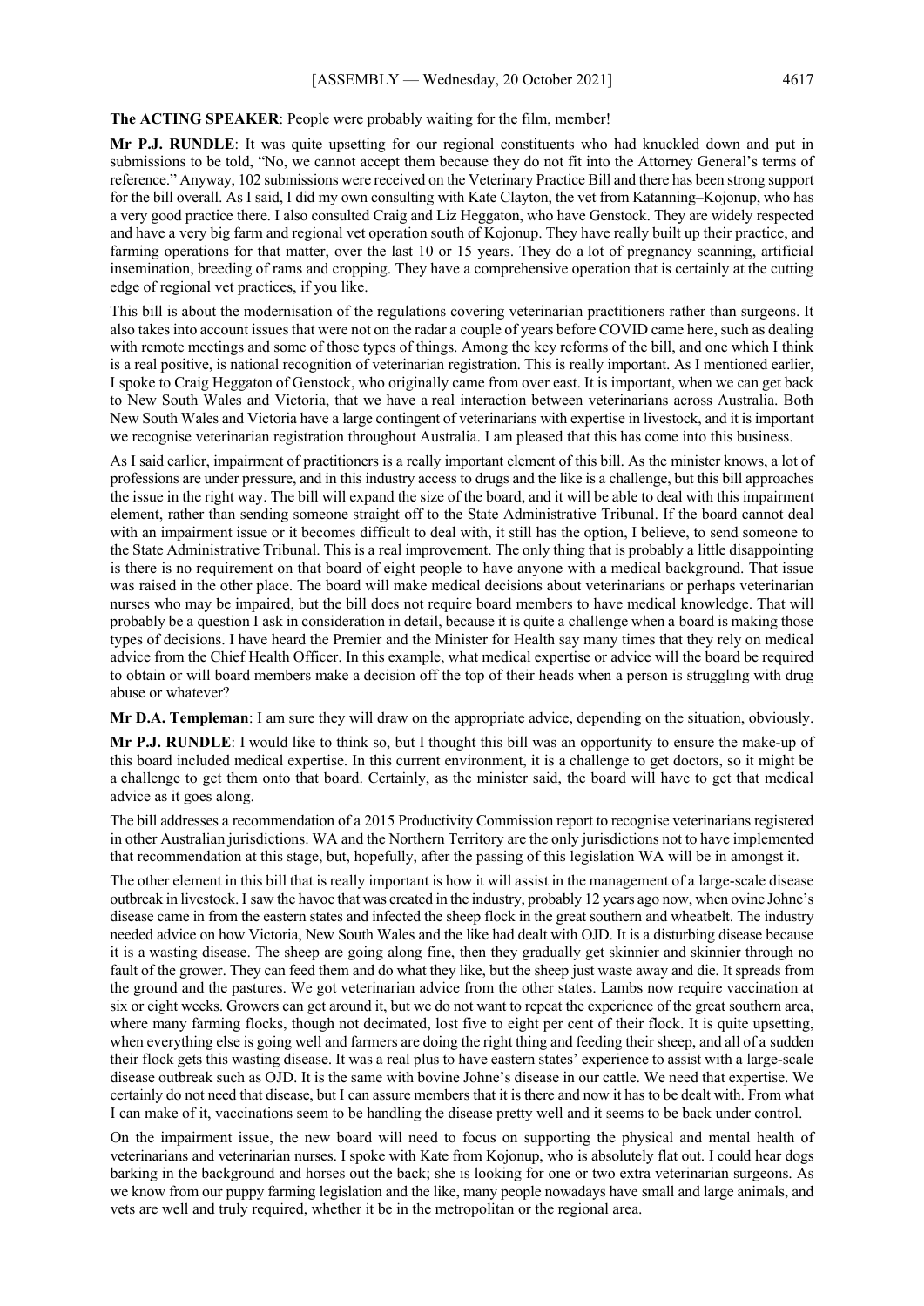**The ACTING SPEAKER**: People were probably waiting for the film, member!

**Mr P.J. RUNDLE**: It was quite upsetting for our regional constituents who had knuckled down and put in submissions to be told, "No, we cannot accept them because they do not fit into the Attorney General's terms of reference." Anyway, 102 submissions were received on the Veterinary Practice Bill and there has been strong support for the bill overall. As I said, I did my own consulting with Kate Clayton, the vet from Katanning–Kojonup, who has a very good practice there. I also consulted Craig and Liz Heggaton, who have Genstock. They are widely respected and have a very big farm and regional vet operation south of Kojonup. They have really built up their practice, and farming operations for that matter, over the last 10 or 15 years. They do a lot of pregnancy scanning, artificial insemination, breeding of rams and cropping. They have a comprehensive operation that is certainly at the cutting edge of regional vet practices, if you like.

This bill is about the modernisation of the regulations covering veterinarian practitioners rather than surgeons. It also takes into account issues that were not on the radar a couple of years before COVID came here, such as dealing with remote meetings and some of those types of things. Among the key reforms of the bill, and one which I think is a real positive, is national recognition of veterinarian registration. This is really important. As I mentioned earlier, I spoke to Craig Heggaton of Genstock, who originally came from over east. It is important, when we can get back to New South Wales and Victoria, that we have a real interaction between veterinarians across Australia. Both New South Wales and Victoria have a large contingent of veterinarians with expertise in livestock, and it is important we recognise veterinarian registration throughout Australia. I am pleased that this has come into this business.

As I said earlier, impairment of practitioners is a really important element of this bill. As the minister knows, a lot of professions are under pressure, and in this industry access to drugs and the like is a challenge, but this bill approaches the issue in the right way. The bill will expand the size of the board, and it will be able to deal with this impairment element, rather than sending someone straight off to the State Administrative Tribunal. If the board cannot deal with an impairment issue or it becomes difficult to deal with, it still has the option, I believe, to send someone to the State Administrative Tribunal. This is a real improvement. The only thing that is probably a little disappointing is there is no requirement on that board of eight people to have anyone with a medical background. That issue was raised in the other place. The board will make medical decisions about veterinarians or perhaps veterinarian nurses who may be impaired, but the bill does not require board members to have medical knowledge. That will probably be a question I ask in consideration in detail, because it is quite a challenge when a board is making those types of decisions. I have heard the Premier and the Minister for Health say many times that they rely on medical advice from the Chief Health Officer. In this example, what medical expertise or advice will the board be required to obtain or will board members make a decision off the top of their heads when a person is struggling with drug abuse or whatever?

**Mr D.A. Templeman**: I am sure they will draw on the appropriate advice, depending on the situation, obviously.

**Mr P.J. RUNDLE**: I would like to think so, but I thought this bill was an opportunity to ensure the make-up of this board included medical expertise. In this current environment, it is a challenge to get doctors, so it might be a challenge to get them onto that board. Certainly, as the minister said, the board will have to get that medical advice as it goes along.

The bill addresses a recommendation of a 2015 Productivity Commission report to recognise veterinarians registered in other Australian jurisdictions. WA and the Northern Territory are the only jurisdictions not to have implemented that recommendation at this stage, but, hopefully, after the passing of this legislation WA will be in amongst it.

The other element in this bill that is really important is how it will assist in the management of a large-scale disease outbreak in livestock. I saw the havoc that was created in the industry, probably 12 years ago now, when ovine Johne's disease came in from the eastern states and infected the sheep flock in the great southern and wheatbelt. The industry needed advice on how Victoria, New South Wales and the like had dealt with OJD. It is a disturbing disease because it is a wasting disease. The sheep are going along fine, then they gradually get skinnier and skinnier through no fault of the grower. They can feed them and do what they like, but the sheep just waste away and die. It spreads from the ground and the pastures. We got veterinarian advice from the other states. Lambs now require vaccination at six or eight weeks. Growers can get around it, but we do not want to repeat the experience of the great southern area, where many farming flocks, though not decimated, lost five to eight per cent of their flock. It is quite upsetting, when everything else is going well and farmers are doing the right thing and feeding their sheep, and all of a sudden their flock gets this wasting disease. It was a real plus to have eastern states' experience to assist with a large-scale disease outbreak such as OJD. It is the same with bovine Johne's disease in our cattle. We need that expertise. We certainly do not need that disease, but I can assure members that it is there and now it has to be dealt with. From what I can make of it, vaccinations seem to be handling the disease pretty well and it seems to be back under control.

On the impairment issue, the new board will need to focus on supporting the physical and mental health of veterinarians and veterinarian nurses. I spoke with Kate from Kojonup, who is absolutely flat out. I could hear dogs barking in the background and horses out the back; she is looking for one or two extra veterinarian surgeons. As we know from our puppy farming legislation and the like, many people nowadays have small and large animals, and vets are well and truly required, whether it be in the metropolitan or the regional area.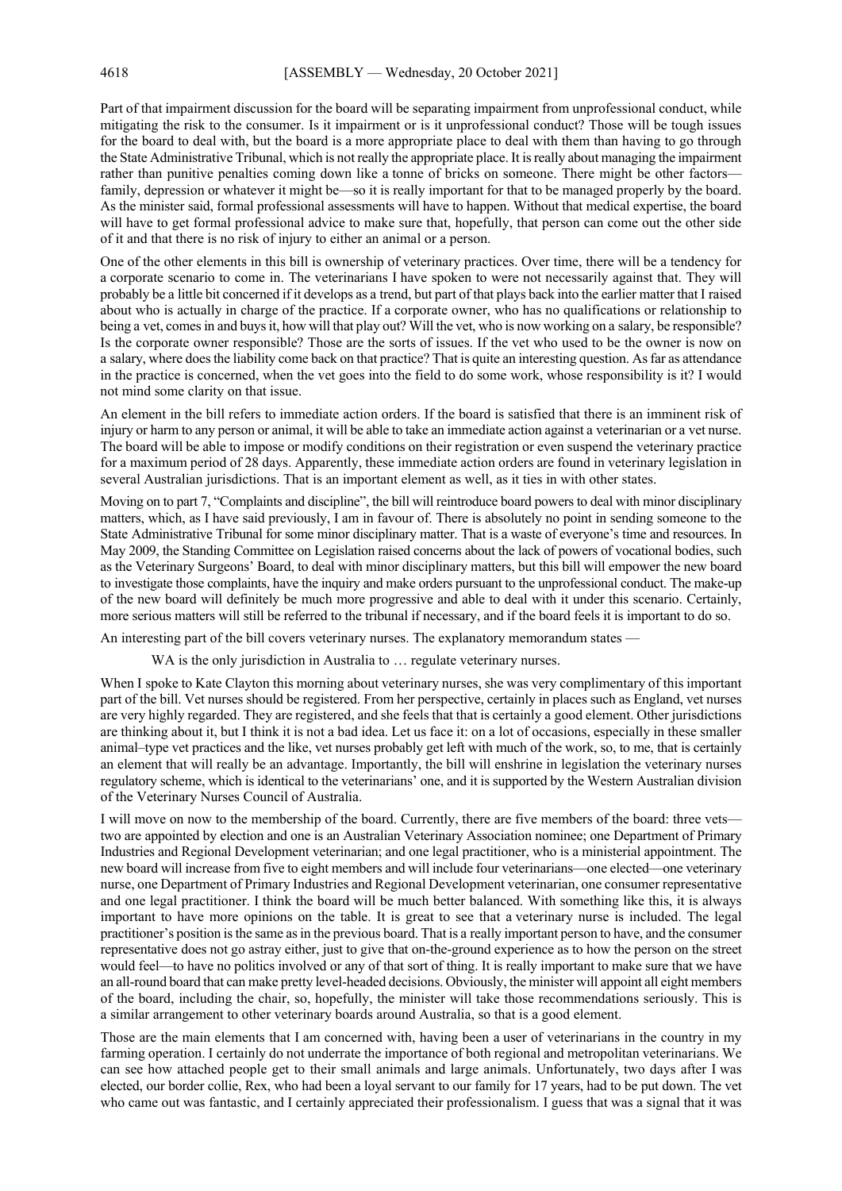Part of that impairment discussion for the board will be separating impairment from unprofessional conduct, while mitigating the risk to the consumer. Is it impairment or is it unprofessional conduct? Those will be tough issues for the board to deal with, but the board is a more appropriate place to deal with them than having to go through the State Administrative Tribunal, which is not really the appropriate place. It is really about managing the impairment rather than punitive penalties coming down like a tonne of bricks on someone. There might be other factors—family, depression or whatever it might be—so it is really important for that to be managed properly by the board. As the minister said, formal professional assessments will have to happen. Without that medical expertise, the board will have to get formal professional advice to make sure that, hopefully, that person can come out the other side of it and that there is no risk of injury to either an animal or a person.

One of the other elements in this bill is ownership of veterinary practices. Over time, there will be a tendency for a corporate scenario to come in. The veterinarians I have spoken to were not necessarily against that. They will probably be a little bit concerned if it develops as a trend, but part of that plays back into the earlier matter that I raised about who is actually in charge of the practice. If a corporate owner, who has no qualifications or relationship to being a vet, comes in and buys it, how will that play out? Will the vet, who is now working on a salary, be responsible? Is the corporate owner responsible? Those are the sorts of issues. If the vet who used to be the owner is now on a salary, where does the liability come back on that practice? That is quite an interesting question. As far as attendance in the practice is concerned, when the vet goes into the field to do some work, whose responsibility is it? I would not mind some clarity on that issue.

An element in the bill refers to immediate action orders. If the board is satisfied that there is an imminent risk of injury or harm to any person or animal, it will be able to take an immediate action against a veterinarian or a vet nurse. The board will be able to impose or modify conditions on their registration or even suspend the veterinary practice for a maximum period of 28 days. Apparently, these immediate action orders are found in veterinary legislation in several Australian jurisdictions. That is an important element as well, as it ties in with other states.

Moving on to part 7, "Complaints and discipline", the bill will reintroduce board powers to deal with minor disciplinary matters, which, as I have said previously, I am in favour of. There is absolutely no point in sending someone to the State Administrative Tribunal for some minor disciplinary matter. That is a waste of everyone's time and resources. In May 2009, the Standing Committee on Legislation raised concerns about the lack of powers of vocational bodies, such as the Veterinary Surgeons' Board, to deal with minor disciplinary matters, but this bill will empower the new board to investigate those complaints, have the inquiry and make orders pursuant to the unprofessional conduct. The make-up of the new board will definitely be much more progressive and able to deal with it under this scenario. Certainly, more serious matters will still be referred to the tribunal if necessary, and if the board feels it is important to do so.

An interesting part of the bill covers veterinary nurses. The explanatory memorandum states —

> WA is the only jurisdiction in Australia to … regulate veterinary nurses.

When I spoke to Kate Clayton this morning about veterinary nurses, she was very complimentary of this important part of the bill. Vet nurses should be registered. From her perspective, certainly in places such as England, vet nurses are very highly regarded. They are registered, and she feels that that is certainly a good element. Other jurisdictions are thinking about it, but I think it is not a bad idea. Let us face it: on a lot of occasions, especially in these smaller animal–type vet practices and the like, vet nurses probably get left with much of the work, so, to me, that is certainly an element that will really be an advantage. Importantly, the bill will enshrine in legislation the veterinary nurses regulatory scheme, which is identical to the veterinarians' one, and it is supported by the Western Australian division of the Veterinary Nurses Council of Australia.

I will move on now to the membership of the board. Currently, there are five members of the board: three vets—two are appointed by election and one is an Australian Veterinary Association nominee; one Department of Primary Industries and Regional Development veterinarian; and one legal practitioner, who is a ministerial appointment. The new board will increase from five to eight members and will include four veterinarians—one elected—one veterinary nurse, one Department of Primary Industries and Regional Development veterinarian, one consumer representative and one legal practitioner. I think the board will be much better balanced. With something like this, it is always important to have more opinions on the table. It is great to see that a veterinary nurse is included. The legal practitioner's position is the same as in the previous board. That is a really important person to have, and the consumer representative does not go astray either, just to give that on-the-ground experience as to how the person on the street would feel—to have no politics involved or any of that sort of thing. It is really important to make sure that we have an all-round board that can make pretty level-headed decisions. Obviously, the minister will appoint all eight members of the board, including the chair, so, hopefully, the minister will take those recommendations seriously. This is a similar arrangement to other veterinary boards around Australia, so that is a good element.

Those are the main elements that I am concerned with, having been a user of veterinarians in the country in my farming operation. I certainly do not underrate the importance of both regional and metropolitan veterinarians. We can see how attached people get to their small animals and large animals. Unfortunately, two days after I was elected, our border collie, Rex, who had been a loyal servant to our family for 17 years, had to be put down. The vet who came out was fantastic, and I certainly appreciated their professionalism. I guess that was a signal that it was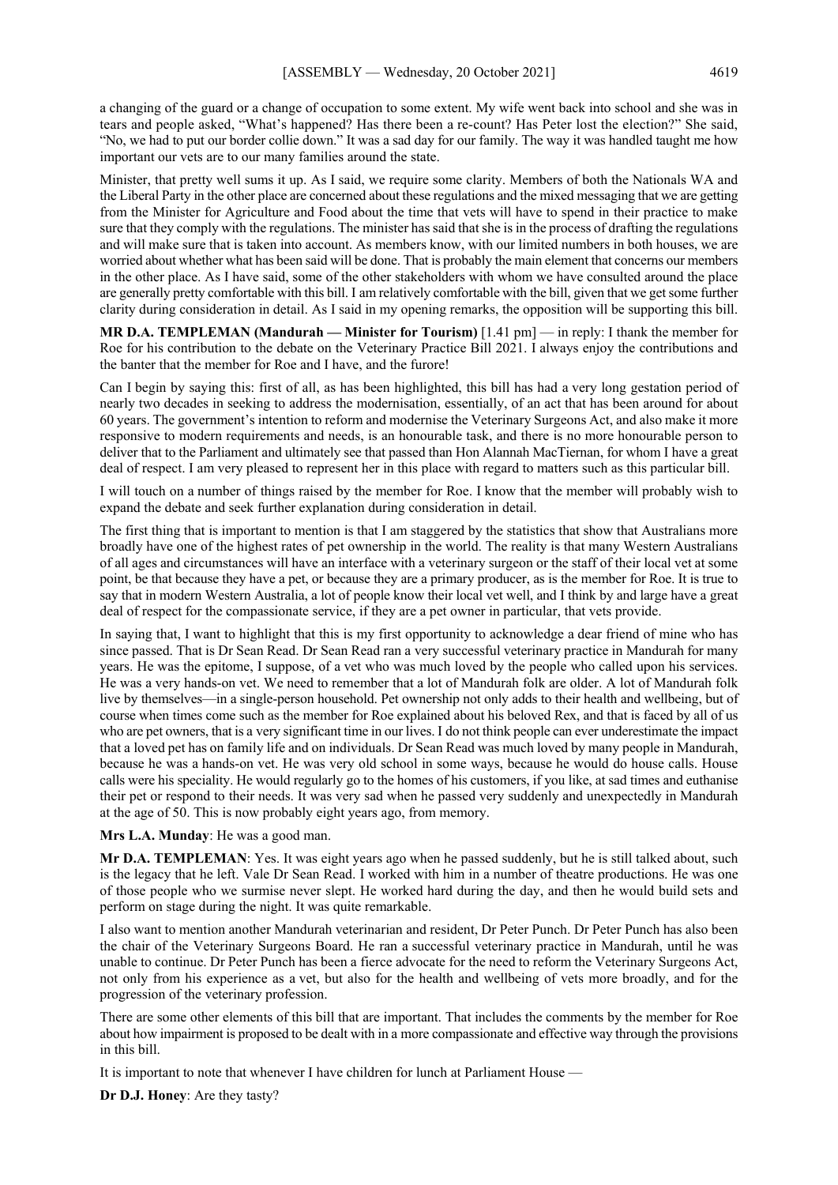a changing of the guard or a change of occupation to some extent. My wife went back into school and she was in tears and people asked, "What's happened? Has there been a re-count? Has Peter lost the election?" She said, "No, we had to put our border collie down." It was a sad day for our family. The way it was handled taught me how important our vets are to our many families around the state.

Minister, that pretty well sums it up. As I said, we require some clarity. Members of both the Nationals WA and the Liberal Party in the other place are concerned about these regulations and the mixed messaging that we are getting from the Minister for Agriculture and Food about the time that vets will have to spend in their practice to make sure that they comply with the regulations. The minister has said that she is in the process of drafting the regulations and will make sure that is taken into account. As members know, with our limited numbers in both houses, we are worried about whether what has been said will be done. That is probably the main element that concerns our members in the other place. As I have said, some of the other stakeholders with whom we have consulted around the place are generally pretty comfortable with this bill. I am relatively comfortable with the bill, given that we get some further clarity during consideration in detail. As I said in my opening remarks, the opposition will be supporting this bill.

**MR D.A. TEMPLEMAN (Mandurah — Minister for Tourism)** [1.41 pm] — in reply: I thank the member for Roe for his contribution to the debate on the Veterinary Practice Bill 2021. I always enjoy the contributions and the banter that the member for Roe and I have, and the furore!

Can I begin by saying this: first of all, as has been highlighted, this bill has had a very long gestation period of nearly two decades in seeking to address the modernisation, essentially, of an act that has been around for about 60 years. The government's intention to reform and modernise the Veterinary Surgeons Act, and also make it more responsive to modern requirements and needs, is an honourable task, and there is no more honourable person to deliver that to the Parliament and ultimately see that passed than Hon Alannah MacTiernan, for whom I have a great deal of respect. I am very pleased to represent her in this place with regard to matters such as this particular bill.

I will touch on a number of things raised by the member for Roe. I know that the member will probably wish to expand the debate and seek further explanation during consideration in detail.

The first thing that is important to mention is that I am staggered by the statistics that show that Australians more broadly have one of the highest rates of pet ownership in the world. The reality is that many Western Australians of all ages and circumstances will have an interface with a veterinary surgeon or the staff of their local vet at some point, be that because they have a pet, or because they are a primary producer, as is the member for Roe. It is true to say that in modern Western Australia, a lot of people know their local vet well, and I think by and large have a great deal of respect for the compassionate service, if they are a pet owner in particular, that vets provide.

In saying that, I want to highlight that this is my first opportunity to acknowledge a dear friend of mine who has since passed. That is Dr Sean Read. Dr Sean Read ran a very successful veterinary practice in Mandurah for many years. He was the epitome, I suppose, of a vet who was much loved by the people who called upon his services. He was a very hands-on vet. We need to remember that a lot of Mandurah folk are older. A lot of Mandurah folk live by themselves—in a single-person household. Pet ownership not only adds to their health and wellbeing, but of course when times come such as the member for Roe explained about his beloved Rex, and that is faced by all of us who are pet owners, that is a very significant time in our lives. I do not think people can ever underestimate the impact that a loved pet has on family life and on individuals. Dr Sean Read was much loved by many people in Mandurah, because he was a hands-on vet. He was very old school in some ways, because he would do house calls. House calls were his speciality. He would regularly go to the homes of his customers, if you like, at sad times and euthanise their pet or respond to their needs. It was very sad when he passed very suddenly and unexpectedly in Mandurah at the age of 50. This is now probably eight years ago, from memory.

**Mrs L.A. Munday**: He was a good man.

**Mr D.A. TEMPLEMAN**: Yes. It was eight years ago when he passed suddenly, but he is still talked about, such is the legacy that he left. Vale Dr Sean Read. I worked with him in a number of theatre productions. He was one of those people who we surmise never slept. He worked hard during the day, and then he would build sets and perform on stage during the night. It was quite remarkable.

I also want to mention another Mandurah veterinarian and resident, Dr Peter Punch. Dr Peter Punch has also been the chair of the Veterinary Surgeons Board. He ran a successful veterinary practice in Mandurah, until he was unable to continue. Dr Peter Punch has been a fierce advocate for the need to reform the Veterinary Surgeons Act, not only from his experience as a vet, but also for the health and wellbeing of vets more broadly, and for the progression of the veterinary profession.

There are some other elements of this bill that are important. That includes the comments by the member for Roe about how impairment is proposed to be dealt with in a more compassionate and effective way through the provisions in this bill.

It is important to note that whenever I have children for lunch at Parliament House —

**Dr D.J. Honey**: Are they tasty?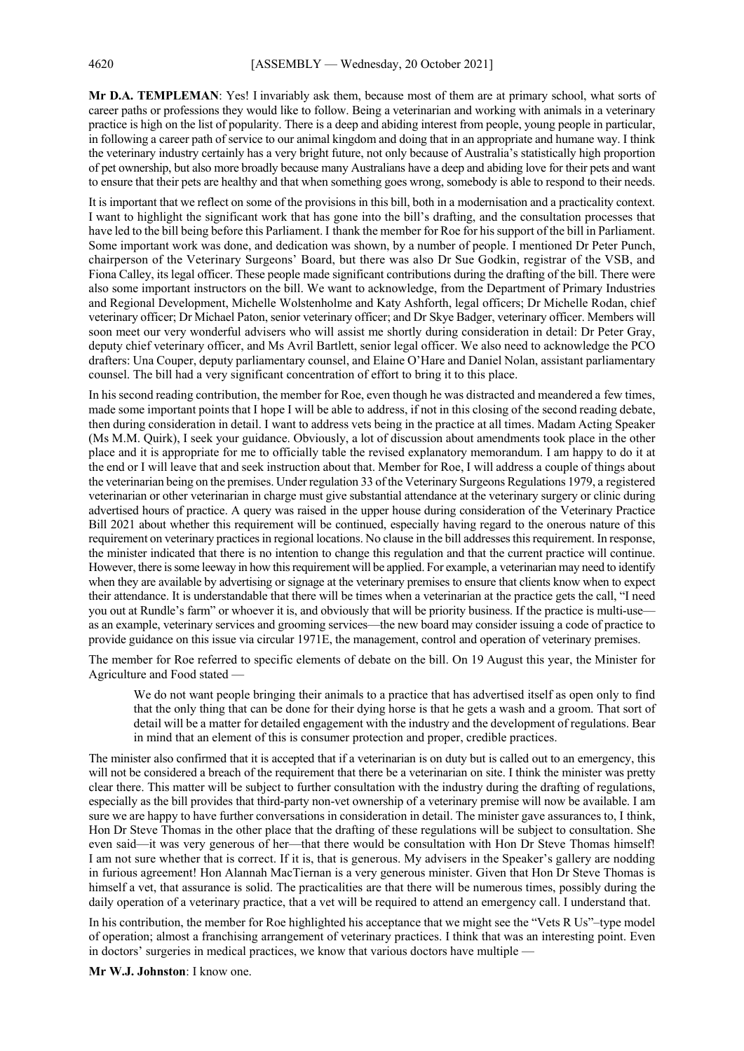**Mr D.A. TEMPLEMAN**: Yes! I invariably ask them, because most of them are at primary school, what sorts of career paths or professions they would like to follow. Being a veterinarian and working with animals in a veterinary practice is high on the list of popularity. There is a deep and abiding interest from people, young people in particular, in following a career path of service to our animal kingdom and doing that in an appropriate and humane way. I think the veterinary industry certainly has a very bright future, not only because of Australia's statistically high proportion of pet ownership, but also more broadly because many Australians have a deep and abiding love for their pets and want to ensure that their pets are healthy and that when something goes wrong, somebody is able to respond to their needs.

It is important that we reflect on some of the provisions in this bill, both in a modernisation and a practicality context. I want to highlight the significant work that has gone into the bill's drafting, and the consultation processes that have led to the bill being before this Parliament. I thank the member for Roe for his support of the bill in Parliament. Some important work was done, and dedication was shown, by a number of people. I mentioned Dr Peter Punch, chairperson of the Veterinary Surgeons' Board, but there was also Dr Sue Godkin, registrar of the VSB, and Fiona Calley, its legal officer. These people made significant contributions during the drafting of the bill. There were also some important instructors on the bill. We want to acknowledge, from the Department of Primary Industries and Regional Development, Michelle Wolstenholme and Katy Ashforth, legal officers; Dr Michelle Rodan, chief veterinary officer; Dr Michael Paton, senior veterinary officer; and Dr Skye Badger, veterinary officer. Members will soon meet our very wonderful advisers who will assist me shortly during consideration in detail: Dr Peter Gray, deputy chief veterinary officer, and Ms Avril Bartlett, senior legal officer. We also need to acknowledge the PCO drafters: Una Couper, deputy parliamentary counsel, and Elaine O'Hare and Daniel Nolan, assistant parliamentary counsel. The bill had a very significant concentration of effort to bring it to this place.

In his second reading contribution, the member for Roe, even though he was distracted and meandered a few times, made some important points that I hope I will be able to address, if not in this closing of the second reading debate, then during consideration in detail. I want to address vets being in the practice at all times. Madam Acting Speaker (Ms M.M. Quirk), I seek your guidance. Obviously, a lot of discussion about amendments took place in the other place and it is appropriate for me to officially table the revised explanatory memorandum. I am happy to do it at the end or I will leave that and seek instruction about that. Member for Roe, I will address a couple of things about the veterinarian being on the premises. Under regulation 33 of the Veterinary Surgeons Regulations 1979, a registered veterinarian or other veterinarian in charge must give substantial attendance at the veterinary surgery or clinic during advertised hours of practice. A query was raised in the upper house during consideration of the Veterinary Practice Bill 2021 about whether this requirement will be continued, especially having regard to the onerous nature of this requirement on veterinary practices in regional locations. No clause in the bill addresses this requirement. In response, the minister indicated that there is no intention to change this regulation and that the current practice will continue. However, there is some leeway in how this requirement will be applied. For example, a veterinarian may need to identify when they are available by advertising or signage at the veterinary premises to ensure that clients know when to expect their attendance. It is understandable that there will be times when a veterinarian at the practice gets the call, "I need you out at Rundle's farm" or whoever it is, and obviously that will be priority business. If the practice is multi-use—as an example, veterinary services and grooming services—the new board may consider issuing a code of practice to provide guidance on this issue via circular 1971E, the management, control and operation of veterinary premises.

The member for Roe referred to specific elements of debate on the bill. On 19 August this year, the Minister for Agriculture and Food stated —

> We do not want people bringing their animals to a practice that has advertised itself as open only to find that the only thing that can be done for their dying horse is that he gets a wash and a groom. That sort of detail will be a matter for detailed engagement with the industry and the development of regulations. Bear in mind that an element of this is consumer protection and proper, credible practices.

The minister also confirmed that it is accepted that if a veterinarian is on duty but is called out to an emergency, this will not be considered a breach of the requirement that there be a veterinarian on site. I think the minister was pretty clear there. This matter will be subject to further consultation with the industry during the drafting of regulations, especially as the bill provides that third-party non-vet ownership of a veterinary premise will now be available. I am sure we are happy to have further conversations in consideration in detail. The minister gave assurances to, I think, Hon Dr Steve Thomas in the other place that the drafting of these regulations will be subject to consultation. She even said—it was very generous of her—that there would be consultation with Hon Dr Steve Thomas himself! I am not sure whether that is correct. If it is, that is generous. My advisers in the Speaker's gallery are nodding in furious agreement! Hon Alannah MacTiernan is a very generous minister. Given that Hon Dr Steve Thomas is himself a vet, that assurance is solid. The practicalities are that there will be numerous times, possibly during the daily operation of a veterinary practice, that a vet will be required to attend an emergency call. I understand that.

In his contribution, the member for Roe highlighted his acceptance that we might see the "Vets R Us"–type model of operation; almost a franchising arrangement of veterinary practices. I think that was an interesting point. Even in doctors' surgeries in medical practices, we know that various doctors have multiple —

**Mr W.J. Johnston**: I know one.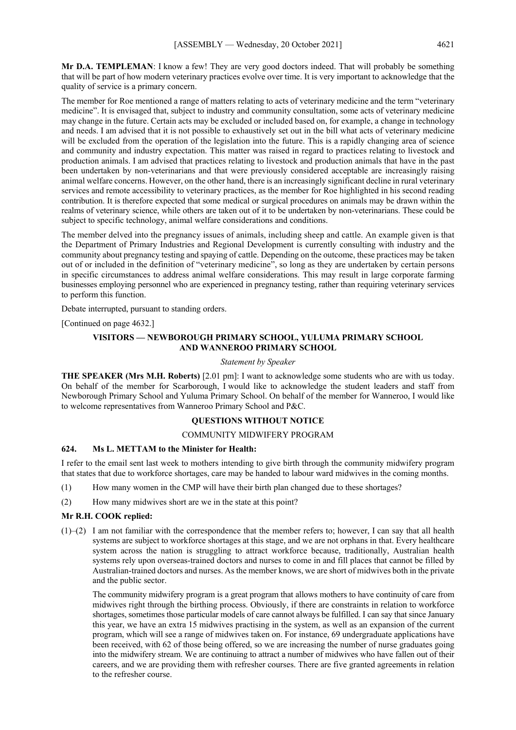**Mr D.A. TEMPLEMAN**: I know a few! They are very good doctors indeed. That will probably be something that will be part of how modern veterinary practices evolve over time. It is very important to acknowledge that the quality of service is a primary concern.

The member for Roe mentioned a range of matters relating to acts of veterinary medicine and the term "veterinary medicine". It is envisaged that, subject to industry and community consultation, some acts of veterinary medicine may change in the future. Certain acts may be excluded or included based on, for example, a change in technology and needs. I am advised that it is not possible to exhaustively set out in the bill what acts of veterinary medicine will be excluded from the operation of the legislation into the future. This is a rapidly changing area of science and community and industry expectation. This matter was raised in regard to practices relating to livestock and production animals. I am advised that practices relating to livestock and production animals that have in the past been undertaken by non-veterinarians and that were previously considered acceptable are increasingly raising animal welfare concerns. However, on the other hand, there is an increasingly significant decline in rural veterinary services and remote accessibility to veterinary practices, as the member for Roe highlighted in his second reading contribution. It is therefore expected that some medical or surgical procedures on animals may be drawn within the realms of veterinary science, while others are taken out of it to be undertaken by non-veterinarians. These could be subject to specific technology, animal welfare considerations and conditions.

The member delved into the pregnancy issues of animals, including sheep and cattle. An example given is that the Department of Primary Industries and Regional Development is currently consulting with industry and the community about pregnancy testing and spaying of cattle. Depending on the outcome, these practices may be taken out of or included in the definition of "veterinary medicine", so long as they are undertaken by certain persons in specific circumstances to address animal welfare considerations. This may result in large corporate farming businesses employing personnel who are experienced in pregnancy testing, rather than requiring veterinary services to perform this function.

Debate interrupted, pursuant to standing orders.

[Continued on page 4632.]

## VISITORS — NEWBOROUGH PRIMARY SCHOOL, YULUMA PRIMARY SCHOOL AND WANNEROO PRIMARY SCHOOL

*Statement by Speaker*

**THE SPEAKER (Mrs M.H. Roberts)** [2.01 pm]: I want to acknowledge some students who are with us today. On behalf of the member for Scarborough, I would like to acknowledge the student leaders and staff from Newborough Primary School and Yuluma Primary School. On behalf of the member for Wanneroo, I would like to welcome representatives from Wanneroo Primary School and P&C.

## QUESTIONS WITHOUT NOTICE

### COMMUNITY MIDWIFERY PROGRAM

**624. Ms L. METTAM to the Minister for Health:**

I refer to the email sent last week to mothers intending to give birth through the community midwifery program that states that due to workforce shortages, care may be handed to labour ward midwives in the coming months.

(1) How many women in the CMP will have their birth plan changed due to these shortages?

(2) How many midwives short are we in the state at this point?

**Mr R.H. COOK replied:**

(1)–(2) I am not familiar with the correspondence that the member refers to; however, I can say that all health systems are subject to workforce shortages at this stage, and we are not orphans in that. Every healthcare system across the nation is struggling to attract workforce because, traditionally, Australian health systems rely upon overseas-trained doctors and nurses to come in and fill places that cannot be filled by Australian-trained doctors and nurses. As the member knows, we are short of midwives both in the private and the public sector.

The community midwifery program is a great program that allows mothers to have continuity of care from midwives right through the birthing process. Obviously, if there are constraints in relation to workforce shortages, sometimes those particular models of care cannot always be fulfilled. I can say that since January this year, we have an extra 15 midwives practising in the system, as well as an expansion of the current program, which will see a range of midwives taken on. For instance, 69 undergraduate applications have been received, with 62 of those being offered, so we are increasing the number of nurse graduates going into the midwifery stream. We are continuing to attract a number of midwives who have fallen out of their careers, and we are providing them with refresher courses. There are five granted agreements in relation to the refresher course.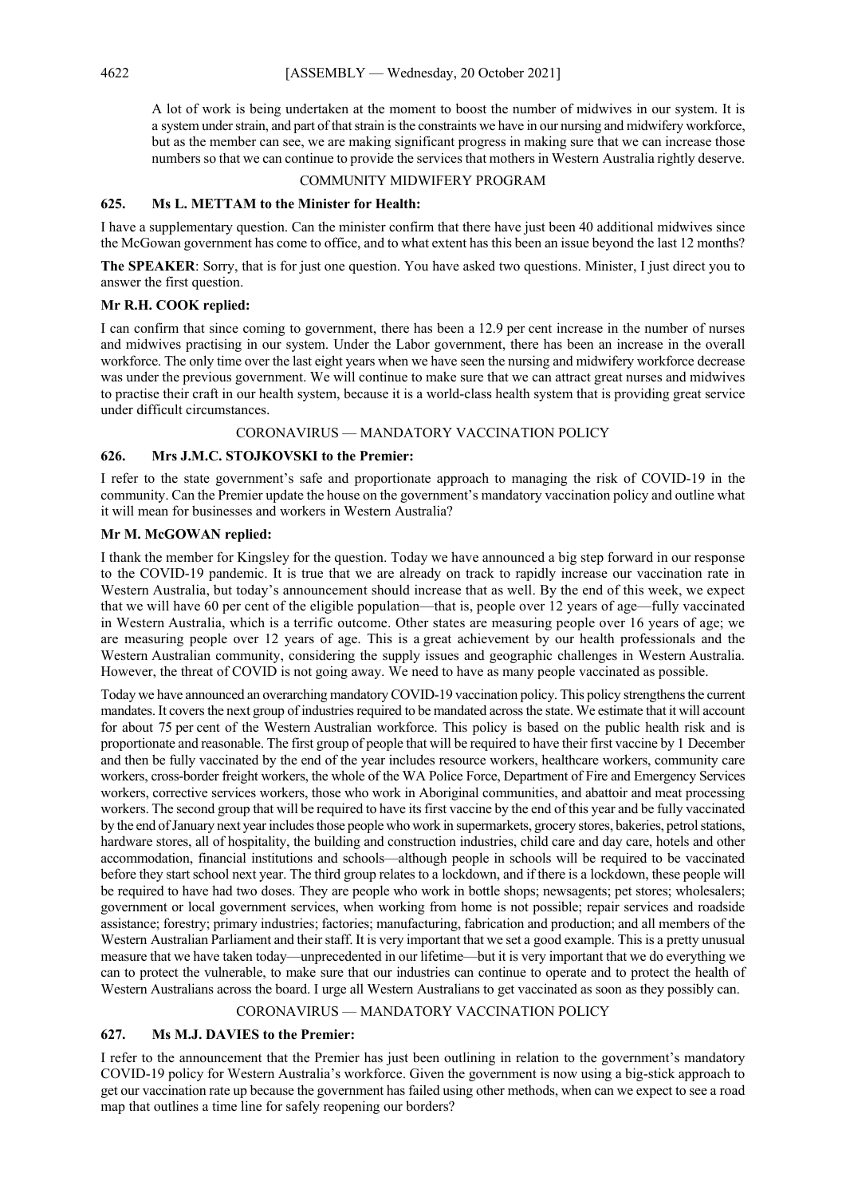A lot of work is being undertaken at the moment to boost the number of midwives in our system. It is a system under strain, and part of that strain is the constraints we have in our nursing and midwifery workforce, but as the member can see, we are making significant progress in making sure that we can increase those numbers so that we can continue to provide the services that mothers in Western Australia rightly deserve.

COMMUNITY MIDWIFERY PROGRAM

### 625. Ms L. METTAM to the Minister for Health:

I have a supplementary question. Can the minister confirm that there have just been 40 additional midwives since the McGowan government has come to office, and to what extent has this been an issue beyond the last 12 months?

**The SPEAKER**: Sorry, that is for just one question. You have asked two questions. Minister, I just direct you to answer the first question.

**Mr R.H. COOK replied:**

I can confirm that since coming to government, there has been a 12.9 per cent increase in the number of nurses and midwives practising in our system. Under the Labor government, there has been an increase in the overall workforce. The only time over the last eight years when we have seen the nursing and midwifery workforce decrease was under the previous government. We will continue to make sure that we can attract great nurses and midwives to practise their craft in our health system, because it is a world-class health system that is providing great service under difficult circumstances.

CORONAVIRUS — MANDATORY VACCINATION POLICY

### 626. Mrs J.M.C. STOJKOVSKI to the Premier:

I refer to the state government's safe and proportionate approach to managing the risk of COVID-19 in the community. Can the Premier update the house on the government's mandatory vaccination policy and outline what it will mean for businesses and workers in Western Australia?

**Mr M. McGOWAN replied:**

I thank the member for Kingsley for the question. Today we have announced a big step forward in our response to the COVID-19 pandemic. It is true that we are already on track to rapidly increase our vaccination rate in Western Australia, but today's announcement should increase that as well. By the end of this week, we expect that we will have 60 per cent of the eligible population—that is, people over 12 years of age—fully vaccinated in Western Australia, which is a terrific outcome. Other states are measuring people over 16 years of age; we are measuring people over 12 years of age. This is a great achievement by our health professionals and the Western Australian community, considering the supply issues and geographic challenges in Western Australia. However, the threat of COVID is not going away. We need to have as many people vaccinated as possible.

Today we have announced an overarching mandatory COVID-19 vaccination policy. This policy strengthens the current mandates. It covers the next group of industries required to be mandated across the state. We estimate that it will account for about 75 per cent of the Western Australian workforce. This policy is based on the public health risk and is proportionate and reasonable. The first group of people that will be required to have their first vaccine by 1 December and then be fully vaccinated by the end of the year includes resource workers, healthcare workers, community care workers, cross-border freight workers, the whole of the WA Police Force, Department of Fire and Emergency Services workers, corrective services workers, those who work in Aboriginal communities, and abattoir and meat processing workers. The second group that will be required to have its first vaccine by the end of this year and be fully vaccinated by the end of January next year includes those people who work in supermarkets, grocery stores, bakeries, petrol stations, hardware stores, all of hospitality, the building and construction industries, child care and day care, hotels and other accommodation, financial institutions and schools—although people in schools will be required to be vaccinated before they start school next year. The third group relates to a lockdown, and if there is a lockdown, these people will be required to have had two doses. They are people who work in bottle shops; newsagents; pet stores; wholesalers; government or local government services, when working from home is not possible; repair services and roadside assistance; forestry; primary industries; factories; manufacturing, fabrication and production; and all members of the Western Australian Parliament and their staff. It is very important that we set a good example. This is a pretty unusual measure that we have taken today—unprecedented in our lifetime—but it is very important that we do everything we can to protect the vulnerable, to make sure that our industries can continue to operate and to protect the health of Western Australians across the board. I urge all Western Australians to get vaccinated as soon as they possibly can.

CORONAVIRUS — MANDATORY VACCINATION POLICY

### 627. Ms M.J. DAVIES to the Premier:

I refer to the announcement that the Premier has just been outlining in relation to the government's mandatory COVID-19 policy for Western Australia's workforce. Given the government is now using a big-stick approach to get our vaccination rate up because the government has failed using other methods, when can we expect to see a road map that outlines a time line for safely reopening our borders?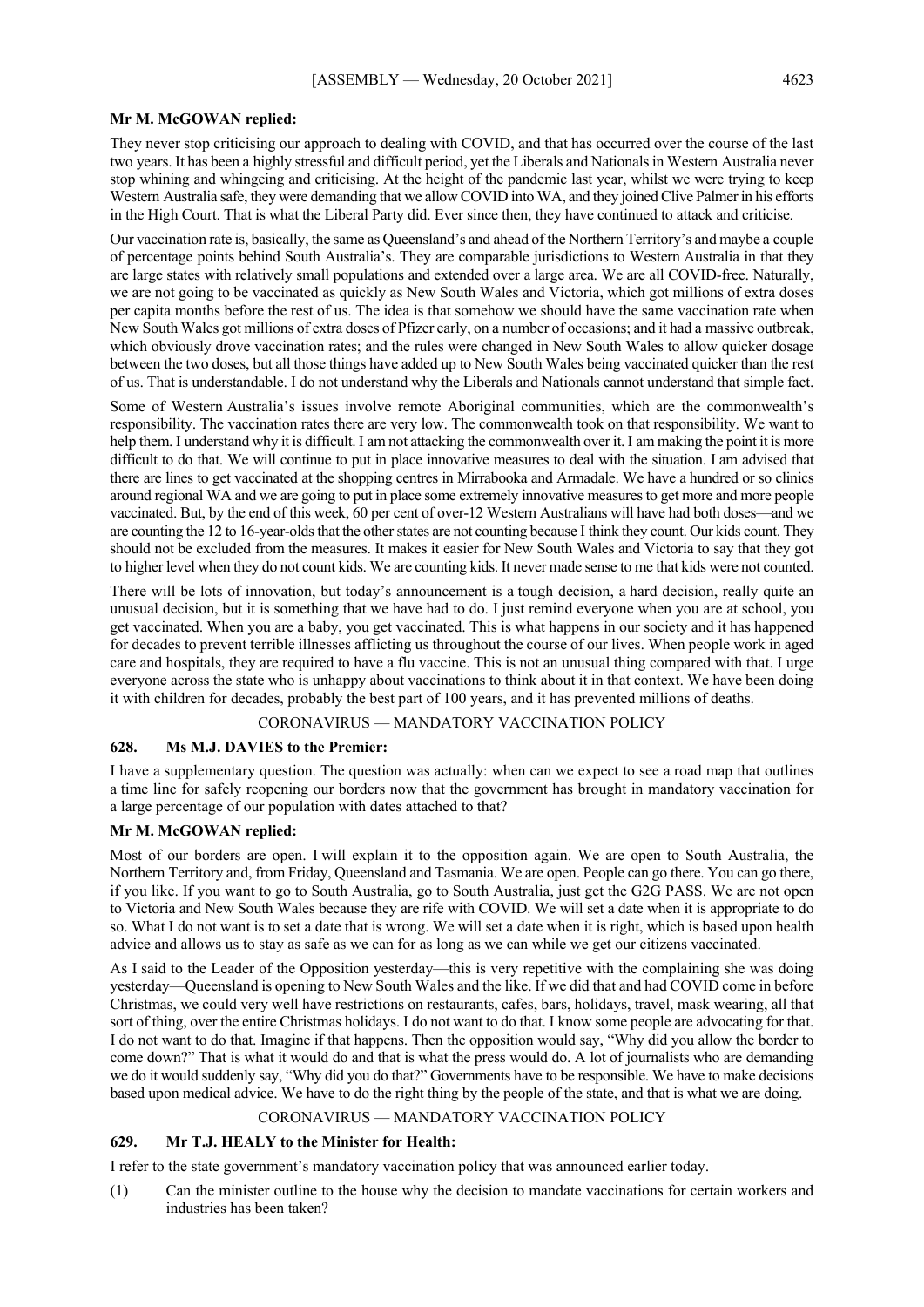**Mr M. McGOWAN replied:**

They never stop criticising our approach to dealing with COVID, and that has occurred over the course of the last two years. It has been a highly stressful and difficult period, yet the Liberals and Nationals in Western Australia never stop whining and whingeing and criticising. At the height of the pandemic last year, whilst we were trying to keep Western Australia safe, they were demanding that we allow COVID into WA, and they joined Clive Palmer in his efforts in the High Court. That is what the Liberal Party did. Ever since then, they have continued to attack and criticise.

Our vaccination rate is, basically, the same as Queensland's and ahead of the Northern Territory's and maybe a couple of percentage points behind South Australia's. They are comparable jurisdictions to Western Australia in that they are large states with relatively small populations and extended over a large area. We are all COVID-free. Naturally, we are not going to be vaccinated as quickly as New South Wales and Victoria, which got millions of extra doses per capita months before the rest of us. The idea is that somehow we should have the same vaccination rate when New South Wales got millions of extra doses of Pfizer early, on a number of occasions; and it had a massive outbreak, which obviously drove vaccination rates; and the rules were changed in New South Wales to allow quicker dosage between the two doses, but all those things have added up to New South Wales being vaccinated quicker than the rest of us. That is understandable. I do not understand why the Liberals and Nationals cannot understand that simple fact.

Some of Western Australia's issues involve remote Aboriginal communities, which are the commonwealth's responsibility. The vaccination rates there are very low. The commonwealth took on that responsibility. We want to help them. I understand why it is difficult. I am not attacking the commonwealth over it. I am making the point it is more difficult to do that. We will continue to put in place innovative measures to deal with the situation. I am advised that there are lines to get vaccinated at the shopping centres in Mirrabooka and Armadale. We have a hundred or so clinics around regional WA and we are going to put in place some extremely innovative measures to get more and more people vaccinated. But, by the end of this week, 60 per cent of over-12 Western Australians will have had both doses—and we are counting the 12 to 16-year-olds that the other states are not counting because I think they count. Our kids count. They should not be excluded from the measures. It makes it easier for New South Wales and Victoria to say that they got to higher level when they do not count kids. We are counting kids. It never made sense to me that kids were not counted.

There will be lots of innovation, but today's announcement is a tough decision, a hard decision, really quite an unusual decision, but it is something that we have had to do. I just remind everyone when you are at school, you get vaccinated. When you are a baby, you get vaccinated. This is what happens in our society and it has happened for decades to prevent terrible illnesses afflicting us throughout the course of our lives. When people work in aged care and hospitals, they are required to have a flu vaccine. This is not an unusual thing compared with that. I urge everyone across the state who is unhappy about vaccinations to think about it in that context. We have been doing it with children for decades, probably the best part of 100 years, and it has prevented millions of deaths.

CORONAVIRUS — MANDATORY VACCINATION POLICY

### 628. Ms M.J. DAVIES to the Premier:

I have a supplementary question. The question was actually: when can we expect to see a road map that outlines a time line for safely reopening our borders now that the government has brought in mandatory vaccination for a large percentage of our population with dates attached to that?

**Mr M. McGOWAN replied:**

Most of our borders are open. I will explain it to the opposition again. We are open to South Australia, the Northern Territory and, from Friday, Queensland and Tasmania. We are open. People can go there. You can go there, if you like. If you want to go to South Australia, go to South Australia, just get the G2G PASS. We are not open to Victoria and New South Wales because they are rife with COVID. We will set a date when it is appropriate to do so. What I do not want is to set a date that is wrong. We will set a date when it is right, which is based upon health advice and allows us to stay as safe as we can for as long as we can while we get our citizens vaccinated.

As I said to the Leader of the Opposition yesterday—this is very repetitive with the complaining she was doing yesterday—Queensland is opening to New South Wales and the like. If we did that and had COVID come in before Christmas, we could very well have restrictions on restaurants, cafes, bars, holidays, travel, mask wearing, all that sort of thing, over the entire Christmas holidays. I do not want to do that. I know some people are advocating for that. I do not want to do that. Imagine if that happens. Then the opposition would say, "Why did you allow the border to come down?" That is what it would do and that is what the press would do. A lot of journalists who are demanding we do it would suddenly say, "Why did you do that?" Governments have to be responsible. We have to make decisions based upon medical advice. We have to do the right thing by the people of the state, and that is what we are doing.

CORONAVIRUS — MANDATORY VACCINATION POLICY

### 629. Mr T.J. HEALY to the Minister for Health:

I refer to the state government's mandatory vaccination policy that was announced earlier today.

(1) Can the minister outline to the house why the decision to mandate vaccinations for certain workers and industries has been taken?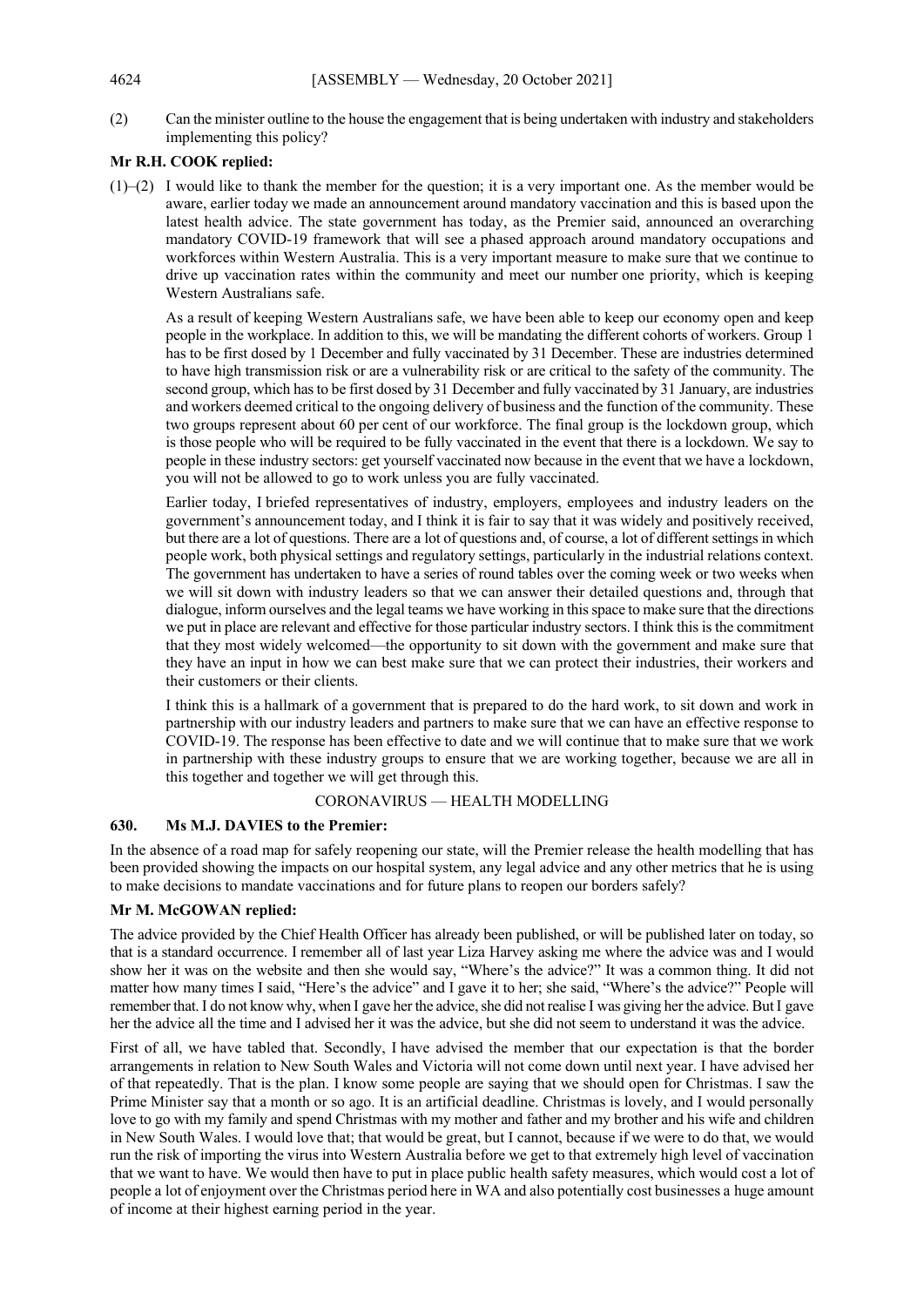(2) Can the minister outline to the house the engagement that is being undertaken with industry and stakeholders implementing this policy?

**Mr R.H. COOK replied:**

(1)–(2) I would like to thank the member for the question; it is a very important one. As the member would be aware, earlier today we made an announcement around mandatory vaccination and this is based upon the latest health advice. The state government has today, as the Premier said, announced an overarching mandatory COVID-19 framework that will see a phased approach around mandatory occupations and workforces within Western Australia. This is a very important measure to make sure that we continue to drive up vaccination rates within the community and meet our number one priority, which is keeping Western Australians safe.

As a result of keeping Western Australians safe, we have been able to keep our economy open and keep people in the workplace. In addition to this, we will be mandating the different cohorts of workers. Group 1 has to be first dosed by 1 December and fully vaccinated by 31 December. These are industries determined to have high transmission risk or are a vulnerability risk or are critical to the safety of the community. The second group, which has to be first dosed by 31 December and fully vaccinated by 31 January, are industries and workers deemed critical to the ongoing delivery of business and the function of the community. These two groups represent about 60 per cent of our workforce. The final group is the lockdown group, which is those people who will be required to be fully vaccinated in the event that there is a lockdown. We say to people in these industry sectors: get yourself vaccinated now because in the event that we have a lockdown, you will not be allowed to go to work unless you are fully vaccinated.

Earlier today, I briefed representatives of industry, employers, employees and industry leaders on the government's announcement today, and I think it is fair to say that it was widely and positively received, but there are a lot of questions. There are a lot of questions and, of course, a lot of different settings in which people work, both physical settings and regulatory settings, particularly in the industrial relations context. The government has undertaken to have a series of round tables over the coming week or two weeks when we will sit down with industry leaders so that we can answer their detailed questions and, through that dialogue, inform ourselves and the legal teams we have working in this space to make sure that the directions we put in place are relevant and effective for those particular industry sectors. I think this is the commitment that they most widely welcomed—the opportunity to sit down with the government and make sure that they have an input in how we can best make sure that we can protect their industries, their workers and their customers or their clients.

I think this is a hallmark of a government that is prepared to do the hard work, to sit down and work in partnership with our industry leaders and partners to make sure that we can have an effective response to COVID-19. The response has been effective to date and we will continue that to make sure that we work in partnership with these industry groups to ensure that we are working together, because we are all in this together and together we will get through this.

## CORONAVIRUS — HEALTH MODELLING

### 630. Ms M.J. DAVIES to the Premier:

In the absence of a road map for safely reopening our state, will the Premier release the health modelling that has been provided showing the impacts on our hospital system, any legal advice and any other metrics that he is using to make decisions to mandate vaccinations and for future plans to reopen our borders safely?

**Mr M. McGOWAN replied:**

The advice provided by the Chief Health Officer has already been published, or will be published later on today, so that is a standard occurrence. I remember all of last year Liza Harvey asking me where the advice was and I would show her it was on the website and then she would say, "Where's the advice?" It was a common thing. It did not matter how many times I said, "Here's the advice" and I gave it to her; she said, "Where's the advice?" People will remember that. I do not know why, when I gave her the advice, she did not realise I was giving her the advice. But I gave her the advice all the time and I advised her it was the advice, but she did not seem to understand it was the advice.

First of all, we have tabled that. Secondly, I have advised the member that our expectation is that the border arrangements in relation to New South Wales and Victoria will not come down until next year. I have advised her of that repeatedly. That is the plan. I know some people are saying that we should open for Christmas. I saw the Prime Minister say that a month or so ago. It is an artificial deadline. Christmas is lovely, and I would personally love to go with my family and spend Christmas with my mother and father and my brother and his wife and children in New South Wales. I would love that; that would be great, but I cannot, because if we were to do that, we would run the risk of importing the virus into Western Australia before we get to that extremely high level of vaccination that we want to have. We would then have to put in place public health safety measures, which would cost a lot of people a lot of enjoyment over the Christmas period here in WA and also potentially cost businesses a huge amount of income at their highest earning period in the year.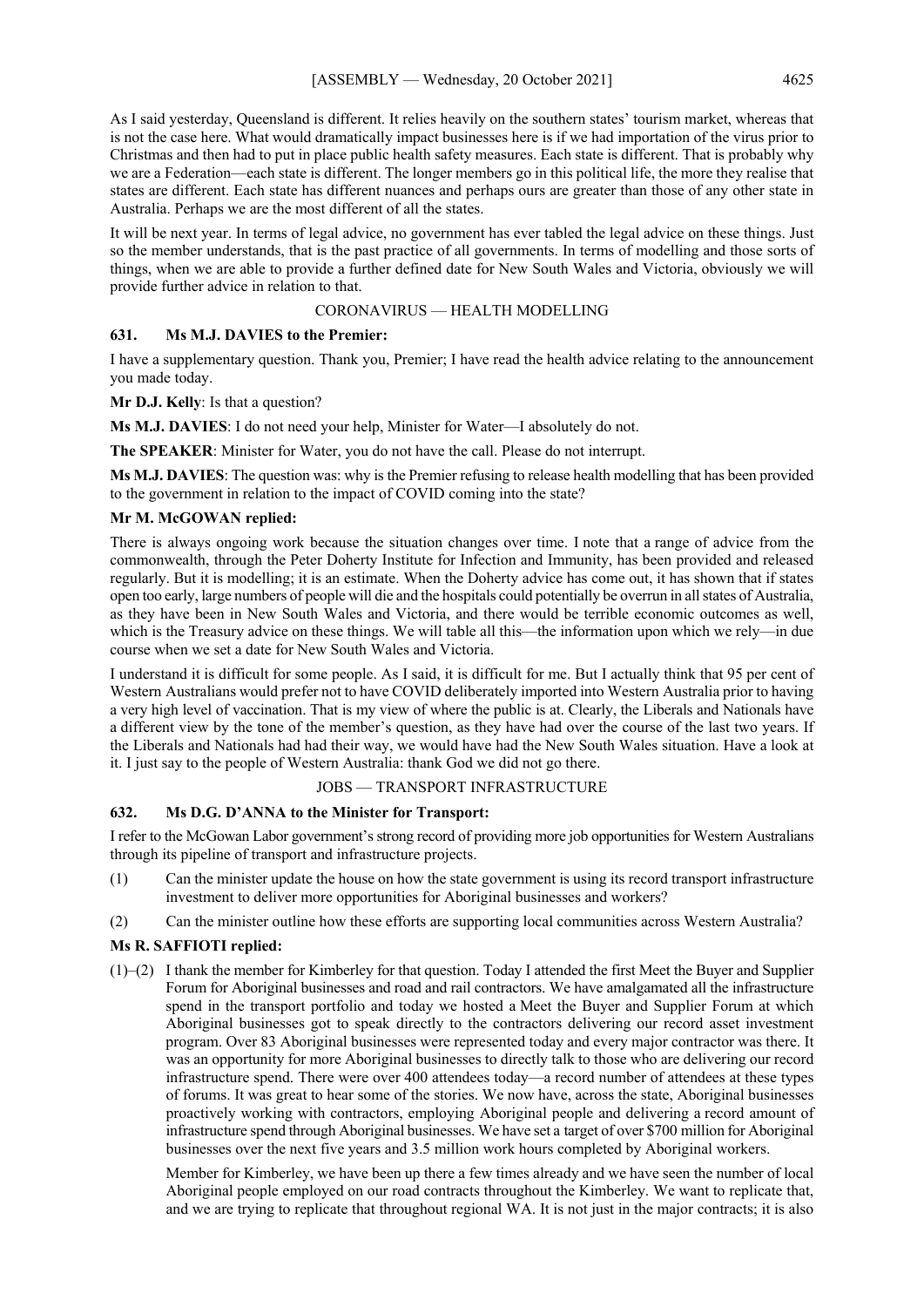As I said yesterday, Queensland is different. It relies heavily on the southern states' tourism market, whereas that is not the case here. What would dramatically impact businesses here is if we had importation of the virus prior to Christmas and then had to put in place public health safety measures. Each state is different. That is probably why we are a Federation—each state is different. The longer members go in this political life, the more they realise that states are different. Each state has different nuances and perhaps ours are greater than those of any other state in Australia. Perhaps we are the most different of all the states.

It will be next year. In terms of legal advice, no government has ever tabled the legal advice on these things. Just so the member understands, that is the past practice of all governments. In terms of modelling and those sorts of things, when we are able to provide a further defined date for New South Wales and Victoria, obviously we will provide further advice in relation to that.

## CORONAVIRUS — HEALTH MODELLING

### 631. Ms M.J. DAVIES to the Premier:

I have a supplementary question. Thank you, Premier; I have read the health advice relating to the announcement you made today.

**Mr D.J. Kelly**: Is that a question?

**Ms M.J. DAVIES**: I do not need your help, Minister for Water—I absolutely do not.

**The SPEAKER**: Minister for Water, you do not have the call. Please do not interrupt.

**Ms M.J. DAVIES**: The question was: why is the Premier refusing to release health modelling that has been provided to the government in relation to the impact of COVID coming into the state?

**Mr M. McGOWAN replied:**

There is always ongoing work because the situation changes over time. I note that a range of advice from the commonwealth, through the Peter Doherty Institute for Infection and Immunity, has been provided and released regularly. But it is modelling; it is an estimate. When the Doherty advice has come out, it has shown that if states open too early, large numbers of people will die and the hospitals could potentially be overrun in all states of Australia, as they have been in New South Wales and Victoria, and there would be terrible economic outcomes as well, which is the Treasury advice on these things. We will table all this—the information upon which we rely—in due course when we set a date for New South Wales and Victoria.

I understand it is difficult for some people. As I said, it is difficult for me. But I actually think that 95 per cent of Western Australians would prefer not to have COVID deliberately imported into Western Australia prior to having a very high level of vaccination. That is my view of where the public is at. Clearly, the Liberals and Nationals have a different view by the tone of the member's question, as they have had over the course of the last two years. If the Liberals and Nationals had had their way, we would have had the New South Wales situation. Have a look at it. I just say to the people of Western Australia: thank God we did not go there.

## JOBS — TRANSPORT INFRASTRUCTURE

### 632. Ms D.G. D'ANNA to the Minister for Transport:

I refer to the McGowan Labor government's strong record of providing more job opportunities for Western Australians through its pipeline of transport and infrastructure projects.

(1) Can the minister update the house on how the state government is using its record transport infrastructure investment to deliver more opportunities for Aboriginal businesses and workers?

(2) Can the minister outline how these efforts are supporting local communities across Western Australia?

**Ms R. SAFFIOTI replied:**

(1)–(2) I thank the member for Kimberley for that question. Today I attended the first Meet the Buyer and Supplier Forum for Aboriginal businesses and road and rail contractors. We have amalgamated all the infrastructure spend in the transport portfolio and today we hosted a Meet the Buyer and Supplier Forum at which Aboriginal businesses got to speak directly to the contractors delivering our record asset investment program. Over 83 Aboriginal businesses were represented today and every major contractor was there. It was an opportunity for more Aboriginal businesses to directly talk to those who are delivering our record infrastructure spend. There were over 400 attendees today—a record number of attendees at these types of forums. It was great to hear some of the stories. We now have, across the state, Aboriginal businesses proactively working with contractors, employing Aboriginal people and delivering a record amount of infrastructure spend through Aboriginal businesses. We have set a target of over $700 million for Aboriginal businesses over the next five years and 3.5 million work hours completed by Aboriginal workers.

Member for Kimberley, we have been up there a few times already and we have seen the number of local Aboriginal people employed on our road contracts throughout the Kimberley. We want to replicate that, and we are trying to replicate that throughout regional WA. It is not just in the major contracts; it is also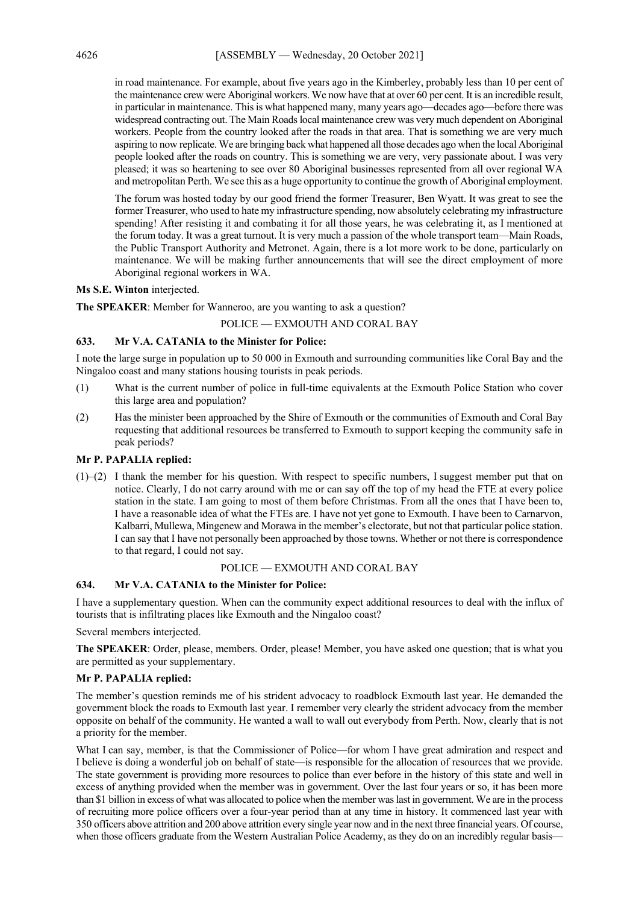in road maintenance. For example, about five years ago in the Kimberley, probably less than 10 per cent of the maintenance crew were Aboriginal workers. We now have that at over 60 per cent. It is an incredible result, in particular in maintenance. This is what happened many, many years ago—decades ago—before there was widespread contracting out. The Main Roads local maintenance crew was very much dependent on Aboriginal workers. People from the country looked after the roads in that area. That is something we are very much aspiring to now replicate. We are bringing back what happened all those decades ago when the local Aboriginal people looked after the roads on country. This is something we are very, very passionate about. I was very pleased; it was so heartening to see over 80 Aboriginal businesses represented from all over regional WA and metropolitan Perth. We see this as a huge opportunity to continue the growth of Aboriginal employment.

The forum was hosted today by our good friend the former Treasurer, Ben Wyatt. It was great to see the former Treasurer, who used to hate my infrastructure spending, now absolutely celebrating my infrastructure spending! After resisting it and combating it for all those years, he was celebrating it, as I mentioned at the forum today. It was a great turnout. It is very much a passion of the whole transport team—Main Roads, the Public Transport Authority and Metronet. Again, there is a lot more work to be done, particularly on maintenance. We will be making further announcements that will see the direct employment of more Aboriginal regional workers in WA.

**Ms S.E. Winton** interjected.

**The SPEAKER**: Member for Wanneroo, are you wanting to ask a question?

POLICE — EXMOUTH AND CORAL BAY

**633. Mr V.A. CATANIA to the Minister for Police:**

I note the large surge in population up to 50 000 in Exmouth and surrounding communities like Coral Bay and the Ningaloo coast and many stations housing tourists in peak periods.

(1) What is the current number of police in full-time equivalents at the Exmouth Police Station who cover this large area and population?

(2) Has the minister been approached by the Shire of Exmouth or the communities of Exmouth and Coral Bay requesting that additional resources be transferred to Exmouth to support keeping the community safe in peak periods?

**Mr P. PAPALIA replied:**

(1)–(2) I thank the member for his question. With respect to specific numbers, I suggest member put that on notice. Clearly, I do not carry around with me or can say off the top of my head the FTE at every police station in the state. I am going to most of them before Christmas. From all the ones that I have been to, I have a reasonable idea of what the FTEs are. I have not yet gone to Exmouth. I have been to Carnarvon, Kalbarri, Mullewa, Mingenew and Morawa in the member's electorate, but not that particular police station. I can say that I have not personally been approached by those towns. Whether or not there is correspondence to that regard, I could not say.

POLICE — EXMOUTH AND CORAL BAY

**634. Mr V.A. CATANIA to the Minister for Police:**

I have a supplementary question. When can the community expect additional resources to deal with the influx of tourists that is infiltrating places like Exmouth and the Ningaloo coast?

Several members interjected.

**The SPEAKER**: Order, please, members. Order, please! Member, you have asked one question; that is what you are permitted as your supplementary.

**Mr P. PAPALIA replied:**

The member's question reminds me of his strident advocacy to roadblock Exmouth last year. He demanded the government block the roads to Exmouth last year. I remember very clearly the strident advocacy from the member opposite on behalf of the community. He wanted a wall to wall out everybody from Perth. Now, clearly that is not a priority for the member.

What I can say, member, is that the Commissioner of Police—for whom I have great admiration and respect and I believe is doing a wonderful job on behalf of state—is responsible for the allocation of resources that we provide. The state government is providing more resources to police than ever before in the history of this state and well in excess of anything provided when the member was in government. Over the last four years or so, it has been more than $1 billion in excess of what was allocated to police when the member was last in government. We are in the process of recruiting more police officers over a four-year period than at any time in history. It commenced last year with 350 officers above attrition and 200 above attrition every single year now and in the next three financial years. Of course, when those officers graduate from the Western Australian Police Academy, as they do on an incredibly regular basis—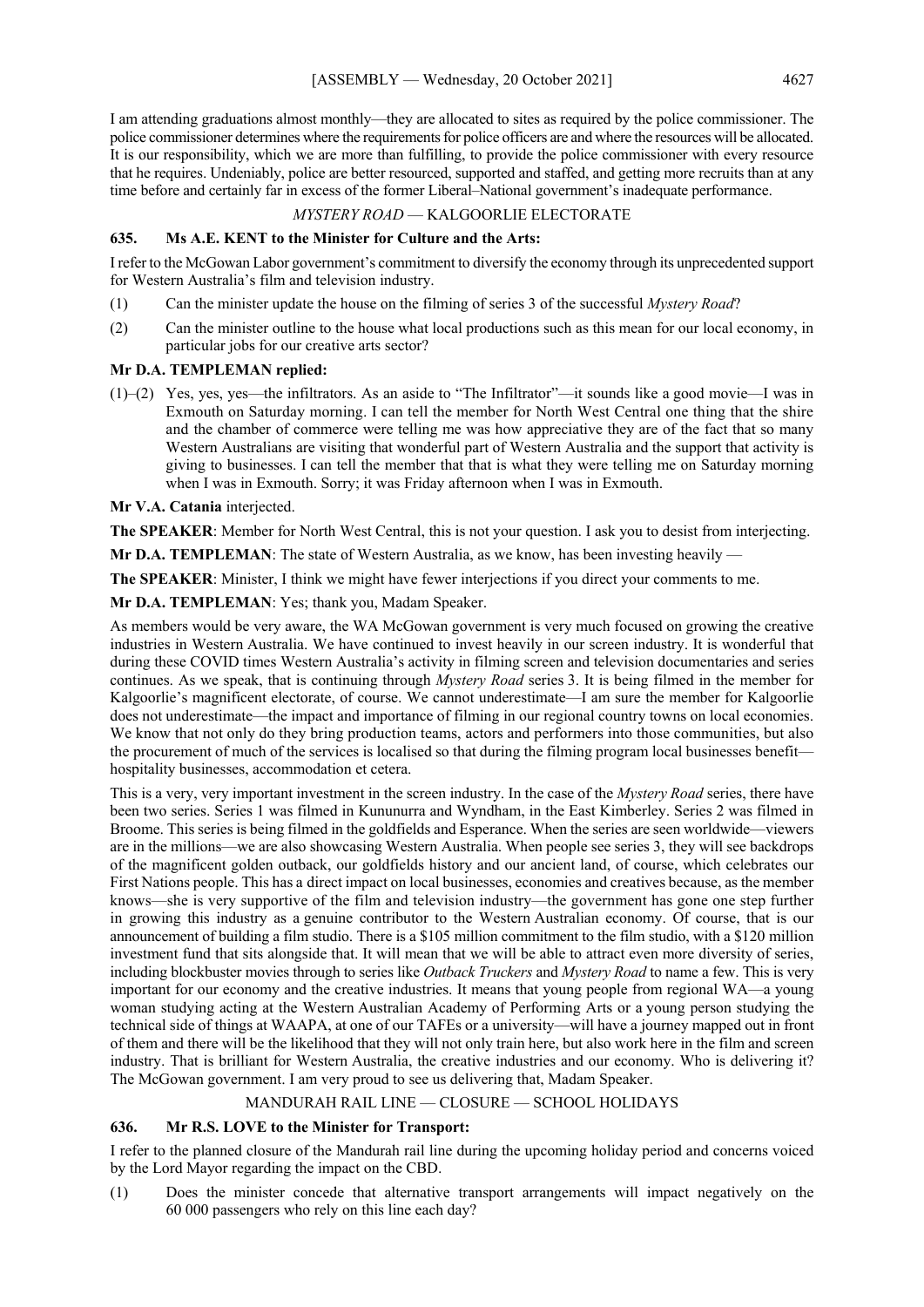I am attending graduations almost monthly—they are allocated to sites as required by the police commissioner. The police commissioner determines where the requirements for police officers are and where the resources will be allocated. It is our responsibility, which we are more than fulfilling, to provide the police commissioner with every resource that he requires. Undeniably, police are better resourced, supported and staffed, and getting more recruits than at any time before and certainly far in excess of the former Liberal–National government's inadequate performance.

### *MYSTERY ROAD* — KALGOORLIE ELECTORATE

**635. Ms A.E. KENT to the Minister for Culture and the Arts:**

I refer to the McGowan Labor government's commitment to diversify the economy through its unprecedented support for Western Australia's film and television industry.

(1) Can the minister update the house on the filming of series 3 of the successful *Mystery Road*?

(2) Can the minister outline to the house what local productions such as this mean for our local economy, in particular jobs for our creative arts sector?

**Mr D.A. TEMPLEMAN replied:**

(1)–(2) Yes, yes, yes—the infiltrators. As an aside to "The Infiltrator"—it sounds like a good movie—I was in Exmouth on Saturday morning. I can tell the member for North West Central one thing that the shire and the chamber of commerce were telling me was how appreciative they are of the fact that so many Western Australians are visiting that wonderful part of Western Australia and the support that activity is giving to businesses. I can tell the member that that is what they were telling me on Saturday morning when I was in Exmouth. Sorry; it was Friday afternoon when I was in Exmouth.

**Mr V.A. Catania** interjected.

**The SPEAKER**: Member for North West Central, this is not your question. I ask you to desist from interjecting.

**Mr D.A. TEMPLEMAN**: The state of Western Australia, as we know, has been investing heavily —

**The SPEAKER**: Minister, I think we might have fewer interjections if you direct your comments to me.

**Mr D.A. TEMPLEMAN**: Yes; thank you, Madam Speaker.

As members would be very aware, the WA McGowan government is very much focused on growing the creative industries in Western Australia. We have continued to invest heavily in our screen industry. It is wonderful that during these COVID times Western Australia's activity in filming screen and television documentaries and series continues. As we speak, that is continuing through *Mystery Road* series 3. It is being filmed in the member for Kalgoorlie's magnificent electorate, of course. We cannot underestimate—I am sure the member for Kalgoorlie does not underestimate—the impact and importance of filming in our regional country towns on local economies. We know that not only do they bring production teams, actors and performers into those communities, but also the procurement of much of the services is localised so that during the filming program local businesses benefit—hospitality businesses, accommodation et cetera.

This is a very, very important investment in the screen industry. In the case of the *Mystery Road* series, there have been two series. Series 1 was filmed in Kununurra and Wyndham, in the East Kimberley. Series 2 was filmed in Broome. This series is being filmed in the goldfields and Esperance. When the series are seen worldwide—viewers are in the millions—we are also showcasing Western Australia. When people see series 3, they will see backdrops of the magnificent golden outback, our goldfields history and our ancient land, of course, which celebrates our First Nations people. This has a direct impact on local businesses, economies and creatives because, as the member knows—she is very supportive of the film and television industry—the government has gone one step further in growing this industry as a genuine contributor to the Western Australian economy. Of course, that is our announcement of building a film studio. There is a $105 million commitment to the film studio, with a $120 million investment fund that sits alongside that. It will mean that we will be able to attract even more diversity of series, including blockbuster movies through to series like *Outback Truckers* and *Mystery Road* to name a few. This is very important for our economy and the creative industries. It means that young people from regional WA—a young woman studying acting at the Western Australian Academy of Performing Arts or a young person studying the technical side of things at WAAPA, at one of our TAFEs or a university—will have a journey mapped out in front of them and there will be the likelihood that they will not only train here, but also work here in the film and screen industry. That is brilliant for Western Australia, the creative industries and our economy. Who is delivering it? The McGowan government. I am very proud to see us delivering that, Madam Speaker.

### MANDURAH RAIL LINE — CLOSURE — SCHOOL HOLIDAYS

**636. Mr R.S. LOVE to the Minister for Transport:**

I refer to the planned closure of the Mandurah rail line during the upcoming holiday period and concerns voiced by the Lord Mayor regarding the impact on the CBD.

(1) Does the minister concede that alternative transport arrangements will impact negatively on the 60 000 passengers who rely on this line each day?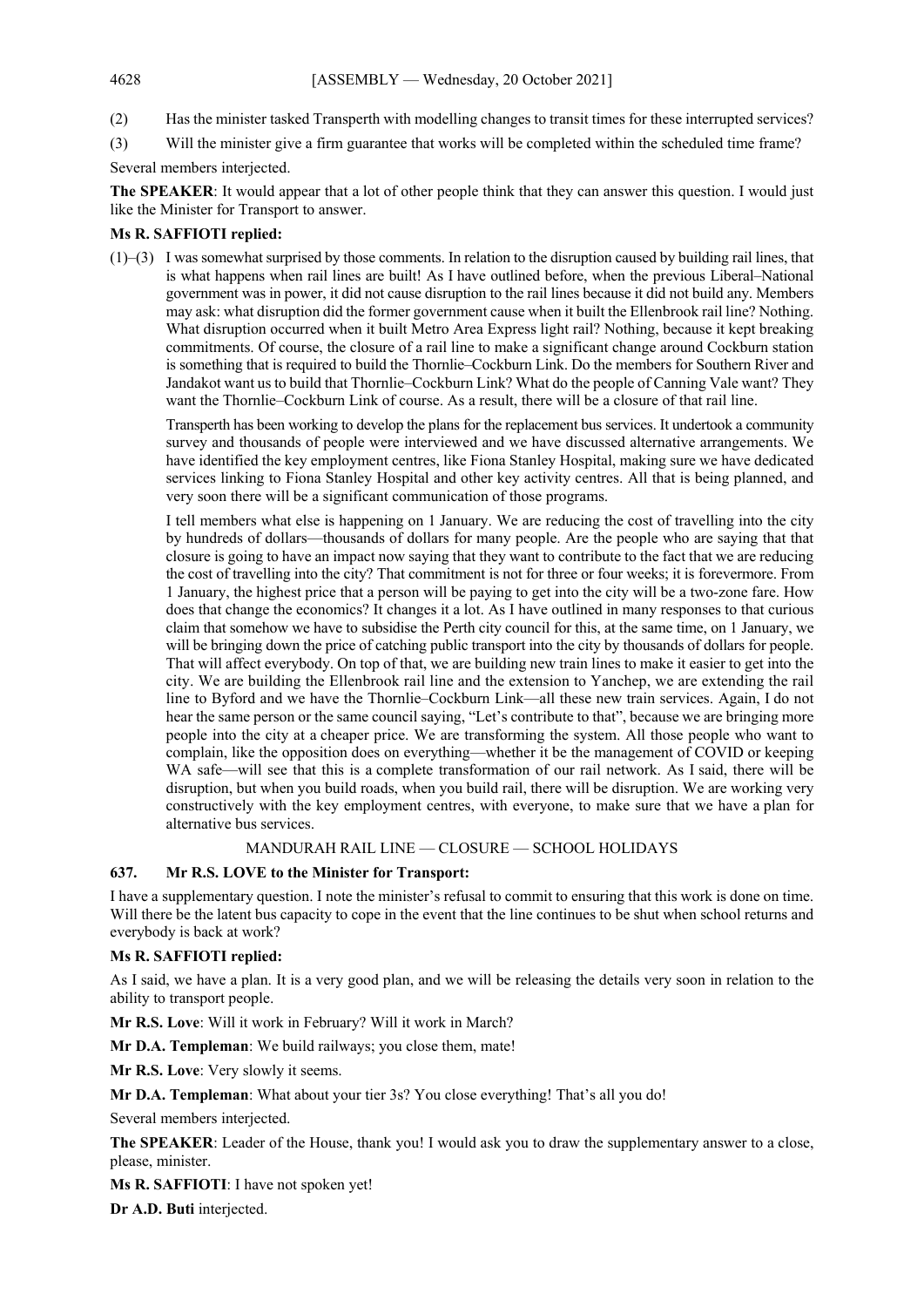(2) Has the minister tasked Transperth with modelling changes to transit times for these interrupted services?

(3) Will the minister give a firm guarantee that works will be completed within the scheduled time frame?

Several members interjected.

**The SPEAKER**: It would appear that a lot of other people think that they can answer this question. I would just like the Minister for Transport to answer.

**Ms R. SAFFIOTI replied:**

(1)–(3) I was somewhat surprised by those comments. In relation to the disruption caused by building rail lines, that is what happens when rail lines are built! As I have outlined before, when the previous Liberal–National government was in power, it did not cause disruption to the rail lines because it did not build any. Members may ask: what disruption did the former government cause when it built the Ellenbrook rail line? Nothing. What disruption occurred when it built Metro Area Express light rail? Nothing, because it kept breaking commitments. Of course, the closure of a rail line to make a significant change around Cockburn station is something that is required to build the Thornlie–Cockburn Link. Do the members for Southern River and Jandakot want us to build that Thornlie–Cockburn Link? What do the people of Canning Vale want? They want the Thornlie–Cockburn Link of course. As a result, there will be a closure of that rail line.

Transperth has been working to develop the plans for the replacement bus services. It undertook a community survey and thousands of people were interviewed and we have discussed alternative arrangements. We have identified the key employment centres, like Fiona Stanley Hospital, making sure we have dedicated services linking to Fiona Stanley Hospital and other key activity centres. All that is being planned, and very soon there will be a significant communication of those programs.

I tell members what else is happening on 1 January. We are reducing the cost of travelling into the city by hundreds of dollars—thousands of dollars for many people. Are the people who are saying that that closure is going to have an impact now saying that they want to contribute to the fact that we are reducing the cost of travelling into the city? That commitment is not for three or four weeks; it is forevermore. From 1 January, the highest price that a person will be paying to get into the city will be a two-zone fare. How does that change the economics? It changes it a lot. As I have outlined in many responses to that curious claim that somehow we have to subsidise the Perth city council for this, at the same time, on 1 January, we will be bringing down the price of catching public transport into the city by thousands of dollars for people. That will affect everybody. On top of that, we are building new train lines to make it easier to get into the city. We are building the Ellenbrook rail line and the extension to Yanchep, we are extending the rail line to Byford and we have the Thornlie–Cockburn Link—all these new train services. Again, I do not hear the same person or the same council saying, "Let's contribute to that", because we are bringing more people into the city at a cheaper price. We are transforming the system. All those people who want to complain, like the opposition does on everything—whether it be the management of COVID or keeping WA safe—will see that this is a complete transformation of our rail network. As I said, there will be disruption, but when you build roads, when you build rail, there will be disruption. We are working very constructively with the key employment centres, with everyone, to make sure that we have a plan for alternative bus services.

MANDURAH RAIL LINE — CLOSURE — SCHOOL HOLIDAYS

**637. Mr R.S. LOVE to the Minister for Transport:**

I have a supplementary question. I note the minister's refusal to commit to ensuring that this work is done on time. Will there be the latent bus capacity to cope in the event that the line continues to be shut when school returns and everybody is back at work?

**Ms R. SAFFIOTI replied:**

As I said, we have a plan. It is a very good plan, and we will be releasing the details very soon in relation to the ability to transport people.

**Mr R.S. Love**: Will it work in February? Will it work in March?

**Mr D.A. Templeman**: We build railways; you close them, mate!

**Mr R.S. Love**: Very slowly it seems.

**Mr D.A. Templeman**: What about your tier 3s? You close everything! That's all you do!

Several members interjected.

**The SPEAKER**: Leader of the House, thank you! I would ask you to draw the supplementary answer to a close, please, minister.

**Ms R. SAFFIOTI**: I have not spoken yet!

**Dr A.D. Buti** interjected.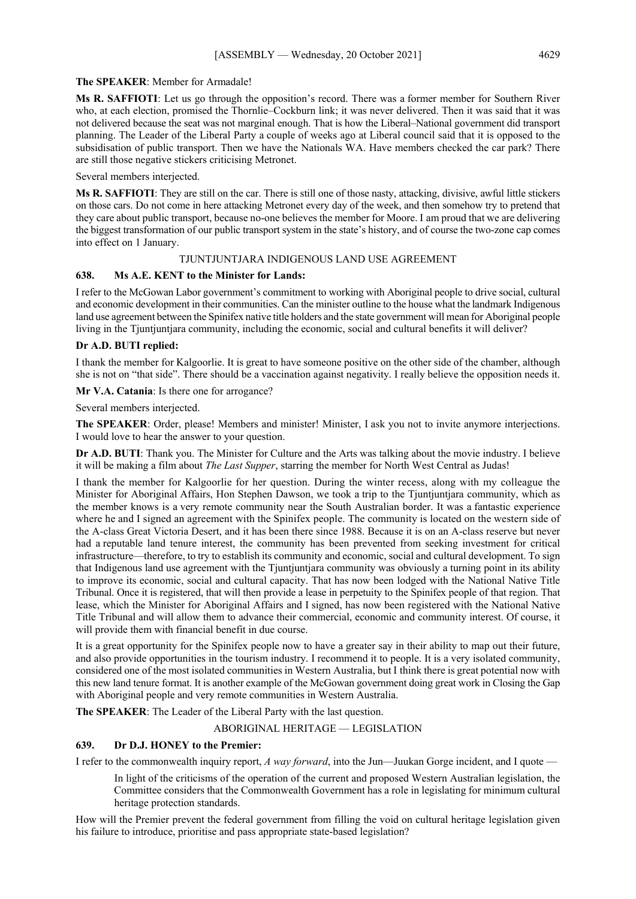**The SPEAKER**: Member for Armadale!

**Ms R. SAFFIOTI**: Let us go through the opposition's record. There was a former member for Southern River who, at each election, promised the Thornlie–Cockburn link; it was never delivered. Then it was said that it was not delivered because the seat was not marginal enough. That is how the Liberal–National government did transport planning. The Leader of the Liberal Party a couple of weeks ago at Liberal council said that it is opposed to the subsidisation of public transport. Then we have the Nationals WA. Have members checked the car park? There are still those negative stickers criticising Metronet.

Several members interjected.

**Ms R. SAFFIOTI**: They are still on the car. There is still one of those nasty, attacking, divisive, awful little stickers on those cars. Do not come in here attacking Metronet every day of the week, and then somehow try to pretend that they care about public transport, because no-one believes the member for Moore. I am proud that we are delivering the biggest transformation of our public transport system in the state's history, and of course the two-zone cap comes into effect on 1 January.

## TJUNTJUNTJARA INDIGENOUS LAND USE AGREEMENT

### 638. Ms A.E. KENT to the Minister for Lands:

I refer to the McGowan Labor government's commitment to working with Aboriginal people to drive social, cultural and economic development in their communities. Can the minister outline to the house what the landmark Indigenous land use agreement between the Spinifex native title holders and the state government will mean for Aboriginal people living in the Tjuntjuntjara community, including the economic, social and cultural benefits it will deliver?

**Dr A.D. BUTI replied:**

I thank the member for Kalgoorlie. It is great to have someone positive on the other side of the chamber, although she is not on "that side". There should be a vaccination against negativity. I really believe the opposition needs it.

**Mr V.A. Catania**: Is there one for arrogance?

Several members interjected.

**The SPEAKER**: Order, please! Members and minister! Minister, I ask you not to invite anymore interjections. I would love to hear the answer to your question.

**Dr A.D. BUTI**: Thank you. The Minister for Culture and the Arts was talking about the movie industry. I believe it will be making a film about *The Last Supper*, starring the member for North West Central as Judas!

I thank the member for Kalgoorlie for her question. During the winter recess, along with my colleague the Minister for Aboriginal Affairs, Hon Stephen Dawson, we took a trip to the Tjuntjuntjara community, which as the member knows is a very remote community near the South Australian border. It was a fantastic experience where he and I signed an agreement with the Spinifex people. The community is located on the western side of the A-class Great Victoria Desert, and it has been there since 1988. Because it is on an A-class reserve but never had a reputable land tenure interest, the community has been prevented from seeking investment for critical infrastructure—therefore, to try to establish its community and economic, social and cultural development. To sign that Indigenous land use agreement with the Tjuntjuntjara community was obviously a turning point in its ability to improve its economic, social and cultural capacity. That has now been lodged with the National Native Title Tribunal. Once it is registered, that will then provide a lease in perpetuity to the Spinifex people of that region. That lease, which the Minister for Aboriginal Affairs and I signed, has now been registered with the National Native Title Tribunal and will allow them to advance their commercial, economic and community interest. Of course, it will provide them with financial benefit in due course.

It is a great opportunity for the Spinifex people now to have a greater say in their ability to map out their future, and also provide opportunities in the tourism industry. I recommend it to people. It is a very isolated community, considered one of the most isolated communities in Western Australia, but I think there is great potential now with this new land tenure format. It is another example of the McGowan government doing great work in Closing the Gap with Aboriginal people and very remote communities in Western Australia.

**The SPEAKER**: The Leader of the Liberal Party with the last question.

## ABORIGINAL HERITAGE — LEGISLATION

### 639. Dr D.J. HONEY to the Premier:

I refer to the commonwealth inquiry report, *A way forward*, into the Jun—Juukan Gorge incident, and I quote —

> In light of the criticisms of the operation of the current and proposed Western Australian legislation, the Committee considers that the Commonwealth Government has a role in legislating for minimum cultural heritage protection standards.

How will the Premier prevent the federal government from filling the void on cultural heritage legislation given his failure to introduce, prioritise and pass appropriate state-based legislation?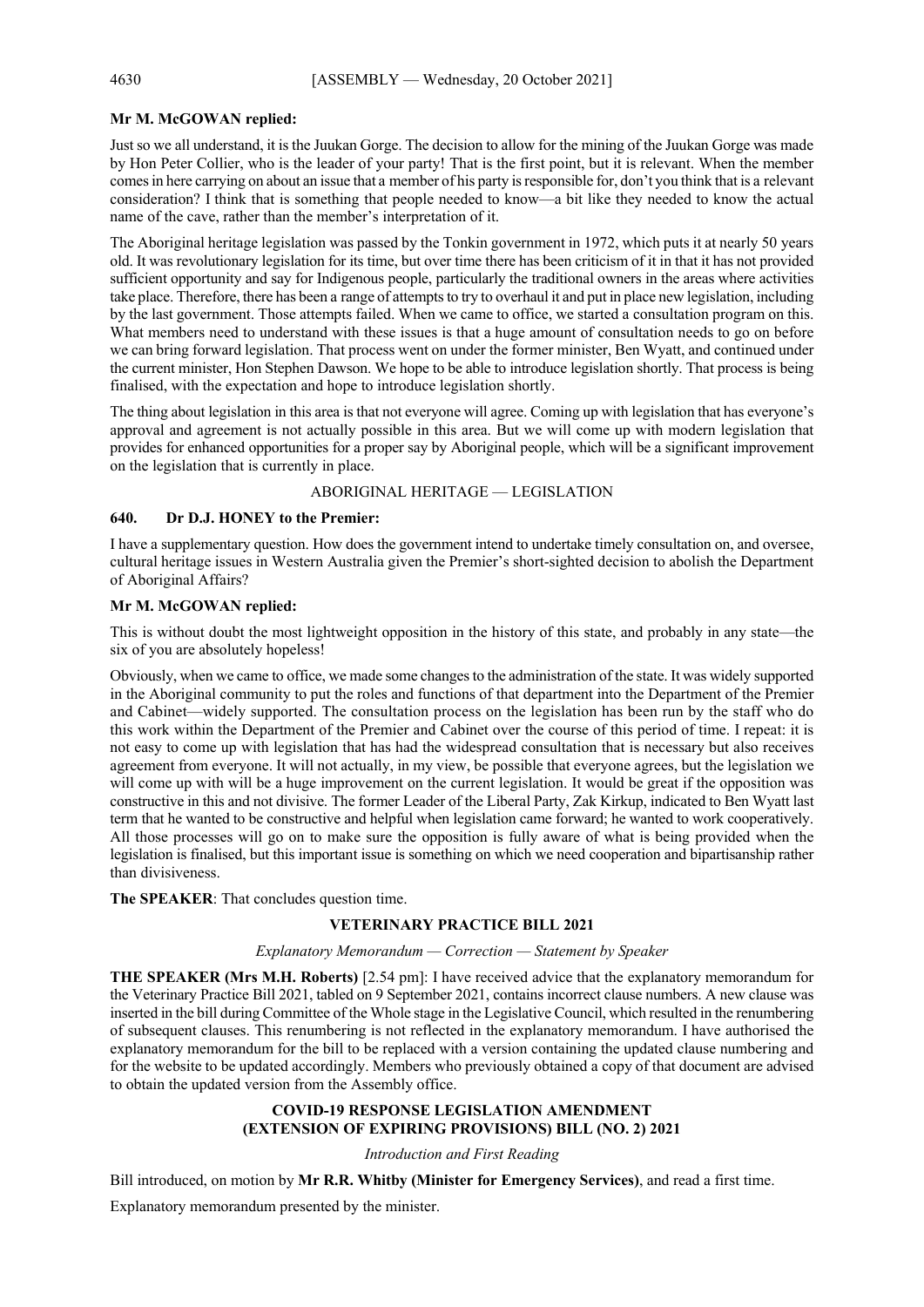**Mr M. McGOWAN replied:**

Just so we all understand, it is the Juukan Gorge. The decision to allow for the mining of the Juukan Gorge was made by Hon Peter Collier, who is the leader of your party! That is the first point, but it is relevant. When the member comes in here carrying on about an issue that a member of his party is responsible for, don't you think that is a relevant consideration? I think that is something that people needed to know—a bit like they needed to know the actual name of the cave, rather than the member's interpretation of it.

The Aboriginal heritage legislation was passed by the Tonkin government in 1972, which puts it at nearly 50 years old. It was revolutionary legislation for its time, but over time there has been criticism of it in that it has not provided sufficient opportunity and say for Indigenous people, particularly the traditional owners in the areas where activities take place. Therefore, there has been a range of attempts to try to overhaul it and put in place new legislation, including by the last government. Those attempts failed. When we came to office, we started a consultation program on this. What members need to understand with these issues is that a huge amount of consultation needs to go on before we can bring forward legislation. That process went on under the former minister, Ben Wyatt, and continued under the current minister, Hon Stephen Dawson. We hope to be able to introduce legislation shortly. That process is being finalised, with the expectation and hope to introduce legislation shortly.

The thing about legislation in this area is that not everyone will agree. Coming up with legislation that has everyone's approval and agreement is not actually possible in this area. But we will come up with modern legislation that provides for enhanced opportunities for a proper say by Aboriginal people, which will be a significant improvement on the legislation that is currently in place.

## ABORIGINAL HERITAGE — LEGISLATION

### 640. Dr D.J. HONEY to the Premier:

I have a supplementary question. How does the government intend to undertake timely consultation on, and oversee, cultural heritage issues in Western Australia given the Premier's short-sighted decision to abolish the Department of Aboriginal Affairs?

**Mr M. McGOWAN replied:**

This is without doubt the most lightweight opposition in the history of this state, and probably in any state—the six of you are absolutely hopeless!

Obviously, when we came to office, we made some changes to the administration of the state. It was widely supported in the Aboriginal community to put the roles and functions of that department into the Department of the Premier and Cabinet—widely supported. The consultation process on the legislation has been run by the staff who do this work within the Department of the Premier and Cabinet over the course of this period of time. I repeat: it is not easy to come up with legislation that has had the widespread consultation that is necessary but also receives agreement from everyone. It will not actually, in my view, be possible that everyone agrees, but the legislation we will come up with will be a huge improvement on the current legislation. It would be great if the opposition was constructive in this and not divisive. The former Leader of the Liberal Party, Zak Kirkup, indicated to Ben Wyatt last term that he wanted to be constructive and helpful when legislation came forward; he wanted to work cooperatively. All those processes will go on to make sure the opposition is fully aware of what is being provided when the legislation is finalised, but this important issue is something on which we need cooperation and bipartisanship rather than divisiveness.

**The SPEAKER**: That concludes question time.

## VETERINARY PRACTICE BILL 2021

*Explanatory Memorandum — Correction — Statement by Speaker*

**THE SPEAKER (Mrs M.H. Roberts)** [2.54 pm]: I have received advice that the explanatory memorandum for the Veterinary Practice Bill 2021, tabled on 9 September 2021, contains incorrect clause numbers. A new clause was inserted in the bill during Committee of the Whole stage in the Legislative Council, which resulted in the renumbering of subsequent clauses. This renumbering is not reflected in the explanatory memorandum. I have authorised the explanatory memorandum for the bill to be replaced with a version containing the updated clause numbering and for the website to be updated accordingly. Members who previously obtained a copy of that document are advised to obtain the updated version from the Assembly office.

## COVID-19 RESPONSE LEGISLATION AMENDMENT (EXTENSION OF EXPIRING PROVISIONS) BILL (NO. 2) 2021

*Introduction and First Reading*

Bill introduced, on motion by **Mr R.R. Whitby (Minister for Emergency Services)**, and read a first time.

Explanatory memorandum presented by the minister.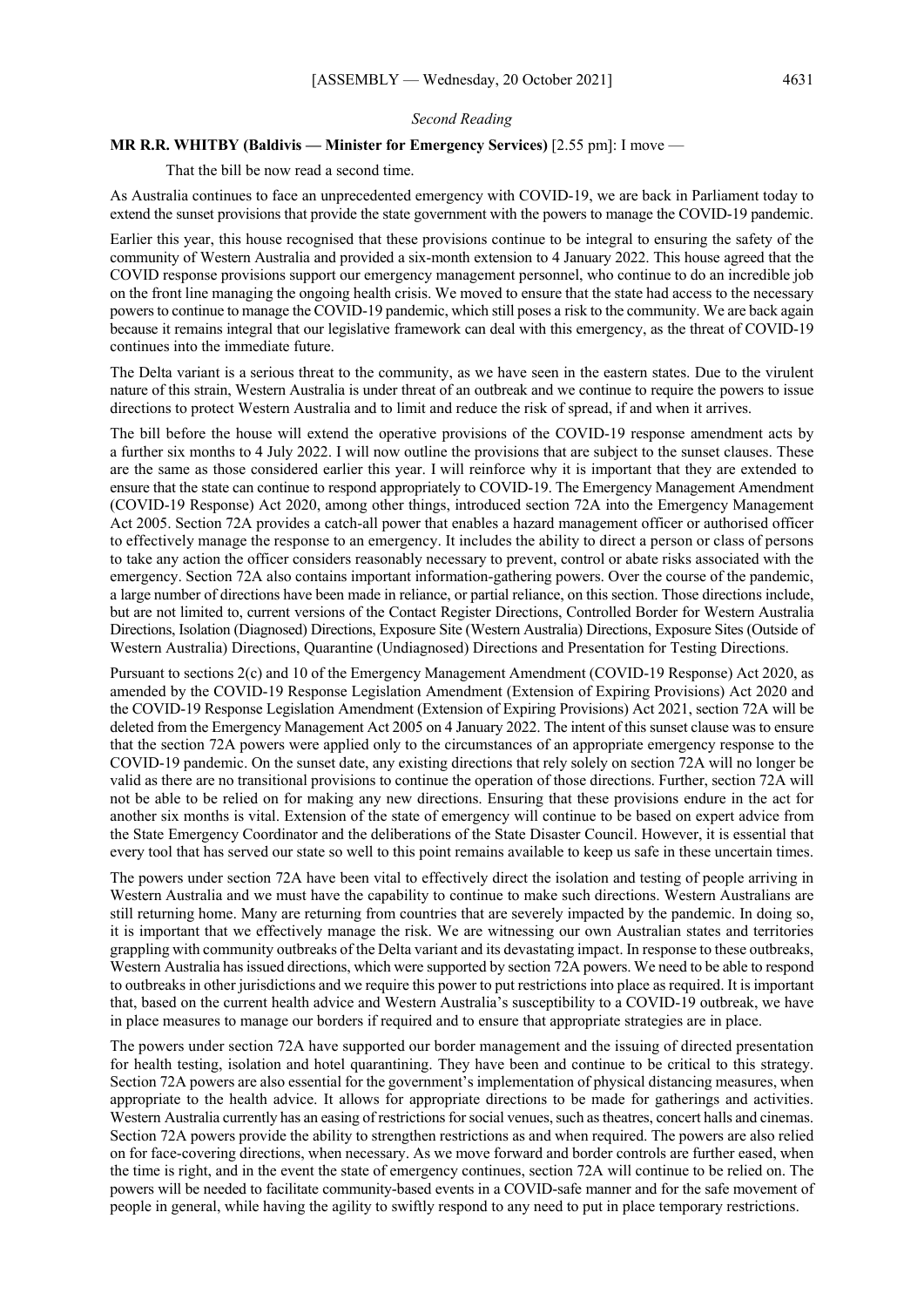*Second Reading*

**MR R.R. WHITBY (Baldivis — Minister for Emergency Services)** [2.55 pm]: I move —

That the bill be now read a second time.

As Australia continues to face an unprecedented emergency with COVID-19, we are back in Parliament today to extend the sunset provisions that provide the state government with the powers to manage the COVID-19 pandemic.

Earlier this year, this house recognised that these provisions continue to be integral to ensuring the safety of the community of Western Australia and provided a six-month extension to 4 January 2022. This house agreed that the COVID response provisions support our emergency management personnel, who continue to do an incredible job on the front line managing the ongoing health crisis. We moved to ensure that the state had access to the necessary powers to continue to manage the COVID-19 pandemic, which still poses a risk to the community. We are back again because it remains integral that our legislative framework can deal with this emergency, as the threat of COVID-19 continues into the immediate future.

The Delta variant is a serious threat to the community, as we have seen in the eastern states. Due to the virulent nature of this strain, Western Australia is under threat of an outbreak and we continue to require the powers to issue directions to protect Western Australia and to limit and reduce the risk of spread, if and when it arrives.

The bill before the house will extend the operative provisions of the COVID-19 response amendment acts by a further six months to 4 July 2022. I will now outline the provisions that are subject to the sunset clauses. These are the same as those considered earlier this year. I will reinforce why it is important that they are extended to ensure that the state can continue to respond appropriately to COVID-19. The Emergency Management Amendment (COVID-19 Response) Act 2020, among other things, introduced section 72A into the Emergency Management Act 2005. Section 72A provides a catch-all power that enables a hazard management officer or authorised officer to effectively manage the response to an emergency. It includes the ability to direct a person or class of persons to take any action the officer considers reasonably necessary to prevent, control or abate risks associated with the emergency. Section 72A also contains important information-gathering powers. Over the course of the pandemic, a large number of directions have been made in reliance, or partial reliance, on this section. Those directions include, but are not limited to, current versions of the Contact Register Directions, Controlled Border for Western Australia Directions, Isolation (Diagnosed) Directions, Exposure Site (Western Australia) Directions, Exposure Sites (Outside of Western Australia) Directions, Quarantine (Undiagnosed) Directions and Presentation for Testing Directions.

Pursuant to sections 2(c) and 10 of the Emergency Management Amendment (COVID-19 Response) Act 2020, as amended by the COVID-19 Response Legislation Amendment (Extension of Expiring Provisions) Act 2020 and the COVID-19 Response Legislation Amendment (Extension of Expiring Provisions) Act 2021, section 72A will be deleted from the Emergency Management Act 2005 on 4 January 2022. The intent of this sunset clause was to ensure that the section 72A powers were applied only to the circumstances of an appropriate emergency response to the COVID-19 pandemic. On the sunset date, any existing directions that rely solely on section 72A will no longer be valid as there are no transitional provisions to continue the operation of those directions. Further, section 72A will not be able to be relied on for making any new directions. Ensuring that these provisions endure in the act for another six months is vital. Extension of the state of emergency will continue to be based on expert advice from the State Emergency Coordinator and the deliberations of the State Disaster Council. However, it is essential that every tool that has served our state so well to this point remains available to keep us safe in these uncertain times.

The powers under section 72A have been vital to effectively direct the isolation and testing of people arriving in Western Australia and we must have the capability to continue to make such directions. Western Australians are still returning home. Many are returning from countries that are severely impacted by the pandemic. In doing so, it is important that we effectively manage the risk. We are witnessing our own Australian states and territories grappling with community outbreaks of the Delta variant and its devastating impact. In response to these outbreaks, Western Australia has issued directions, which were supported by section 72A powers. We need to be able to respond to outbreaks in other jurisdictions and we require this power to put restrictions into place as required. It is important that, based on the current health advice and Western Australia's susceptibility to a COVID-19 outbreak, we have in place measures to manage our borders if required and to ensure that appropriate strategies are in place.

The powers under section 72A have supported our border management and the issuing of directed presentation for health testing, isolation and hotel quarantining. They have been and continue to be critical to this strategy. Section 72A powers are also essential for the government's implementation of physical distancing measures, when appropriate to the health advice. It allows for appropriate directions to be made for gatherings and activities. Western Australia currently has an easing of restrictions for social venues, such as theatres, concert halls and cinemas. Section 72A powers provide the ability to strengthen restrictions as and when required. The powers are also relied on for face-covering directions, when necessary. As we move forward and border controls are further eased, when the time is right, and in the event the state of emergency continues, section 72A will continue to be relied on. The powers will be needed to facilitate community-based events in a COVID-safe manner and for the safe movement of people in general, while having the agility to swiftly respond to any need to put in place temporary restrictions.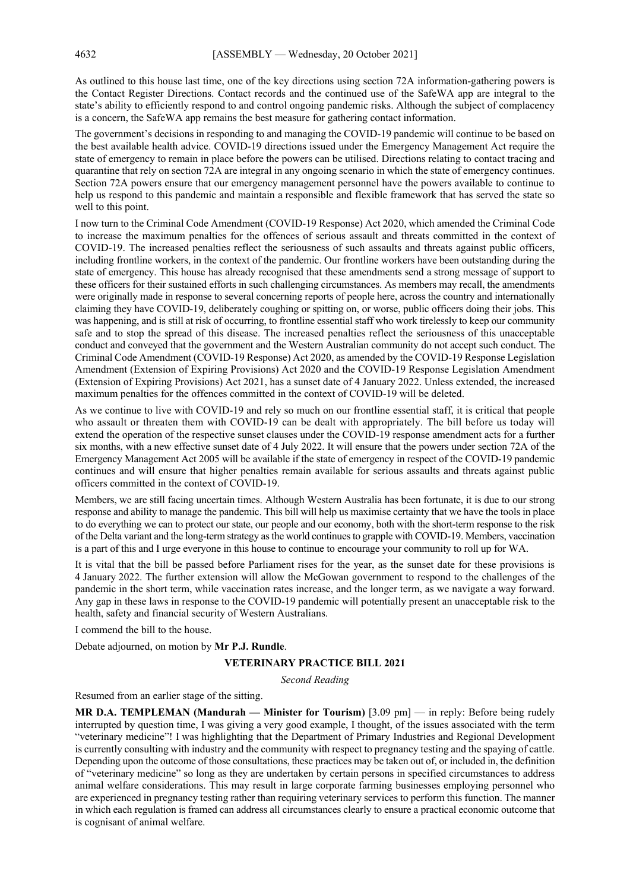As outlined to this house last time, one of the key directions using section 72A information-gathering powers is the Contact Register Directions. Contact records and the continued use of the SafeWA app are integral to the state's ability to efficiently respond to and control ongoing pandemic risks. Although the subject of complacency is a concern, the SafeWA app remains the best measure for gathering contact information.

The government's decisions in responding to and managing the COVID-19 pandemic will continue to be based on the best available health advice. COVID-19 directions issued under the Emergency Management Act require the state of emergency to remain in place before the powers can be utilised. Directions relating to contact tracing and quarantine that rely on section 72A are integral in any ongoing scenario in which the state of emergency continues. Section 72A powers ensure that our emergency management personnel have the powers available to continue to help us respond to this pandemic and maintain a responsible and flexible framework that has served the state so well to this point.

I now turn to the Criminal Code Amendment (COVID-19 Response) Act 2020, which amended the Criminal Code to increase the maximum penalties for the offences of serious assault and threats committed in the context of COVID-19. The increased penalties reflect the seriousness of such assaults and threats against public officers, including frontline workers, in the context of the pandemic. Our frontline workers have been outstanding during the state of emergency. This house has already recognised that these amendments send a strong message of support to these officers for their sustained efforts in such challenging circumstances. As members may recall, the amendments were originally made in response to several concerning reports of people here, across the country and internationally claiming they have COVID-19, deliberately coughing or spitting on, or worse, public officers doing their jobs. This was happening, and is still at risk of occurring, to frontline essential staff who work tirelessly to keep our community safe and to stop the spread of this disease. The increased penalties reflect the seriousness of this unacceptable conduct and conveyed that the government and the Western Australian community do not accept such conduct. The Criminal Code Amendment (COVID-19 Response) Act 2020, as amended by the COVID-19 Response Legislation Amendment (Extension of Expiring Provisions) Act 2020 and the COVID-19 Response Legislation Amendment (Extension of Expiring Provisions) Act 2021, has a sunset date of 4 January 2022. Unless extended, the increased maximum penalties for the offences committed in the context of COVID-19 will be deleted.

As we continue to live with COVID-19 and rely so much on our frontline essential staff, it is critical that people who assault or threaten them with COVID-19 can be dealt with appropriately. The bill before us today will extend the operation of the respective sunset clauses under the COVID-19 response amendment acts for a further six months, with a new effective sunset date of 4 July 2022. It will ensure that the powers under section 72A of the Emergency Management Act 2005 will be available if the state of emergency in respect of the COVID-19 pandemic continues and will ensure that higher penalties remain available for serious assaults and threats against public officers committed in the context of COVID-19.

Members, we are still facing uncertain times. Although Western Australia has been fortunate, it is due to our strong response and ability to manage the pandemic. This bill will help us maximise certainty that we have the tools in place to do everything we can to protect our state, our people and our economy, both with the short-term response to the risk of the Delta variant and the long-term strategy as the world continues to grapple with COVID-19. Members, vaccination is a part of this and I urge everyone in this house to continue to encourage your community to roll up for WA.

It is vital that the bill be passed before Parliament rises for the year, as the sunset date for these provisions is 4 January 2022. The further extension will allow the McGowan government to respond to the challenges of the pandemic in the short term, while vaccination rates increase, and the longer term, as we navigate a way forward. Any gap in these laws in response to the COVID-19 pandemic will potentially present an unacceptable risk to the health, safety and financial security of Western Australians.

I commend the bill to the house.

Debate adjourned, on motion by **Mr P.J. Rundle**.

## VETERINARY PRACTICE BILL 2021

*Second Reading*

Resumed from an earlier stage of the sitting.

**MR D.A. TEMPLEMAN (Mandurah — Minister for Tourism)** [3.09 pm] — in reply: Before being rudely interrupted by question time, I was giving a very good example, I thought, of the issues associated with the term "veterinary medicine"! I was highlighting that the Department of Primary Industries and Regional Development is currently consulting with industry and the community with respect to pregnancy testing and the spaying of cattle. Depending upon the outcome of those consultations, these practices may be taken out of, or included in, the definition of "veterinary medicine" so long as they are undertaken by certain persons in specified circumstances to address animal welfare considerations. This may result in large corporate farming businesses employing personnel who are experienced in pregnancy testing rather than requiring veterinary services to perform this function. The manner in which each regulation is framed can address all circumstances clearly to ensure a practical economic outcome that is cognisant of animal welfare.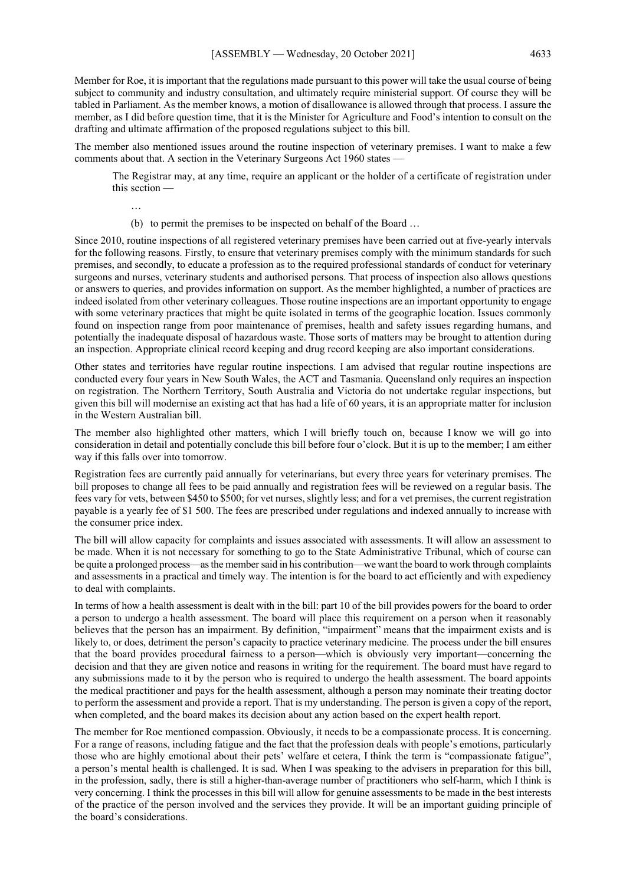Member for Roe, it is important that the regulations made pursuant to this power will take the usual course of being subject to community and industry consultation, and ultimately require ministerial support. Of course they will be tabled in Parliament. As the member knows, a motion of disallowance is allowed through that process. I assure the member, as I did before question time, that it is the Minister for Agriculture and Food's intention to consult on the drafting and ultimate affirmation of the proposed regulations subject to this bill.

The member also mentioned issues around the routine inspection of veterinary premises. I want to make a few comments about that. A section in the Veterinary Surgeons Act 1960 states —

> The Registrar may, at any time, require an applicant or the holder of a certificate of registration under this section —
>
> …
>
> (b) to permit the premises to be inspected on behalf of the Board …

Since 2010, routine inspections of all registered veterinary premises have been carried out at five-yearly intervals for the following reasons. Firstly, to ensure that veterinary premises comply with the minimum standards for such premises, and secondly, to educate a profession as to the required professional standards of conduct for veterinary surgeons and nurses, veterinary students and authorised persons. That process of inspection also allows questions or answers to queries, and provides information on support. As the member highlighted, a number of practices are indeed isolated from other veterinary colleagues. Those routine inspections are an important opportunity to engage with some veterinary practices that might be quite isolated in terms of the geographic location. Issues commonly found on inspection range from poor maintenance of premises, health and safety issues regarding humans, and potentially the inadequate disposal of hazardous waste. Those sorts of matters may be brought to attention during an inspection. Appropriate clinical record keeping and drug record keeping are also important considerations.

Other states and territories have regular routine inspections. I am advised that regular routine inspections are conducted every four years in New South Wales, the ACT and Tasmania. Queensland only requires an inspection on registration. The Northern Territory, South Australia and Victoria do not undertake regular inspections, but given this bill will modernise an existing act that has had a life of 60 years, it is an appropriate matter for inclusion in the Western Australian bill.

The member also highlighted other matters, which I will briefly touch on, because I know we will go into consideration in detail and potentially conclude this bill before four o'clock. But it is up to the member; I am either way if this falls over into tomorrow.

Registration fees are currently paid annually for veterinarians, but every three years for veterinary premises. The bill proposes to change all fees to be paid annually and registration fees will be reviewed on a regular basis. The fees vary for vets, between $450 to $500; for vet nurses, slightly less; and for a vet premises, the current registration payable is a yearly fee of $1 500. The fees are prescribed under regulations and indexed annually to increase with the consumer price index.

The bill will allow capacity for complaints and issues associated with assessments. It will allow an assessment to be made. When it is not necessary for something to go to the State Administrative Tribunal, which of course can be quite a prolonged process—as the member said in his contribution—we want the board to work through complaints and assessments in a practical and timely way. The intention is for the board to act efficiently and with expediency to deal with complaints.

In terms of how a health assessment is dealt with in the bill: part 10 of the bill provides powers for the board to order a person to undergo a health assessment. The board will place this requirement on a person when it reasonably believes that the person has an impairment. By definition, "impairment" means that the impairment exists and is likely to, or does, detriment the person's capacity to practice veterinary medicine. The process under the bill ensures that the board provides procedural fairness to a person—which is obviously very important—concerning the decision and that they are given notice and reasons in writing for the requirement. The board must have regard to any submissions made to it by the person who is required to undergo the health assessment. The board appoints the medical practitioner and pays for the health assessment, although a person may nominate their treating doctor to perform the assessment and provide a report. That is my understanding. The person is given a copy of the report, when completed, and the board makes its decision about any action based on the expert health report.

The member for Roe mentioned compassion. Obviously, it needs to be a compassionate process. It is concerning. For a range of reasons, including fatigue and the fact that the profession deals with people's emotions, particularly those who are highly emotional about their pets' welfare et cetera, I think the term is "compassionate fatigue", a person's mental health is challenged. It is sad. When I was speaking to the advisers in preparation for this bill, in the profession, sadly, there is still a higher-than-average number of practitioners who self-harm, which I think is very concerning. I think the processes in this bill will allow for genuine assessments to be made in the best interests of the practice of the person involved and the services they provide. It will be an important guiding principle of the board's considerations.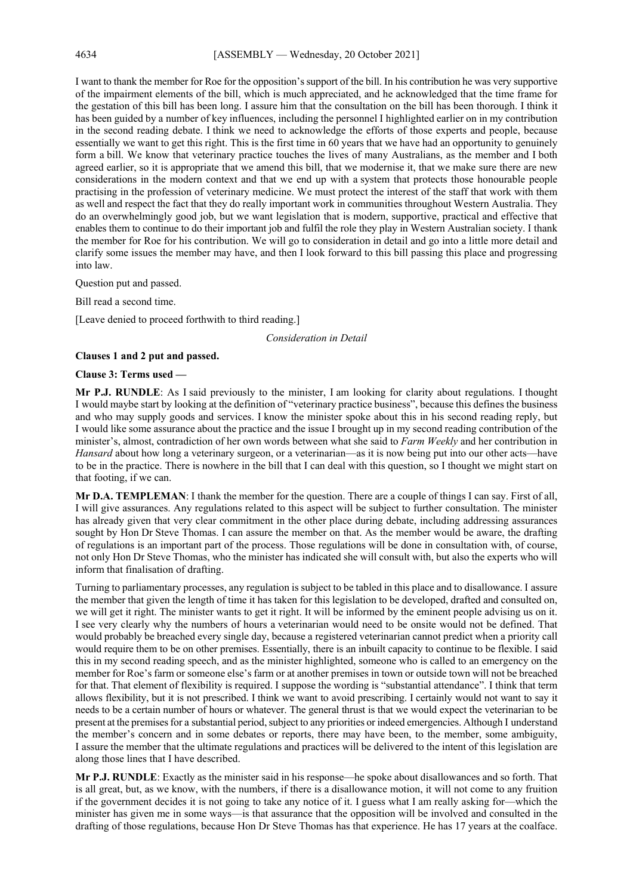I want to thank the member for Roe for the opposition's support of the bill. In his contribution he was very supportive of the impairment elements of the bill, which is much appreciated, and he acknowledged that the time frame for the gestation of this bill has been long. I assure him that the consultation on the bill has been thorough. I think it has been guided by a number of key influences, including the personnel I highlighted earlier on in my contribution in the second reading debate. I think we need to acknowledge the efforts of those experts and people, because essentially we want to get this right. This is the first time in 60 years that we have had an opportunity to genuinely form a bill. We know that veterinary practice touches the lives of many Australians, as the member and I both agreed earlier, so it is appropriate that we amend this bill, that we modernise it, that we make sure there are new considerations in the modern context and that we end up with a system that protects those honourable people practising in the profession of veterinary medicine. We must protect the interest of the staff that work with them as well and respect the fact that they do really important work in communities throughout Western Australia. They do an overwhelmingly good job, but we want legislation that is modern, supportive, practical and effective that enables them to continue to do their important job and fulfil the role they play in Western Australian society. I thank the member for Roe for his contribution. We will go to consideration in detail and go into a little more detail and clarify some issues the member may have, and then I look forward to this bill passing this place and progressing into law.

Question put and passed.

Bill read a second time.

[Leave denied to proceed forthwith to third reading.]

*Consideration in Detail*

**Clauses 1 and 2 put and passed.**

**Clause 3: Terms used —**

**Mr P.J. RUNDLE**: As I said previously to the minister, I am looking for clarity about regulations. I thought I would maybe start by looking at the definition of "veterinary practice business", because this defines the business and who may supply goods and services. I know the minister spoke about this in his second reading reply, but I would like some assurance about the practice and the issue I brought up in my second reading contribution of the minister's, almost, contradiction of her own words between what she said to *Farm Weekly* and her contribution in *Hansard* about how long a veterinary surgeon, or a veterinarian—as it is now being put into our other acts—have to be in the practice. There is nowhere in the bill that I can deal with this question, so I thought we might start on that footing, if we can.

**Mr D.A. TEMPLEMAN**: I thank the member for the question. There are a couple of things I can say. First of all, I will give assurances. Any regulations related to this aspect will be subject to further consultation. The minister has already given that very clear commitment in the other place during debate, including addressing assurances sought by Hon Dr Steve Thomas. I can assure the member on that. As the member would be aware, the drafting of regulations is an important part of the process. Those regulations will be done in consultation with, of course, not only Hon Dr Steve Thomas, who the minister has indicated she will consult with, but also the experts who will inform that finalisation of drafting.

Turning to parliamentary processes, any regulation is subject to be tabled in this place and to disallowance. I assure the member that given the length of time it has taken for this legislation to be developed, drafted and consulted on, we will get it right. The minister wants to get it right. It will be informed by the eminent people advising us on it. I see very clearly why the numbers of hours a veterinarian would need to be onsite would not be defined. That would probably be breached every single day, because a registered veterinarian cannot predict when a priority call would require them to be on other premises. Essentially, there is an inbuilt capacity to continue to be flexible. I said this in my second reading speech, and as the minister highlighted, someone who is called to an emergency on the member for Roe's farm or someone else's farm or at another premises in town or outside town will not be breached for that. That element of flexibility is required. I suppose the wording is "substantial attendance". I think that term allows flexibility, but it is not prescribed. I think we want to avoid prescribing. I certainly would not want to say it needs to be a certain number of hours or whatever. The general thrust is that we would expect the veterinarian to be present at the premises for a substantial period, subject to any priorities or indeed emergencies. Although I understand the member's concern and in some debates or reports, there may have been, to the member, some ambiguity, I assure the member that the ultimate regulations and practices will be delivered to the intent of this legislation are along those lines that I have described.

**Mr P.J. RUNDLE**: Exactly as the minister said in his response—he spoke about disallowances and so forth. That is all great, but, as we know, with the numbers, if there is a disallowance motion, it will not come to any fruition if the government decides it is not going to take any notice of it. I guess what I am really asking for—which the minister has given me in some ways—is that assurance that the opposition will be involved and consulted in the drafting of those regulations, because Hon Dr Steve Thomas has that experience. He has 17 years at the coalface.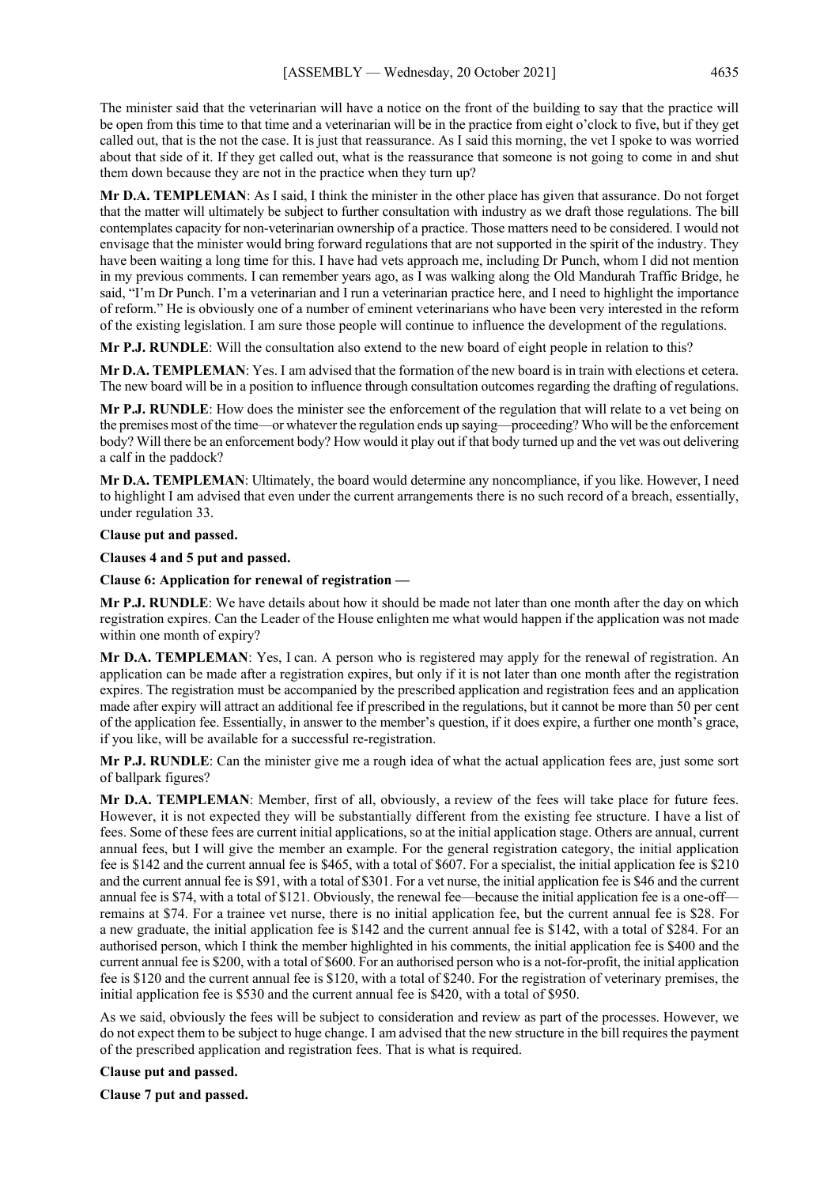The minister said that the veterinarian will have a notice on the front of the building to say that the practice will be open from this time to that time and a veterinarian will be in the practice from eight o'clock to five, but if they get called out, that is the not the case. It is just that reassurance. As I said this morning, the vet I spoke to was worried about that side of it. If they get called out, what is the reassurance that someone is not going to come in and shut them down because they are not in the practice when they turn up?

**Mr D.A. TEMPLEMAN**: As I said, I think the minister in the other place has given that assurance. Do not forget that the matter will ultimately be subject to further consultation with industry as we draft those regulations. The bill contemplates capacity for non-veterinarian ownership of a practice. Those matters need to be considered. I would not envisage that the minister would bring forward regulations that are not supported in the spirit of the industry. They have been waiting a long time for this. I have had vets approach me, including Dr Punch, whom I did not mention in my previous comments. I can remember years ago, as I was walking along the Old Mandurah Traffic Bridge, he said, "I'm Dr Punch. I'm a veterinarian and I run a veterinarian practice here, and I need to highlight the importance of reform." He is obviously one of a number of eminent veterinarians who have been very interested in the reform of the existing legislation. I am sure those people will continue to influence the development of the regulations.

**Mr P.J. RUNDLE**: Will the consultation also extend to the new board of eight people in relation to this?

**Mr D.A. TEMPLEMAN**: Yes. I am advised that the formation of the new board is in train with elections et cetera. The new board will be in a position to influence through consultation outcomes regarding the drafting of regulations.

**Mr P.J. RUNDLE**: How does the minister see the enforcement of the regulation that will relate to a vet being on the premises most of the time—or whatever the regulation ends up saying—proceeding? Who will be the enforcement body? Will there be an enforcement body? How would it play out if that body turned up and the vet was out delivering a calf in the paddock?

**Mr D.A. TEMPLEMAN**: Ultimately, the board would determine any noncompliance, if you like. However, I need to highlight I am advised that even under the current arrangements there is no such record of a breach, essentially, under regulation 33.

**Clause put and passed.**

**Clauses 4 and 5 put and passed.**

**Clause 6: Application for renewal of registration —**

**Mr P.J. RUNDLE**: We have details about how it should be made not later than one month after the day on which registration expires. Can the Leader of the House enlighten me what would happen if the application was not made within one month of expiry?

**Mr D.A. TEMPLEMAN**: Yes, I can. A person who is registered may apply for the renewal of registration. An application can be made after a registration expires, but only if it is not later than one month after the registration expires. The registration must be accompanied by the prescribed application and registration fees and an application made after expiry will attract an additional fee if prescribed in the regulations, but it cannot be more than 50 per cent of the application fee. Essentially, in answer to the member's question, if it does expire, a further one month's grace, if you like, will be available for a successful re-registration.

**Mr P.J. RUNDLE**: Can the minister give me a rough idea of what the actual application fees are, just some sort of ballpark figures?

**Mr D.A. TEMPLEMAN**: Member, first of all, obviously, a review of the fees will take place for future fees. However, it is not expected they will be substantially different from the existing fee structure. I have a list of fees. Some of these fees are current initial applications, so at the initial application stage. Others are annual, current annual fees, but I will give the member an example. For the general registration category, the initial application fee is $142 and the current annual fee is $465, with a total of $607. For a specialist, the initial application fee is $210 and the current annual fee is $91, with a total of $301. For a vet nurse, the initial application fee is $46 and the current annual fee is $74, with a total of $121. Obviously, the renewal fee—because the initial application fee is a one-off—remains at $74. For a trainee vet nurse, there is no initial application fee, but the current annual fee is $28. For a new graduate, the initial application fee is $142 and the current annual fee is $142, with a total of $284. For an authorised person, which I think the member highlighted in his comments, the initial application fee is $400 and the current annual fee is $200, with a total of $600. For an authorised person who is a not-for-profit, the initial application fee is $120 and the current annual fee is $120, with a total of $240. For the registration of veterinary premises, the initial application fee is $530 and the current annual fee is $420, with a total of $950.

As we said, obviously the fees will be subject to consideration and review as part of the processes. However, we do not expect them to be subject to huge change. I am advised that the new structure in the bill requires the payment of the prescribed application and registration fees. That is what is required.

**Clause put and passed.**

**Clause 7 put and passed.**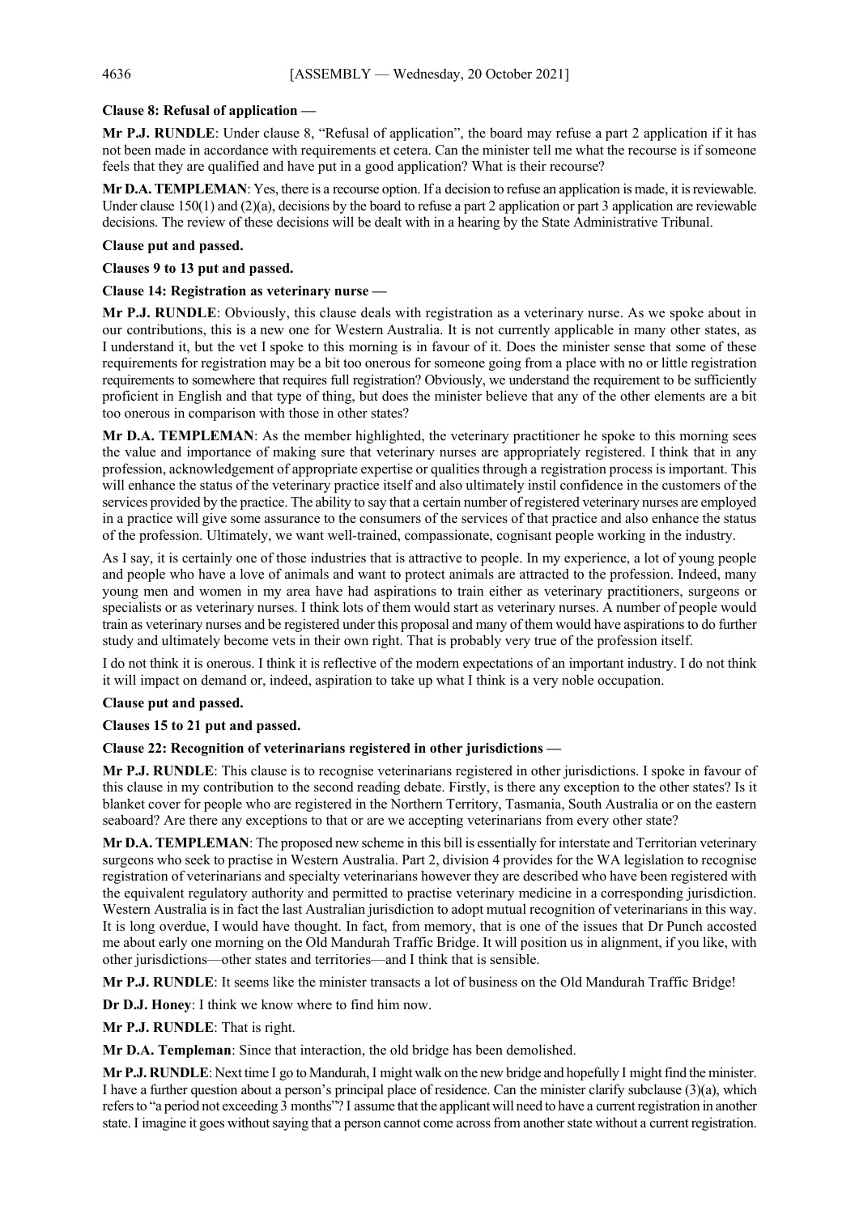**Clause 8: Refusal of application —**

**Mr P.J. RUNDLE**: Under clause 8, "Refusal of application", the board may refuse a part 2 application if it has not been made in accordance with requirements et cetera. Can the minister tell me what the recourse is if someone feels that they are qualified and have put in a good application? What is their recourse?

**Mr D.A. TEMPLEMAN**: Yes, there is a recourse option. If a decision to refuse an application is made, it is reviewable. Under clause 150(1) and (2)(a), decisions by the board to refuse a part 2 application or part 3 application are reviewable decisions. The review of these decisions will be dealt with in a hearing by the State Administrative Tribunal.

**Clause put and passed.**

**Clauses 9 to 13 put and passed.**

**Clause 14: Registration as veterinary nurse —**

**Mr P.J. RUNDLE**: Obviously, this clause deals with registration as a veterinary nurse. As we spoke about in our contributions, this is a new one for Western Australia. It is not currently applicable in many other states, as I understand it, but the vet I spoke to this morning is in favour of it. Does the minister sense that some of these requirements for registration may be a bit too onerous for someone going from a place with no or little registration requirements to somewhere that requires full registration? Obviously, we understand the requirement to be sufficiently proficient in English and that type of thing, but does the minister believe that any of the other elements are a bit too onerous in comparison with those in other states?

**Mr D.A. TEMPLEMAN**: As the member highlighted, the veterinary practitioner he spoke to this morning sees the value and importance of making sure that veterinary nurses are appropriately registered. I think that in any profession, acknowledgement of appropriate expertise or qualities through a registration process is important. This will enhance the status of the veterinary practice itself and also ultimately instil confidence in the customers of the services provided by the practice. The ability to say that a certain number of registered veterinary nurses are employed in a practice will give some assurance to the consumers of the services of that practice and also enhance the status of the profession. Ultimately, we want well-trained, compassionate, cognisant people working in the industry.

As I say, it is certainly one of those industries that is attractive to people. In my experience, a lot of young people and people who have a love of animals and want to protect animals are attracted to the profession. Indeed, many young men and women in my area have had aspirations to train either as veterinary practitioners, surgeons or specialists or as veterinary nurses. I think lots of them would start as veterinary nurses. A number of people would train as veterinary nurses and be registered under this proposal and many of them would have aspirations to do further study and ultimately become vets in their own right. That is probably very true of the profession itself.

I do not think it is onerous. I think it is reflective of the modern expectations of an important industry. I do not think it will impact on demand or, indeed, aspiration to take up what I think is a very noble occupation.

**Clause put and passed.**

**Clauses 15 to 21 put and passed.**

**Clause 22: Recognition of veterinarians registered in other jurisdictions —**

**Mr P.J. RUNDLE**: This clause is to recognise veterinarians registered in other jurisdictions. I spoke in favour of this clause in my contribution to the second reading debate. Firstly, is there any exception to the other states? Is it blanket cover for people who are registered in the Northern Territory, Tasmania, South Australia or on the eastern seaboard? Are there any exceptions to that or are we accepting veterinarians from every other state?

**Mr D.A. TEMPLEMAN**: The proposed new scheme in this bill is essentially for interstate and Territorian veterinary surgeons who seek to practise in Western Australia. Part 2, division 4 provides for the WA legislation to recognise registration of veterinarians and specialty veterinarians however they are described who have been registered with the equivalent regulatory authority and permitted to practise veterinary medicine in a corresponding jurisdiction. Western Australia is in fact the last Australian jurisdiction to adopt mutual recognition of veterinarians in this way. It is long overdue, I would have thought. In fact, from memory, that is one of the issues that Dr Punch accosted me about early one morning on the Old Mandurah Traffic Bridge. It will position us in alignment, if you like, with other jurisdictions—other states and territories—and I think that is sensible.

**Mr P.J. RUNDLE**: It seems like the minister transacts a lot of business on the Old Mandurah Traffic Bridge!

**Dr D.J. Honey**: I think we know where to find him now.

**Mr P.J. RUNDLE**: That is right.

**Mr D.A. Templeman**: Since that interaction, the old bridge has been demolished.

**Mr P.J. RUNDLE**: Next time I go to Mandurah, I might walk on the new bridge and hopefully I might find the minister. I have a further question about a person's principal place of residence. Can the minister clarify subclause (3)(a), which refers to "a period not exceeding 3 months"? I assume that the applicant will need to have a current registration in another state. I imagine it goes without saying that a person cannot come across from another state without a current registration.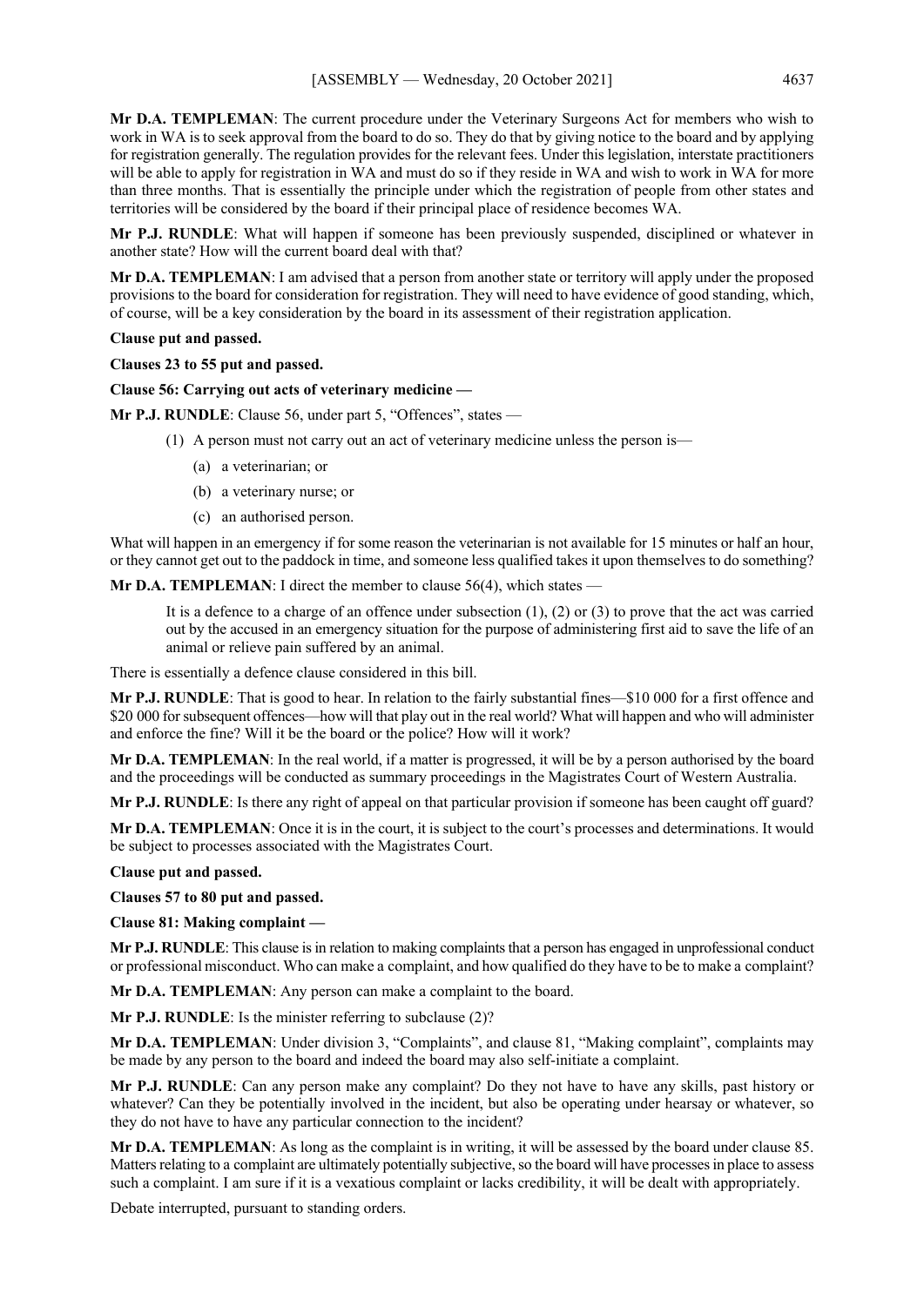**Mr D.A. TEMPLEMAN**: The current procedure under the Veterinary Surgeons Act for members who wish to work in WA is to seek approval from the board to do so. They do that by giving notice to the board and by applying for registration generally. The regulation provides for the relevant fees. Under this legislation, interstate practitioners will be able to apply for registration in WA and must do so if they reside in WA and wish to work in WA for more than three months. That is essentially the principle under which the registration of people from other states and territories will be considered by the board if their principal place of residence becomes WA.

**Mr P.J. RUNDLE**: What will happen if someone has been previously suspended, disciplined or whatever in another state? How will the current board deal with that?

**Mr D.A. TEMPLEMAN**: I am advised that a person from another state or territory will apply under the proposed provisions to the board for consideration for registration. They will need to have evidence of good standing, which, of course, will be a key consideration by the board in its assessment of their registration application.

**Clause put and passed.**

**Clauses 23 to 55 put and passed.**

**Clause 56: Carrying out acts of veterinary medicine —**

**Mr P.J. RUNDLE**: Clause 56, under part 5, "Offences", states —

> (1) A person must not carry out an act of veterinary medicine unless the person is—
>
> (a) a veterinarian; or
>
> (b) a veterinary nurse; or
>
> (c) an authorised person.

What will happen in an emergency if for some reason the veterinarian is not available for 15 minutes or half an hour, or they cannot get out to the paddock in time, and someone less qualified takes it upon themselves to do something?

**Mr D.A. TEMPLEMAN**: I direct the member to clause 56(4), which states —

> It is a defence to a charge of an offence under subsection (1), (2) or (3) to prove that the act was carried out by the accused in an emergency situation for the purpose of administering first aid to save the life of an animal or relieve pain suffered by an animal.

There is essentially a defence clause considered in this bill.

**Mr P.J. RUNDLE**: That is good to hear. In relation to the fairly substantial fines—$10 000 for a first offence and $20 000 for subsequent offences—how will that play out in the real world? What will happen and who will administer and enforce the fine? Will it be the board or the police? How will it work?

**Mr D.A. TEMPLEMAN**: In the real world, if a matter is progressed, it will be by a person authorised by the board and the proceedings will be conducted as summary proceedings in the Magistrates Court of Western Australia.

**Mr P.J. RUNDLE**: Is there any right of appeal on that particular provision if someone has been caught off guard?

**Mr D.A. TEMPLEMAN**: Once it is in the court, it is subject to the court's processes and determinations. It would be subject to processes associated with the Magistrates Court.

**Clause put and passed.**

**Clauses 57 to 80 put and passed.**

**Clause 81: Making complaint —**

**Mr P.J. RUNDLE**: This clause is in relation to making complaints that a person has engaged in unprofessional conduct or professional misconduct. Who can make a complaint, and how qualified do they have to be to make a complaint?

**Mr D.A. TEMPLEMAN**: Any person can make a complaint to the board.

**Mr P.J. RUNDLE**: Is the minister referring to subclause (2)?

**Mr D.A. TEMPLEMAN**: Under division 3, "Complaints", and clause 81, "Making complaint", complaints may be made by any person to the board and indeed the board may also self-initiate a complaint.

**Mr P.J. RUNDLE**: Can any person make any complaint? Do they not have to have any skills, past history or whatever? Can they be potentially involved in the incident, but also be operating under hearsay or whatever, so they do not have to have any particular connection to the incident?

**Mr D.A. TEMPLEMAN**: As long as the complaint is in writing, it will be assessed by the board under clause 85. Matters relating to a complaint are ultimately potentially subjective, so the board will have processes in place to assess such a complaint. I am sure if it is a vexatious complaint or lacks credibility, it will be dealt with appropriately.

Debate interrupted, pursuant to standing orders.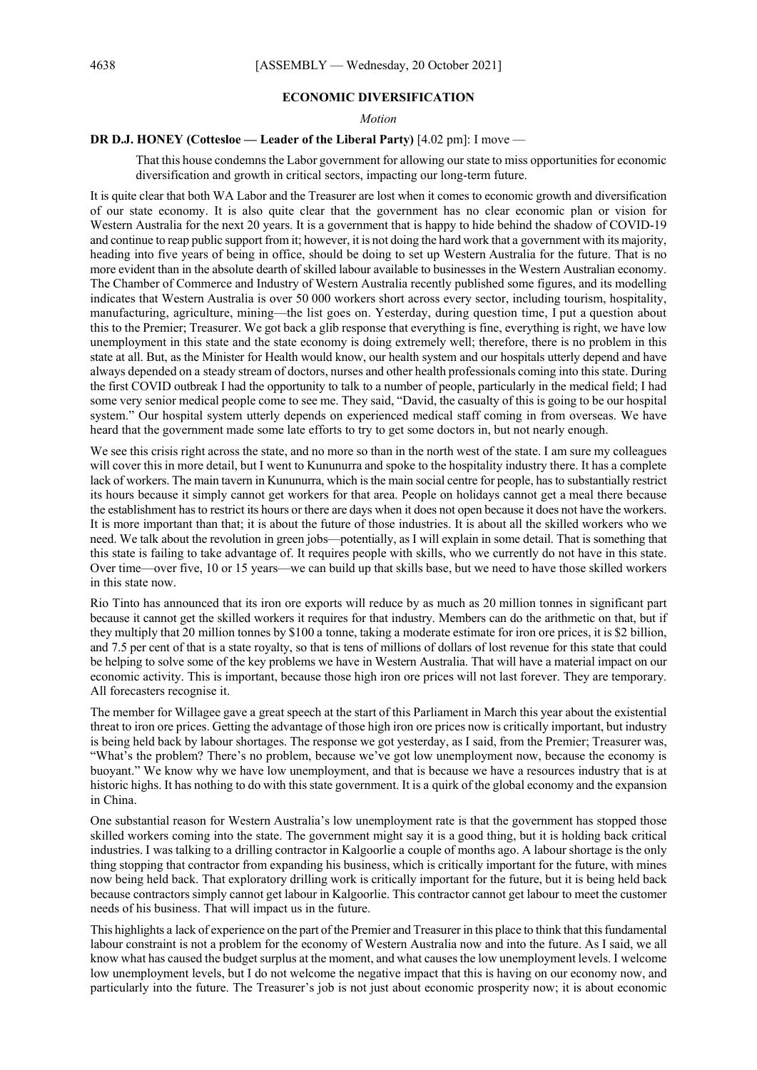## ECONOMIC DIVERSIFICATION

*Motion*

**DR D.J. HONEY (Cottesloe — Leader of the Liberal Party)** [4.02 pm]: I move —

> That this house condemns the Labor government for allowing our state to miss opportunities for economic diversification and growth in critical sectors, impacting our long-term future.

It is quite clear that both WA Labor and the Treasurer are lost when it comes to economic growth and diversification of our state economy. It is also quite clear that the government has no clear economic plan or vision for Western Australia for the next 20 years. It is a government that is happy to hide behind the shadow of COVID-19 and continue to reap public support from it; however, it is not doing the hard work that a government with its majority, heading into five years of being in office, should be doing to set up Western Australia for the future. That is no more evident than in the absolute dearth of skilled labour available to businesses in the Western Australian economy. The Chamber of Commerce and Industry of Western Australia recently published some figures, and its modelling indicates that Western Australia is over 50 000 workers short across every sector, including tourism, hospitality, manufacturing, agriculture, mining—the list goes on. Yesterday, during question time, I put a question about this to the Premier; Treasurer. We got back a glib response that everything is fine, everything is right, we have low unemployment in this state and the state economy is doing extremely well; therefore, there is no problem in this state at all. But, as the Minister for Health would know, our health system and our hospitals utterly depend and have always depended on a steady stream of doctors, nurses and other health professionals coming into this state. During the first COVID outbreak I had the opportunity to talk to a number of people, particularly in the medical field; I had some very senior medical people come to see me. They said, "David, the casualty of this is going to be our hospital system." Our hospital system utterly depends on experienced medical staff coming in from overseas. We have heard that the government made some late efforts to try to get some doctors in, but not nearly enough.

We see this crisis right across the state, and no more so than in the north west of the state. I am sure my colleagues will cover this in more detail, but I went to Kununurra and spoke to the hospitality industry there. It has a complete lack of workers. The main tavern in Kununurra, which is the main social centre for people, has to substantially restrict its hours because it simply cannot get workers for that area. People on holidays cannot get a meal there because the establishment has to restrict its hours or there are days when it does not open because it does not have the workers. It is more important than that; it is about the future of those industries. It is about all the skilled workers who we need. We talk about the revolution in green jobs—potentially, as I will explain in some detail. That is something that this state is failing to take advantage of. It requires people with skills, who we currently do not have in this state. Over time—over five, 10 or 15 years—we can build up that skills base, but we need to have those skilled workers in this state now.

Rio Tinto has announced that its iron ore exports will reduce by as much as 20 million tonnes in significant part because it cannot get the skilled workers it requires for that industry. Members can do the arithmetic on that, but if they multiply that 20 million tonnes by $100 a tonne, taking a moderate estimate for iron ore prices, it is $2 billion, and 7.5 per cent of that is a state royalty, so that is tens of millions of dollars of lost revenue for this state that could be helping to solve some of the key problems we have in Western Australia. That will have a material impact on our economic activity. This is important, because those high iron ore prices will not last forever. They are temporary. All forecasters recognise it.

The member for Willagee gave a great speech at the start of this Parliament in March this year about the existential threat to iron ore prices. Getting the advantage of those high iron ore prices now is critically important, but industry is being held back by labour shortages. The response we got yesterday, as I said, from the Premier; Treasurer was, "What's the problem? There's no problem, because we've got low unemployment now, because the economy is buoyant." We know why we have low unemployment, and that is because we have a resources industry that is at historic highs. It has nothing to do with this state government. It is a quirk of the global economy and the expansion in China.

One substantial reason for Western Australia's low unemployment rate is that the government has stopped those skilled workers coming into the state. The government might say it is a good thing, but it is holding back critical industries. I was talking to a drilling contractor in Kalgoorlie a couple of months ago. A labour shortage is the only thing stopping that contractor from expanding his business, which is critically important for the future, with mines now being held back. That exploratory drilling work is critically important for the future, but it is being held back because contractors simply cannot get labour in Kalgoorlie. This contractor cannot get labour to meet the customer needs of his business. That will impact us in the future.

This highlights a lack of experience on the part of the Premier and Treasurer in this place to think that this fundamental labour constraint is not a problem for the economy of Western Australia now and into the future. As I said, we all know what has caused the budget surplus at the moment, and what causes the low unemployment levels. I welcome low unemployment levels, but I do not welcome the negative impact that this is having on our economy now, and particularly into the future. The Treasurer's job is not just about economic prosperity now; it is about economic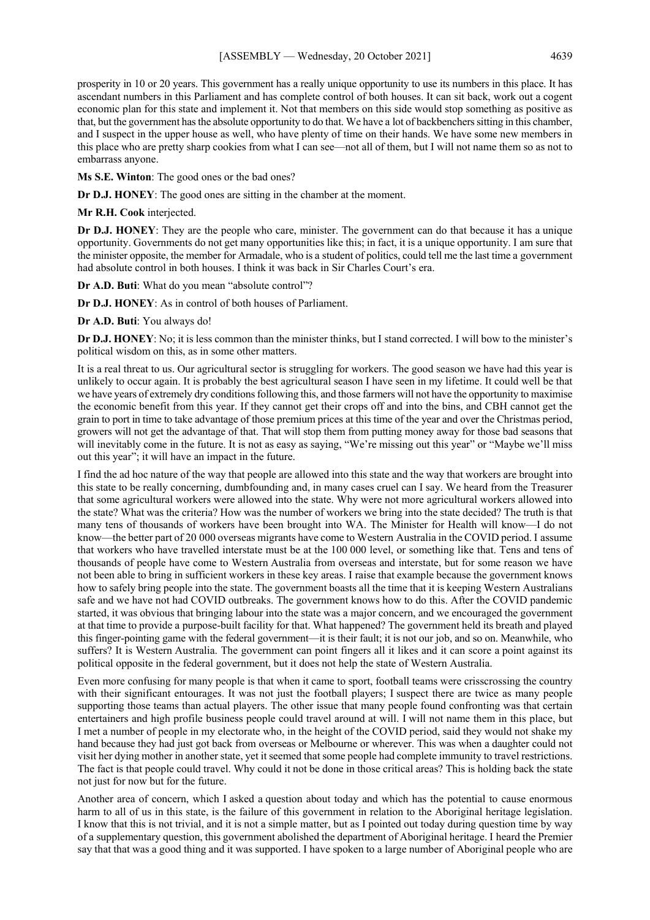prosperity in 10 or 20 years. This government has a really unique opportunity to use its numbers in this place. It has ascendant numbers in this Parliament and has complete control of both houses. It can sit back, work out a cogent economic plan for this state and implement it. Not that members on this side would stop something as positive as that, but the government has the absolute opportunity to do that. We have a lot of backbenchers sitting in this chamber, and I suspect in the upper house as well, who have plenty of time on their hands. We have some new members in this place who are pretty sharp cookies from what I can see—not all of them, but I will not name them so as not to embarrass anyone.

**Ms S.E. Winton**: The good ones or the bad ones?

**Dr D.J. HONEY**: The good ones are sitting in the chamber at the moment.

**Mr R.H. Cook** interjected.

**Dr D.J. HONEY**: They are the people who care, minister. The government can do that because it has a unique opportunity. Governments do not get many opportunities like this; in fact, it is a unique opportunity. I am sure that the minister opposite, the member for Armadale, who is a student of politics, could tell me the last time a government had absolute control in both houses. I think it was back in Sir Charles Court's era.

**Dr A.D. Buti**: What do you mean "absolute control"?

**Dr D.J. HONEY**: As in control of both houses of Parliament.

**Dr A.D. Buti**: You always do!

**Dr D.J. HONEY**: No; it is less common than the minister thinks, but I stand corrected. I will bow to the minister's political wisdom on this, as in some other matters.

It is a real threat to us. Our agricultural sector is struggling for workers. The good season we have had this year is unlikely to occur again. It is probably the best agricultural season I have seen in my lifetime. It could well be that we have years of extremely dry conditions following this, and those farmers will not have the opportunity to maximise the economic benefit from this year. If they cannot get their crops off and into the bins, and CBH cannot get the grain to port in time to take advantage of those premium prices at this time of the year and over the Christmas period, growers will not get the advantage of that. That will stop them from putting money away for those bad seasons that will inevitably come in the future. It is not as easy as saying, "We're missing out this year" or "Maybe we'll miss out this year"; it will have an impact in the future.

I find the ad hoc nature of the way that people are allowed into this state and the way that workers are brought into this state to be really concerning, dumbfounding and, in many cases cruel can I say. We heard from the Treasurer that some agricultural workers were allowed into the state. Why were not more agricultural workers allowed into the state? What was the criteria? How was the number of workers we bring into the state decided? The truth is that many tens of thousands of workers have been brought into WA. The Minister for Health will know—I do not know—the better part of 20 000 overseas migrants have come to Western Australia in the COVID period. I assume that workers who have travelled interstate must be at the 100 000 level, or something like that. Tens and tens of thousands of people have come to Western Australia from overseas and interstate, but for some reason we have not been able to bring in sufficient workers in these key areas. I raise that example because the government knows how to safely bring people into the state. The government boasts all the time that it is keeping Western Australians safe and we have not had COVID outbreaks. The government knows how to do this. After the COVID pandemic started, it was obvious that bringing labour into the state was a major concern, and we encouraged the government at that time to provide a purpose-built facility for that. What happened? The government held its breath and played this finger-pointing game with the federal government—it is their fault; it is not our job, and so on. Meanwhile, who suffers? It is Western Australia. The government can point fingers all it likes and it can score a point against its political opposite in the federal government, but it does not help the state of Western Australia.

Even more confusing for many people is that when it came to sport, football teams were crisscrossing the country with their significant entourages. It was not just the football players; I suspect there are twice as many people supporting those teams than actual players. The other issue that many people found confronting was that certain entertainers and high profile business people could travel around at will. I will not name them in this place, but I met a number of people in my electorate who, in the height of the COVID period, said they would not shake my hand because they had just got back from overseas or Melbourne or wherever. This was when a daughter could not visit her dying mother in another state, yet it seemed that some people had complete immunity to travel restrictions. The fact is that people could travel. Why could it not be done in those critical areas? This is holding back the state not just for now but for the future.

Another area of concern, which I asked a question about today and which has the potential to cause enormous harm to all of us in this state, is the failure of this government in relation to the Aboriginal heritage legislation. I know that this is not trivial, and it is not a simple matter, but as I pointed out today during question time by way of a supplementary question, this government abolished the department of Aboriginal heritage. I heard the Premier say that that was a good thing and it was supported. I have spoken to a large number of Aboriginal people who are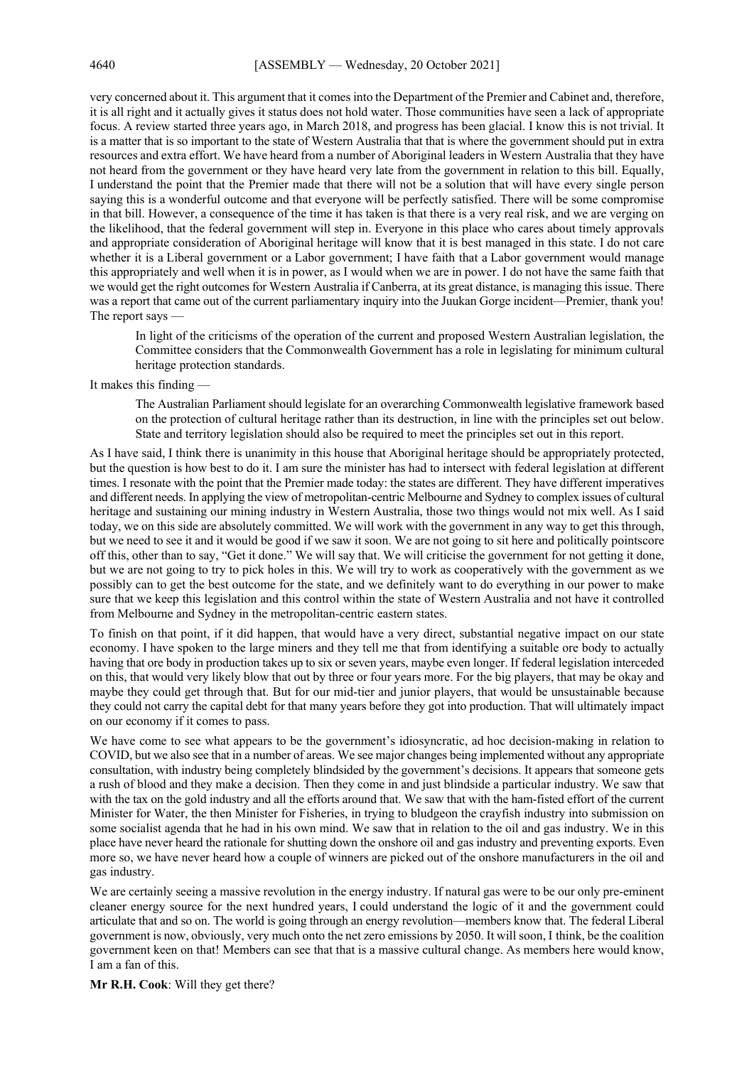very concerned about it. This argument that it comes into the Department of the Premier and Cabinet and, therefore, it is all right and it actually gives it status does not hold water. Those communities have seen a lack of appropriate focus. A review started three years ago, in March 2018, and progress has been glacial. I know this is not trivial. It is a matter that is so important to the state of Western Australia that that is where the government should put in extra resources and extra effort. We have heard from a number of Aboriginal leaders in Western Australia that they have not heard from the government or they have heard very late from the government in relation to this bill. Equally, I understand the point that the Premier made that there will not be a solution that will have every single person saying this is a wonderful outcome and that everyone will be perfectly satisfied. There will be some compromise in that bill. However, a consequence of the time it has taken is that there is a very real risk, and we are verging on the likelihood, that the federal government will step in. Everyone in this place who cares about timely approvals and appropriate consideration of Aboriginal heritage will know that it is best managed in this state. I do not care whether it is a Liberal government or a Labor government; I have faith that a Labor government would manage this appropriately and well when it is in power, as I would when we are in power. I do not have the same faith that we would get the right outcomes for Western Australia if Canberra, at its great distance, is managing this issue. There was a report that came out of the current parliamentary inquiry into the Juukan Gorge incident—Premier, thank you! The report says —

> In light of the criticisms of the operation of the current and proposed Western Australian legislation, the Committee considers that the Commonwealth Government has a role in legislating for minimum cultural heritage protection standards.

It makes this finding —

> The Australian Parliament should legislate for an overarching Commonwealth legislative framework based on the protection of cultural heritage rather than its destruction, in line with the principles set out below. State and territory legislation should also be required to meet the principles set out in this report.

As I have said, I think there is unanimity in this house that Aboriginal heritage should be appropriately protected, but the question is how best to do it. I am sure the minister has had to intersect with federal legislation at different times. I resonate with the point that the Premier made today: the states are different. They have different imperatives and different needs. In applying the view of metropolitan-centric Melbourne and Sydney to complex issues of cultural heritage and sustaining our mining industry in Western Australia, those two things would not mix well. As I said today, we on this side are absolutely committed. We will work with the government in any way to get this through, but we need to see it and it would be good if we saw it soon. We are not going to sit here and politically pointscore off this, other than to say, "Get it done." We will say that. We will criticise the government for not getting it done, but we are not going to try to pick holes in this. We will try to work as cooperatively with the government as we possibly can to get the best outcome for the state, and we definitely want to do everything in our power to make sure that we keep this legislation and this control within the state of Western Australia and not have it controlled from Melbourne and Sydney in the metropolitan-centric eastern states.

To finish on that point, if it did happen, that would have a very direct, substantial negative impact on our state economy. I have spoken to the large miners and they tell me that from identifying a suitable ore body to actually having that ore body in production takes up to six or seven years, maybe even longer. If federal legislation interceded on this, that would very likely blow that out by three or four years more. For the big players, that may be okay and maybe they could get through that. But for our mid-tier and junior players, that would be unsustainable because they could not carry the capital debt for that many years before they got into production. That will ultimately impact on our economy if it comes to pass.

We have come to see what appears to be the government's idiosyncratic, ad hoc decision-making in relation to COVID, but we also see that in a number of areas. We see major changes being implemented without any appropriate consultation, with industry being completely blindsided by the government's decisions. It appears that someone gets a rush of blood and they make a decision. Then they come in and just blindside a particular industry. We saw that with the tax on the gold industry and all the efforts around that. We saw that with the ham-fisted effort of the current Minister for Water, the then Minister for Fisheries, in trying to bludgeon the crayfish industry into submission on some socialist agenda that he had in his own mind. We saw that in relation to the oil and gas industry. We in this place have never heard the rationale for shutting down the onshore oil and gas industry and preventing exports. Even more so, we have never heard how a couple of winners are picked out of the onshore manufacturers in the oil and gas industry.

We are certainly seeing a massive revolution in the energy industry. If natural gas were to be our only pre-eminent cleaner energy source for the next hundred years, I could understand the logic of it and the government could articulate that and so on. The world is going through an energy revolution—members know that. The federal Liberal government is now, obviously, very much onto the net zero emissions by 2050. It will soon, I think, be the coalition government keen on that! Members can see that that is a massive cultural change. As members here would know, I am a fan of this.

**Mr R.H. Cook**: Will they get there?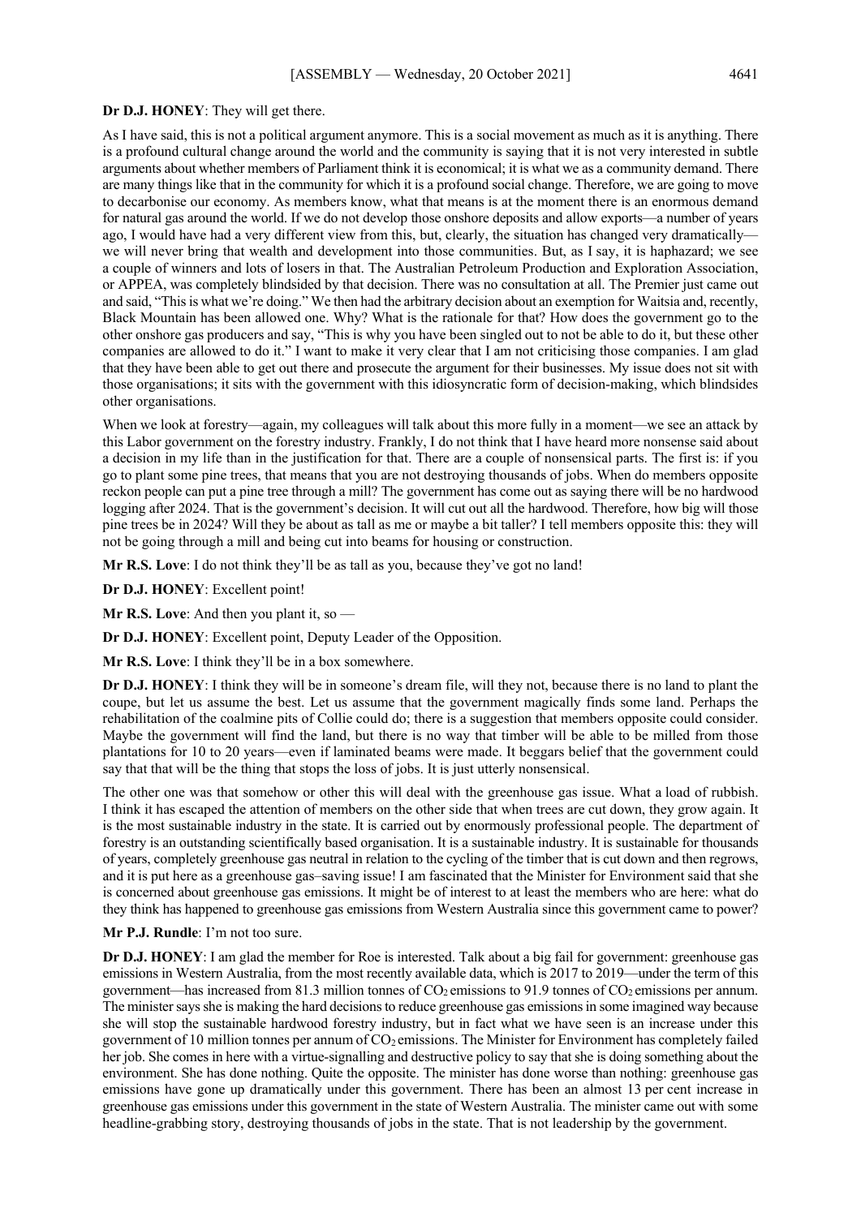**Dr D.J. HONEY**: They will get there.

As I have said, this is not a political argument anymore. This is a social movement as much as it is anything. There is a profound cultural change around the world and the community is saying that it is not very interested in subtle arguments about whether members of Parliament think it is economical; it is what we as a community demand. There are many things like that in the community for which it is a profound social change. Therefore, we are going to move to decarbonise our economy. As members know, what that means is at the moment there is an enormous demand for natural gas around the world. If we do not develop those onshore deposits and allow exports—a number of years ago, I would have had a very different view from this, but, clearly, the situation has changed very dramatically—we will never bring that wealth and development into those communities. But, as I say, it is haphazard; we see a couple of winners and lots of losers in that. The Australian Petroleum Production and Exploration Association, or APPEA, was completely blindsided by that decision. There was no consultation at all. The Premier just came out and said, "This is what we're doing." We then had the arbitrary decision about an exemption for Waitsia and, recently, Black Mountain has been allowed one. Why? What is the rationale for that? How does the government go to the other onshore gas producers and say, "This is why you have been singled out to not be able to do it, but these other companies are allowed to do it." I want to make it very clear that I am not criticising those companies. I am glad that they have been able to get out there and prosecute the argument for their businesses. My issue does not sit with those organisations; it sits with the government with this idiosyncratic form of decision-making, which blindsides other organisations.

When we look at forestry—again, my colleagues will talk about this more fully in a moment—we see an attack by this Labor government on the forestry industry. Frankly, I do not think that I have heard more nonsense said about a decision in my life than in the justification for that. There are a couple of nonsensical parts. The first is: if you go to plant some pine trees, that means that you are not destroying thousands of jobs. When do members opposite reckon people can put a pine tree through a mill? The government has come out as saying there will be no hardwood logging after 2024. That is the government's decision. It will cut out all the hardwood. Therefore, how big will those pine trees be in 2024? Will they be about as tall as me or maybe a bit taller? I tell members opposite this: they will not be going through a mill and being cut into beams for housing or construction.

**Mr R.S. Love**: I do not think they'll be as tall as you, because they've got no land!

**Dr D.J. HONEY**: Excellent point!

**Mr R.S. Love**: And then you plant it, so —

**Dr D.J. HONEY**: Excellent point, Deputy Leader of the Opposition.

**Mr R.S. Love**: I think they'll be in a box somewhere.

**Dr D.J. HONEY**: I think they will be in someone's dream file, will they not, because there is no land to plant the coupe, but let us assume the best. Let us assume that the government magically finds some land. Perhaps the rehabilitation of the coalmine pits of Collie could do; there is a suggestion that members opposite could consider. Maybe the government will find the land, but there is no way that timber will be able to be milled from those plantations for 10 to 20 years—even if laminated beams were made. It beggars belief that the government could say that that will be the thing that stops the loss of jobs. It is just utterly nonsensical.

The other one was that somehow or other this will deal with the greenhouse gas issue. What a load of rubbish. I think it has escaped the attention of members on the other side that when trees are cut down, they grow again. It is the most sustainable industry in the state. It is carried out by enormously professional people. The department of forestry is an outstanding scientifically based organisation. It is a sustainable industry. It is sustainable for thousands of years, completely greenhouse gas neutral in relation to the cycling of the timber that is cut down and then regrows, and it is put here as a greenhouse gas–saving issue! I am fascinated that the Minister for Environment said that she is concerned about greenhouse gas emissions. It might be of interest to at least the members who are here: what do they think has happened to greenhouse gas emissions from Western Australia since this government came to power?

**Mr P.J. Rundle**: I'm not too sure.

**Dr D.J. HONEY**: I am glad the member for Roe is interested. Talk about a big fail for government: greenhouse gas emissions in Western Australia, from the most recently available data, which is 2017 to 2019—under the term of this government—has increased from 81.3 million tonnes of $CO_2$ emissions to 91.9 tonnes of $CO_2$ emissions per annum. The minister says she is making the hard decisions to reduce greenhouse gas emissions in some imagined way because she will stop the sustainable hardwood forestry industry, but in fact what we have seen is an increase under this government of 10 million tonnes per annum of $CO_2$ emissions. The Minister for Environment has completely failed her job. She comes in here with a virtue-signalling and destructive policy to say that she is doing something about the environment. She has done nothing. Quite the opposite. The minister has done worse than nothing: greenhouse gas emissions have gone up dramatically under this government. There has been an almost 13 per cent increase in greenhouse gas emissions under this government in the state of Western Australia. The minister came out with some headline-grabbing story, destroying thousands of jobs in the state. That is not leadership by the government.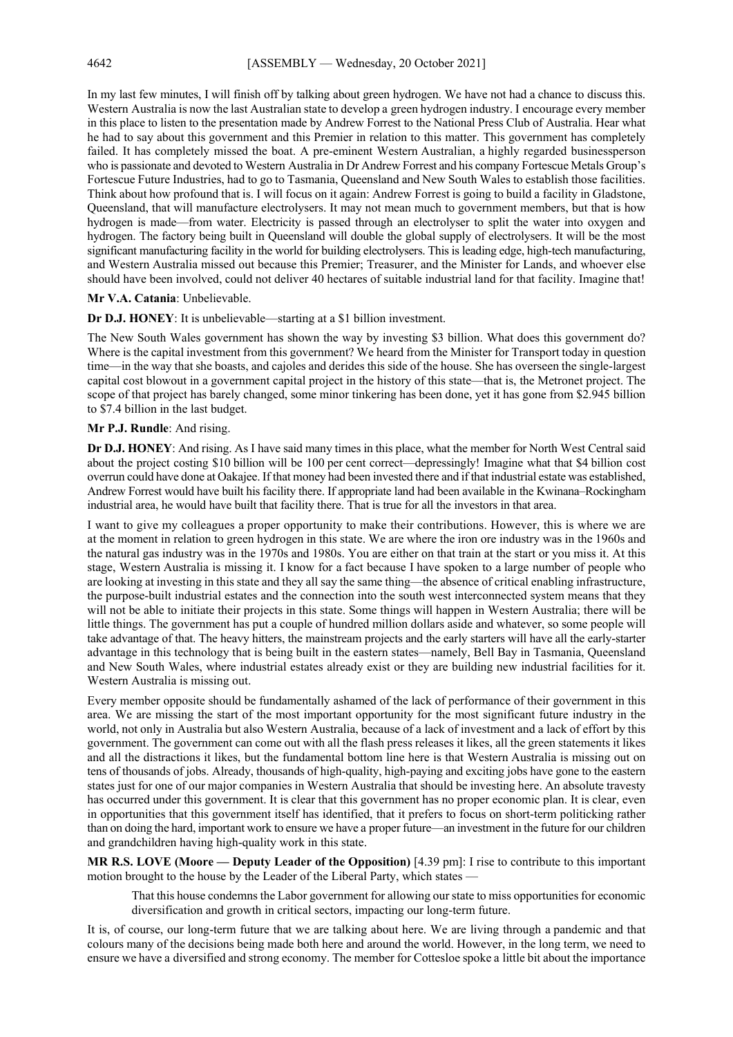In my last few minutes, I will finish off by talking about green hydrogen. We have not had a chance to discuss this. Western Australia is now the last Australian state to develop a green hydrogen industry. I encourage every member in this place to listen to the presentation made by Andrew Forrest to the National Press Club of Australia. Hear what he had to say about this government and this Premier in relation to this matter. This government has completely failed. It has completely missed the boat. A pre-eminent Western Australian, a highly regarded businessperson who is passionate and devoted to Western Australia in Dr Andrew Forrest and his company Fortescue Metals Group's Fortescue Future Industries, had to go to Tasmania, Queensland and New South Wales to establish those facilities. Think about how profound that is. I will focus on it again: Andrew Forrest is going to build a facility in Gladstone, Queensland, that will manufacture electrolysers. It may not mean much to government members, but that is how hydrogen is made—from water. Electricity is passed through an electrolyser to split the water into oxygen and hydrogen. The factory being built in Queensland will double the global supply of electrolysers. It will be the most significant manufacturing facility in the world for building electrolysers. This is leading edge, high-tech manufacturing, and Western Australia missed out because this Premier; Treasurer, and the Minister for Lands, and whoever else should have been involved, could not deliver 40 hectares of suitable industrial land for that facility. Imagine that!

**Mr V.A. Catania**: Unbelievable.

**Dr D.J. HONEY**: It is unbelievable—starting at a $1 billion investment.

The New South Wales government has shown the way by investing $3 billion. What does this government do? Where is the capital investment from this government? We heard from the Minister for Transport today in question time—in the way that she boasts, and cajoles and derides this side of the house. She has overseen the single-largest capital cost blowout in a government capital project in the history of this state—that is, the Metronet project. The scope of that project has barely changed, some minor tinkering has been done, yet it has gone from $2.945 billion to $7.4 billion in the last budget.

**Mr P.J. Rundle**: And rising.

**Dr D.J. HONEY**: And rising. As I have said many times in this place, what the member for North West Central said about the project costing $10 billion will be 100 per cent correct—depressingly! Imagine what that $4 billion cost overrun could have done at Oakajee. If that money had been invested there and if that industrial estate was established, Andrew Forrest would have built his facility there. If appropriate land had been available in the Kwinana–Rockingham industrial area, he would have built that facility there. That is true for all the investors in that area.

I want to give my colleagues a proper opportunity to make their contributions. However, this is where we are at the moment in relation to green hydrogen in this state. We are where the iron ore industry was in the 1960s and the natural gas industry was in the 1970s and 1980s. You are either on that train at the start or you miss it. At this stage, Western Australia is missing it. I know for a fact because I have spoken to a large number of people who are looking at investing in this state and they all say the same thing—the absence of critical enabling infrastructure, the purpose-built industrial estates and the connection into the south west interconnected system means that they will not be able to initiate their projects in this state. Some things will happen in Western Australia; there will be little things. The government has put a couple of hundred million dollars aside and whatever, so some people will take advantage of that. The heavy hitters, the mainstream projects and the early starters will have all the early-starter advantage in this technology that is being built in the eastern states—namely, Bell Bay in Tasmania, Queensland and New South Wales, where industrial estates already exist or they are building new industrial facilities for it. Western Australia is missing out.

Every member opposite should be fundamentally ashamed of the lack of performance of their government in this area. We are missing the start of the most important opportunity for the most significant future industry in the world, not only in Australia but also Western Australia, because of a lack of investment and a lack of effort by this government. The government can come out with all the flash press releases it likes, all the green statements it likes and all the distractions it likes, but the fundamental bottom line here is that Western Australia is missing out on tens of thousands of jobs. Already, thousands of high-quality, high-paying and exciting jobs have gone to the eastern states just for one of our major companies in Western Australia that should be investing here. An absolute travesty has occurred under this government. It is clear that this government has no proper economic plan. It is clear, even in opportunities that this government itself has identified, that it prefers to focus on short-term politicking rather than on doing the hard, important work to ensure we have a proper future—an investment in the future for our children and grandchildren having high-quality work in this state.

**MR R.S. LOVE (Moore — Deputy Leader of the Opposition)** [4.39 pm]: I rise to contribute to this important motion brought to the house by the Leader of the Liberal Party, which states —

> That this house condemns the Labor government for allowing our state to miss opportunities for economic diversification and growth in critical sectors, impacting our long-term future.

It is, of course, our long-term future that we are talking about here. We are living through a pandemic and that colours many of the decisions being made both here and around the world. However, in the long term, we need to ensure we have a diversified and strong economy. The member for Cottesloe spoke a little bit about the importance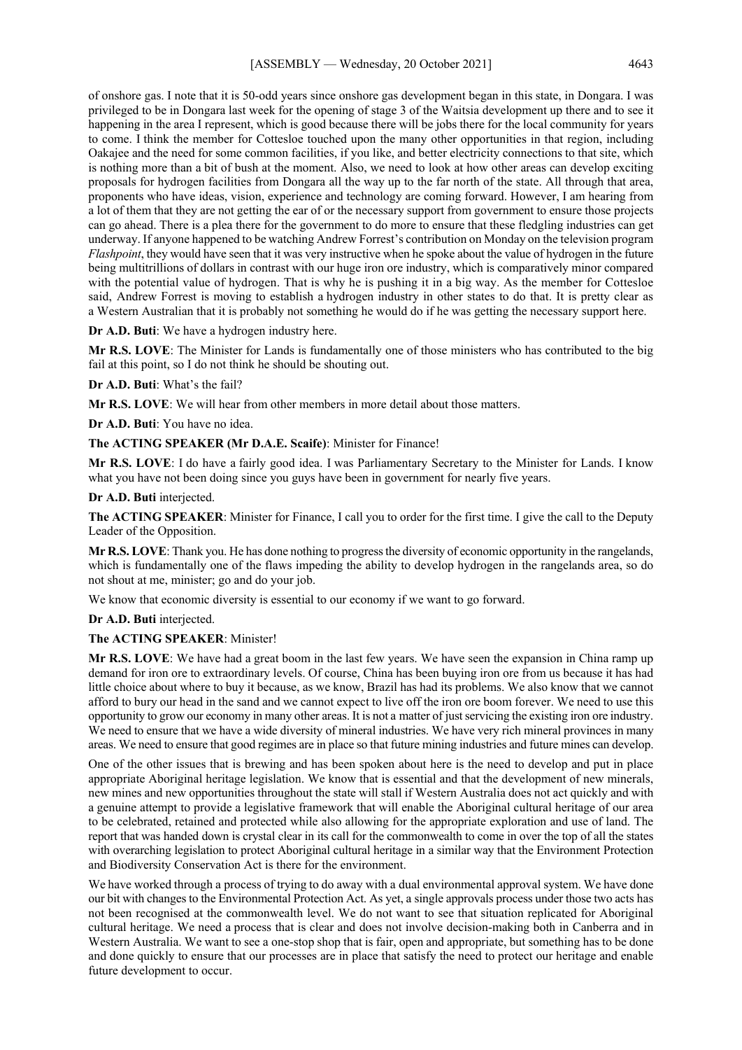of onshore gas. I note that it is 50-odd years since onshore gas development began in this state, in Dongara. I was privileged to be in Dongara last week for the opening of stage 3 of the Waitsia development up there and to see it happening in the area I represent, which is good because there will be jobs there for the local community for years to come. I think the member for Cottesloe touched upon the many other opportunities in that region, including Oakajee and the need for some common facilities, if you like, and better electricity connections to that site, which is nothing more than a bit of bush at the moment. Also, we need to look at how other areas can develop exciting proposals for hydrogen facilities from Dongara all the way up to the far north of the state. All through that area, proponents who have ideas, vision, experience and technology are coming forward. However, I am hearing from a lot of them that they are not getting the ear of or the necessary support from government to ensure those projects can go ahead. There is a plea there for the government to do more to ensure that these fledgling industries can get underway. If anyone happened to be watching Andrew Forrest's contribution on Monday on the television program *Flashpoint*, they would have seen that it was very instructive when he spoke about the value of hydrogen in the future being multitrillions of dollars in contrast with our huge iron ore industry, which is comparatively minor compared with the potential value of hydrogen. That is why he is pushing it in a big way. As the member for Cottesloe said, Andrew Forrest is moving to establish a hydrogen industry in other states to do that. It is pretty clear as a Western Australian that it is probably not something he would do if he was getting the necessary support here.

**Dr A.D. Buti**: We have a hydrogen industry here.

**Mr R.S. LOVE**: The Minister for Lands is fundamentally one of those ministers who has contributed to the big fail at this point, so I do not think he should be shouting out.

**Dr A.D. Buti**: What's the fail?

**Mr R.S. LOVE**: We will hear from other members in more detail about those matters.

**Dr A.D. Buti**: You have no idea.

**The ACTING SPEAKER (Mr D.A.E. Scaife)**: Minister for Finance!

**Mr R.S. LOVE**: I do have a fairly good idea. I was Parliamentary Secretary to the Minister for Lands. I know what you have not been doing since you guys have been in government for nearly five years.

**Dr A.D. Buti** interjected.

**The ACTING SPEAKER**: Minister for Finance, I call you to order for the first time. I give the call to the Deputy Leader of the Opposition.

**Mr R.S. LOVE**: Thank you. He has done nothing to progress the diversity of economic opportunity in the rangelands, which is fundamentally one of the flaws impeding the ability to develop hydrogen in the rangelands area, so do not shout at me, minister; go and do your job.

We know that economic diversity is essential to our economy if we want to go forward.

**Dr A.D. Buti** interjected.

**The ACTING SPEAKER**: Minister!

**Mr R.S. LOVE**: We have had a great boom in the last few years. We have seen the expansion in China ramp up demand for iron ore to extraordinary levels. Of course, China has been buying iron ore from us because it has had little choice about where to buy it because, as we know, Brazil has had its problems. We also know that we cannot afford to bury our head in the sand and we cannot expect to live off the iron ore boom forever. We need to use this opportunity to grow our economy in many other areas. It is not a matter of just servicing the existing iron ore industry. We need to ensure that we have a wide diversity of mineral industries. We have very rich mineral provinces in many areas. We need to ensure that good regimes are in place so that future mining industries and future mines can develop.

One of the other issues that is brewing and has been spoken about here is the need to develop and put in place appropriate Aboriginal heritage legislation. We know that is essential and that the development of new minerals, new mines and new opportunities throughout the state will stall if Western Australia does not act quickly and with a genuine attempt to provide a legislative framework that will enable the Aboriginal cultural heritage of our area to be celebrated, retained and protected while also allowing for the appropriate exploration and use of land. The report that was handed down is crystal clear in its call for the commonwealth to come in over the top of all the states with overarching legislation to protect Aboriginal cultural heritage in a similar way that the Environment Protection and Biodiversity Conservation Act is there for the environment.

We have worked through a process of trying to do away with a dual environmental approval system. We have done our bit with changes to the Environmental Protection Act. As yet, a single approvals process under those two acts has not been recognised at the commonwealth level. We do not want to see that situation replicated for Aboriginal cultural heritage. We need a process that is clear and does not involve decision-making both in Canberra and in Western Australia. We want to see a one-stop shop that is fair, open and appropriate, but something has to be done and done quickly to ensure that our processes are in place that satisfy the need to protect our heritage and enable future development to occur.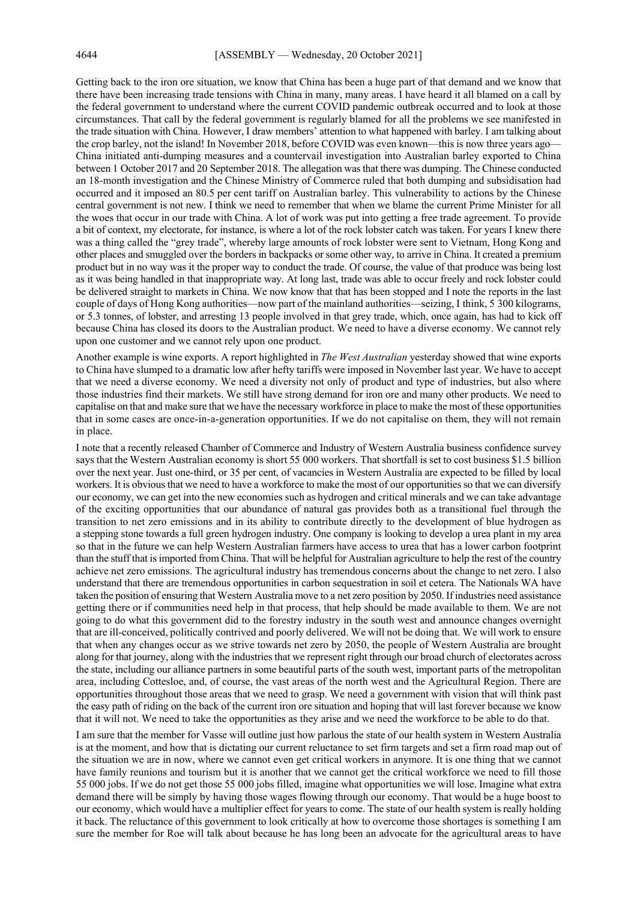Getting back to the iron ore situation, we know that China has been a huge part of that demand and we know that there have been increasing trade tensions with China in many, many areas. I have heard it all blamed on a call by the federal government to understand where the current COVID pandemic outbreak occurred and to look at those circumstances. That call by the federal government is regularly blamed for all the problems we see manifested in the trade situation with China. However, I draw members' attention to what happened with barley. I am talking about the crop barley, not the island! In November 2018, before COVID was even known—this is now three years ago—China initiated anti-dumping measures and a countervail investigation into Australian barley exported to China between 1 October 2017 and 20 September 2018. The allegation was that there was dumping. The Chinese conducted an 18-month investigation and the Chinese Ministry of Commerce ruled that both dumping and subsidisation had occurred and it imposed an 80.5 per cent tariff on Australian barley. This vulnerability to actions by the Chinese central government is not new. I think we need to remember that when we blame the current Prime Minister for all the woes that occur in our trade with China. A lot of work was put into getting a free trade agreement. To provide a bit of context, my electorate, for instance, is where a lot of the rock lobster catch was taken. For years I knew there was a thing called the "grey trade", whereby large amounts of rock lobster were sent to Vietnam, Hong Kong and other places and smuggled over the borders in backpacks or some other way, to arrive in China. It created a premium product but in no way was it the proper way to conduct the trade. Of course, the value of that produce was being lost as it was being handled in that inappropriate way. At long last, trade was able to occur freely and rock lobster could be delivered straight to markets in China. We now know that that has been stopped and I note the reports in the last couple of days of Hong Kong authorities—now part of the mainland authorities—seizing, I think, 5 300 kilograms, or 5.3 tonnes, of lobster, and arresting 13 people involved in that grey trade, which, once again, has had to kick off because China has closed its doors to the Australian product. We need to have a diverse economy. We cannot rely upon one customer and we cannot rely upon one product.

Another example is wine exports. A report highlighted in *The West Australian* yesterday showed that wine exports to China have slumped to a dramatic low after hefty tariffs were imposed in November last year. We have to accept that we need a diverse economy. We need a diversity not only of product and type of industries, but also where those industries find their markets. We still have strong demand for iron ore and many other products. We need to capitalise on that and make sure that we have the necessary workforce in place to make the most of these opportunities that in some cases are once-in-a-generation opportunities. If we do not capitalise on them, they will not remain in place.

I note that a recently released Chamber of Commerce and Industry of Western Australia business confidence survey says that the Western Australian economy is short 55 000 workers. That shortfall is set to cost business $1.5 billion over the next year. Just one-third, or 35 per cent, of vacancies in Western Australia are expected to be filled by local workers. It is obvious that we need to have a workforce to make the most of our opportunities so that we can diversify our economy, we can get into the new economies such as hydrogen and critical minerals and we can take advantage of the exciting opportunities that our abundance of natural gas provides both as a transitional fuel through the transition to net zero emissions and in its ability to contribute directly to the development of blue hydrogen as a stepping stone towards a full green hydrogen industry. One company is looking to develop a urea plant in my area so that in the future we can help Western Australian farmers have access to urea that has a lower carbon footprint than the stuff that is imported from China. That will be helpful for Australian agriculture to help the rest of the country achieve net zero emissions. The agricultural industry has tremendous concerns about the change to net zero. I also understand that there are tremendous opportunities in carbon sequestration in soil et cetera. The Nationals WA have taken the position of ensuring that Western Australia move to a net zero position by 2050. If industries need assistance getting there or if communities need help in that process, that help should be made available to them. We are not going to do what this government did to the forestry industry in the south west and announce changes overnight that are ill-conceived, politically contrived and poorly delivered. We will not be doing that. We will work to ensure that when any changes occur as we strive towards net zero by 2050, the people of Western Australia are brought along for that journey, along with the industries that we represent right through our broad church of electorates across the state, including our alliance partners in some beautiful parts of the south west, important parts of the metropolitan area, including Cottesloe, and, of course, the vast areas of the north west and the Agricultural Region. There are opportunities throughout those areas that we need to grasp. We need a government with vision that will think past the easy path of riding on the back of the current iron ore situation and hoping that will last forever because we know that it will not. We need to take the opportunities as they arise and we need the workforce to be able to do that.

I am sure that the member for Vasse will outline just how parlous the state of our health system in Western Australia is at the moment, and how that is dictating our current reluctance to set firm targets and set a firm road map out of the situation we are in now, where we cannot even get critical workers in anymore. It is one thing that we cannot have family reunions and tourism but it is another that we cannot get the critical workforce we need to fill those 55 000 jobs. If we do not get those 55 000 jobs filled, imagine what opportunities we will lose. Imagine what extra demand there will be simply by having those wages flowing through our economy. That would be a huge boost to our economy, which would have a multiplier effect for years to come. The state of our health system is really holding it back. The reluctance of this government to look critically at how to overcome those shortages is something I am sure the member for Roe will talk about because he has long been an advocate for the agricultural areas to have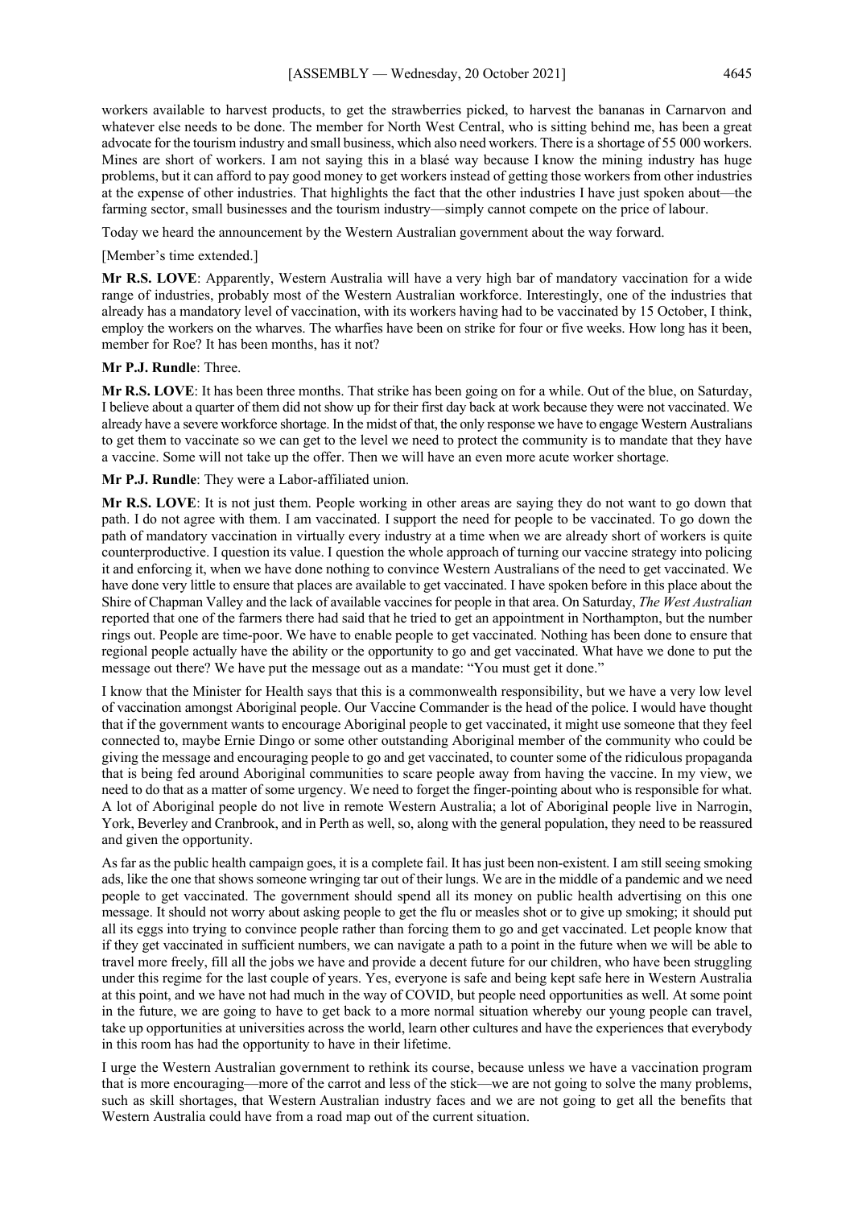workers available to harvest products, to get the strawberries picked, to harvest the bananas in Carnarvon and whatever else needs to be done. The member for North West Central, who is sitting behind me, has been a great advocate for the tourism industry and small business, which also need workers. There is a shortage of 55 000 workers. Mines are short of workers. I am not saying this in a blasé way because I know the mining industry has huge problems, but it can afford to pay good money to get workers instead of getting those workers from other industries at the expense of other industries. That highlights the fact that the other industries I have just spoken about—the farming sector, small businesses and the tourism industry—simply cannot compete on the price of labour.

Today we heard the announcement by the Western Australian government about the way forward.

[Member's time extended.]

**Mr R.S. LOVE**: Apparently, Western Australia will have a very high bar of mandatory vaccination for a wide range of industries, probably most of the Western Australian workforce. Interestingly, one of the industries that already has a mandatory level of vaccination, with its workers having had to be vaccinated by 15 October, I think, employ the workers on the wharves. The wharfies have been on strike for four or five weeks. How long has it been, member for Roe? It has been months, has it not?

**Mr P.J. Rundle**: Three.

**Mr R.S. LOVE**: It has been three months. That strike has been going on for a while. Out of the blue, on Saturday, I believe about a quarter of them did not show up for their first day back at work because they were not vaccinated. We already have a severe workforce shortage. In the midst of that, the only response we have to engage Western Australians to get them to vaccinate so we can get to the level we need to protect the community is to mandate that they have a vaccine. Some will not take up the offer. Then we will have an even more acute worker shortage.

**Mr P.J. Rundle**: They were a Labor-affiliated union.

**Mr R.S. LOVE**: It is not just them. People working in other areas are saying they do not want to go down that path. I do not agree with them. I am vaccinated. I support the need for people to be vaccinated. To go down the path of mandatory vaccination in virtually every industry at a time when we are already short of workers is quite counterproductive. I question its value. I question the whole approach of turning our vaccine strategy into policing it and enforcing it, when we have done nothing to convince Western Australians of the need to get vaccinated. We have done very little to ensure that places are available to get vaccinated. I have spoken before in this place about the Shire of Chapman Valley and the lack of available vaccines for people in that area. On Saturday, *The West Australian* reported that one of the farmers there had said that he tried to get an appointment in Northampton, but the number rings out. People are time-poor. We have to enable people to get vaccinated. Nothing has been done to ensure that regional people actually have the ability or the opportunity to go and get vaccinated. What have we done to put the message out there? We have put the message out as a mandate: "You must get it done."

I know that the Minister for Health says that this is a commonwealth responsibility, but we have a very low level of vaccination amongst Aboriginal people. Our Vaccine Commander is the head of the police. I would have thought that if the government wants to encourage Aboriginal people to get vaccinated, it might use someone that they feel connected to, maybe Ernie Dingo or some other outstanding Aboriginal member of the community who could be giving the message and encouraging people to go and get vaccinated, to counter some of the ridiculous propaganda that is being fed around Aboriginal communities to scare people away from having the vaccine. In my view, we need to do that as a matter of some urgency. We need to forget the finger-pointing about who is responsible for what. A lot of Aboriginal people do not live in remote Western Australia; a lot of Aboriginal people live in Narrogin, York, Beverley and Cranbrook, and in Perth as well, so, along with the general population, they need to be reassured and given the opportunity.

As far as the public health campaign goes, it is a complete fail. It has just been non-existent. I am still seeing smoking ads, like the one that shows someone wringing tar out of their lungs. We are in the middle of a pandemic and we need people to get vaccinated. The government should spend all its money on public health advertising on this one message. It should not worry about asking people to get the flu or measles shot or to give up smoking; it should put all its eggs into trying to convince people rather than forcing them to go and get vaccinated. Let people know that if they get vaccinated in sufficient numbers, we can navigate a path to a point in the future when we will be able to travel more freely, fill all the jobs we have and provide a decent future for our children, who have been struggling under this regime for the last couple of years. Yes, everyone is safe and being kept safe here in Western Australia at this point, and we have not had much in the way of COVID, but people need opportunities as well. At some point in the future, we are going to have to get back to a more normal situation whereby our young people can travel, take up opportunities at universities across the world, learn other cultures and have the experiences that everybody in this room has had the opportunity to have in their lifetime.

I urge the Western Australian government to rethink its course, because unless we have a vaccination program that is more encouraging—more of the carrot and less of the stick—we are not going to solve the many problems, such as skill shortages, that Western Australian industry faces and we are not going to get all the benefits that Western Australia could have from a road map out of the current situation.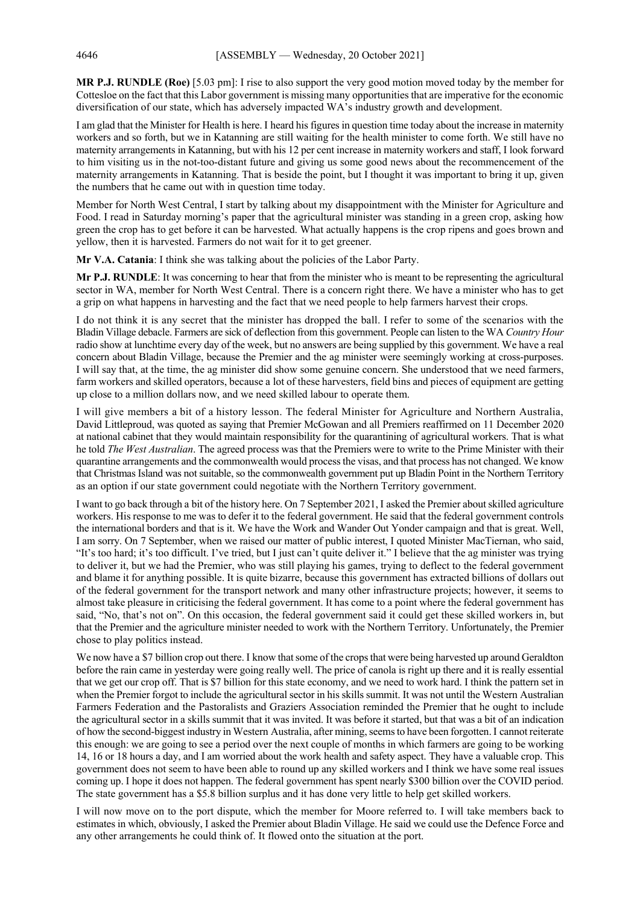**MR P.J. RUNDLE (Roe)** [5.03 pm]: I rise to also support the very good motion moved today by the member for Cottesloe on the fact that this Labor government is missing many opportunities that are imperative for the economic diversification of our state, which has adversely impacted WA's industry growth and development.

I am glad that the Minister for Health is here. I heard his figures in question time today about the increase in maternity workers and so forth, but we in Katanning are still waiting for the health minister to come forth. We still have no maternity arrangements in Katanning, but with his 12 per cent increase in maternity workers and staff, I look forward to him visiting us in the not-too-distant future and giving us some good news about the recommencement of the maternity arrangements in Katanning. That is beside the point, but I thought it was important to bring it up, given the numbers that he came out with in question time today.

Member for North West Central, I start by talking about my disappointment with the Minister for Agriculture and Food. I read in Saturday morning's paper that the agricultural minister was standing in a green crop, asking how green the crop has to get before it can be harvested. What actually happens is the crop ripens and goes brown and yellow, then it is harvested. Farmers do not wait for it to get greener.

**Mr V.A. Catania**: I think she was talking about the policies of the Labor Party.

**Mr P.J. RUNDLE**: It was concerning to hear that from the minister who is meant to be representing the agricultural sector in WA, member for North West Central. There is a concern right there. We have a minister who has to get a grip on what happens in harvesting and the fact that we need people to help farmers harvest their crops.

I do not think it is any secret that the minister has dropped the ball. I refer to some of the scenarios with the Bladin Village debacle. Farmers are sick of deflection from this government. People can listen to the WA *Country Hour* radio show at lunchtime every day of the week, but no answers are being supplied by this government. We have a real concern about Bladin Village, because the Premier and the ag minister were seemingly working at cross-purposes. I will say that, at the time, the ag minister did show some genuine concern. She understood that we need farmers, farm workers and skilled operators, because a lot of these harvesters, field bins and pieces of equipment are getting up close to a million dollars now, and we need skilled labour to operate them.

I will give members a bit of a history lesson. The federal Minister for Agriculture and Northern Australia, David Littleproud, was quoted as saying that Premier McGowan and all Premiers reaffirmed on 11 December 2020 at national cabinet that they would maintain responsibility for the quarantining of agricultural workers. That is what he told *The West Australian*. The agreed process was that the Premiers were to write to the Prime Minister with their quarantine arrangements and the commonwealth would process the visas, and that process has not changed. We know that Christmas Island was not suitable, so the commonwealth government put up Bladin Point in the Northern Territory as an option if our state government could negotiate with the Northern Territory government.

I want to go back through a bit of the history here. On 7 September 2021, I asked the Premier about skilled agriculture workers. His response to me was to defer it to the federal government. He said that the federal government controls the international borders and that is it. We have the Work and Wander Out Yonder campaign and that is great. Well, I am sorry. On 7 September, when we raised our matter of public interest, I quoted Minister MacTiernan, who said, "It's too hard; it's too difficult. I've tried, but I just can't quite deliver it." I believe that the ag minister was trying to deliver it, but we had the Premier, who was still playing his games, trying to deflect to the federal government and blame it for anything possible. It is quite bizarre, because this government has extracted billions of dollars out of the federal government for the transport network and many other infrastructure projects; however, it seems to almost take pleasure in criticising the federal government. It has come to a point where the federal government has said, "No, that's not on". On this occasion, the federal government said it could get these skilled workers in, but that the Premier and the agriculture minister needed to work with the Northern Territory. Unfortunately, the Premier chose to play politics instead.

We now have a $7 billion crop out there. I know that some of the crops that were being harvested up around Geraldton before the rain came in yesterday were going really well. The price of canola is right up there and it is really essential that we get our crop off. That is $7 billion for this state economy, and we need to work hard. I think the pattern set in when the Premier forgot to include the agricultural sector in his skills summit. It was not until the Western Australian Farmers Federation and the Pastoralists and Graziers Association reminded the Premier that he ought to include the agricultural sector in a skills summit that it was invited. It was before it started, but that was a bit of an indication of how the second-biggest industry in Western Australia, after mining, seems to have been forgotten. I cannot reiterate this enough: we are going to see a period over the next couple of months in which farmers are going to be working 14, 16 or 18 hours a day, and I am worried about the work health and safety aspect. They have a valuable crop. This government does not seem to have been able to round up any skilled workers and I think we have some real issues coming up. I hope it does not happen. The federal government has spent nearly $300 billion over the COVID period. The state government has a $5.8 billion surplus and it has done very little to help get skilled workers.

I will now move on to the port dispute, which the member for Moore referred to. I will take members back to estimates in which, obviously, I asked the Premier about Bladin Village. He said we could use the Defence Force and any other arrangements he could think of. It flowed onto the situation at the port.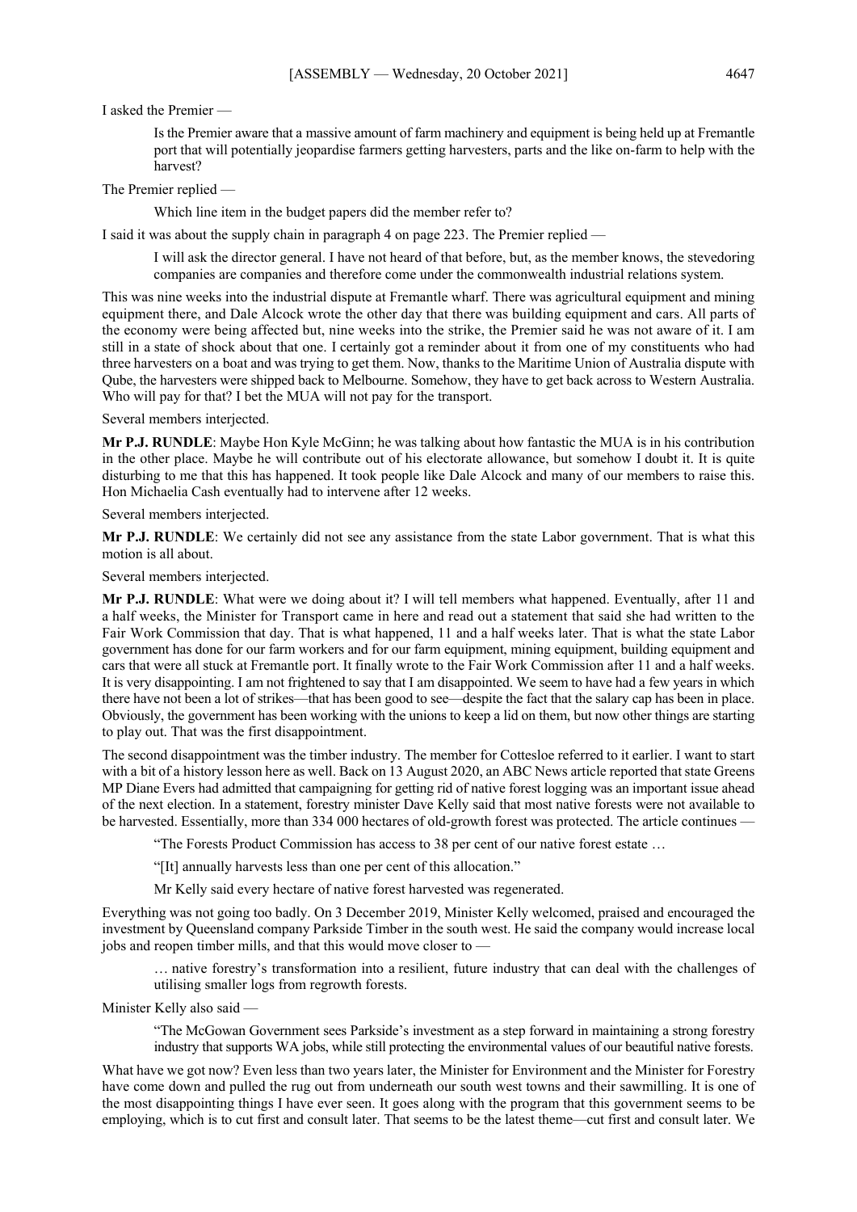I asked the Premier —

> Is the Premier aware that a massive amount of farm machinery and equipment is being held up at Fremantle port that will potentially jeopardise farmers getting harvesters, parts and the like on-farm to help with the harvest?

The Premier replied —

> Which line item in the budget papers did the member refer to?

I said it was about the supply chain in paragraph 4 on page 223. The Premier replied —

> I will ask the director general. I have not heard of that before, but, as the member knows, the stevedoring companies are companies and therefore come under the commonwealth industrial relations system.

This was nine weeks into the industrial dispute at Fremantle wharf. There was agricultural equipment and mining equipment there, and Dale Alcock wrote the other day that there was building equipment and cars. All parts of the economy were being affected but, nine weeks into the strike, the Premier said he was not aware of it. I am still in a state of shock about that one. I certainly got a reminder about it from one of my constituents who had three harvesters on a boat and was trying to get them. Now, thanks to the Maritime Union of Australia dispute with Qube, the harvesters were shipped back to Melbourne. Somehow, they have to get back across to Western Australia. Who will pay for that? I bet the MUA will not pay for the transport.

Several members interjected.

**Mr P.J. RUNDLE**: Maybe Hon Kyle McGinn; he was talking about how fantastic the MUA is in his contribution in the other place. Maybe he will contribute out of his electorate allowance, but somehow I doubt it. It is quite disturbing to me that this has happened. It took people like Dale Alcock and many of our members to raise this. Hon Michaelia Cash eventually had to intervene after 12 weeks.

Several members interjected.

**Mr P.J. RUNDLE**: We certainly did not see any assistance from the state Labor government. That is what this motion is all about.

Several members interjected.

**Mr P.J. RUNDLE**: What were we doing about it? I will tell members what happened. Eventually, after 11 and a half weeks, the Minister for Transport came in here and read out a statement that said she had written to the Fair Work Commission that day. That is what happened, 11 and a half weeks later. That is what the state Labor government has done for our farm workers and for our farm equipment, mining equipment, building equipment and cars that were all stuck at Fremantle port. It finally wrote to the Fair Work Commission after 11 and a half weeks. It is very disappointing. I am not frightened to say that I am disappointed. We seem to have had a few years in which there have not been a lot of strikes—that has been good to see—despite the fact that the salary cap has been in place. Obviously, the government has been working with the unions to keep a lid on them, but now other things are starting to play out. That was the first disappointment.

The second disappointment was the timber industry. The member for Cottesloe referred to it earlier. I want to start with a bit of a history lesson here as well. Back on 13 August 2020, an ABC News article reported that state Greens MP Diane Evers had admitted that campaigning for getting rid of native forest logging was an important issue ahead of the next election. In a statement, forestry minister Dave Kelly said that most native forests were not available to be harvested. Essentially, more than 334 000 hectares of old-growth forest was protected. The article continues —

> "The Forests Product Commission has access to 38 per cent of our native forest estate …
>
> "[It] annually harvests less than one per cent of this allocation."
>
> Mr Kelly said every hectare of native forest harvested was regenerated.

Everything was not going too badly. On 3 December 2019, Minister Kelly welcomed, praised and encouraged the investment by Queensland company Parkside Timber in the south west. He said the company would increase local jobs and reopen timber mills, and that this would move closer to —

> … native forestry's transformation into a resilient, future industry that can deal with the challenges of utilising smaller logs from regrowth forests.

Minister Kelly also said —

> "The McGowan Government sees Parkside's investment as a step forward in maintaining a strong forestry industry that supports WA jobs, while still protecting the environmental values of our beautiful native forests.

What have we got now? Even less than two years later, the Minister for Environment and the Minister for Forestry have come down and pulled the rug out from underneath our south west towns and their sawmilling. It is one of the most disappointing things I have ever seen. It goes along with the program that this government seems to be employing, which is to cut first and consult later. That seems to be the latest theme—cut first and consult later. We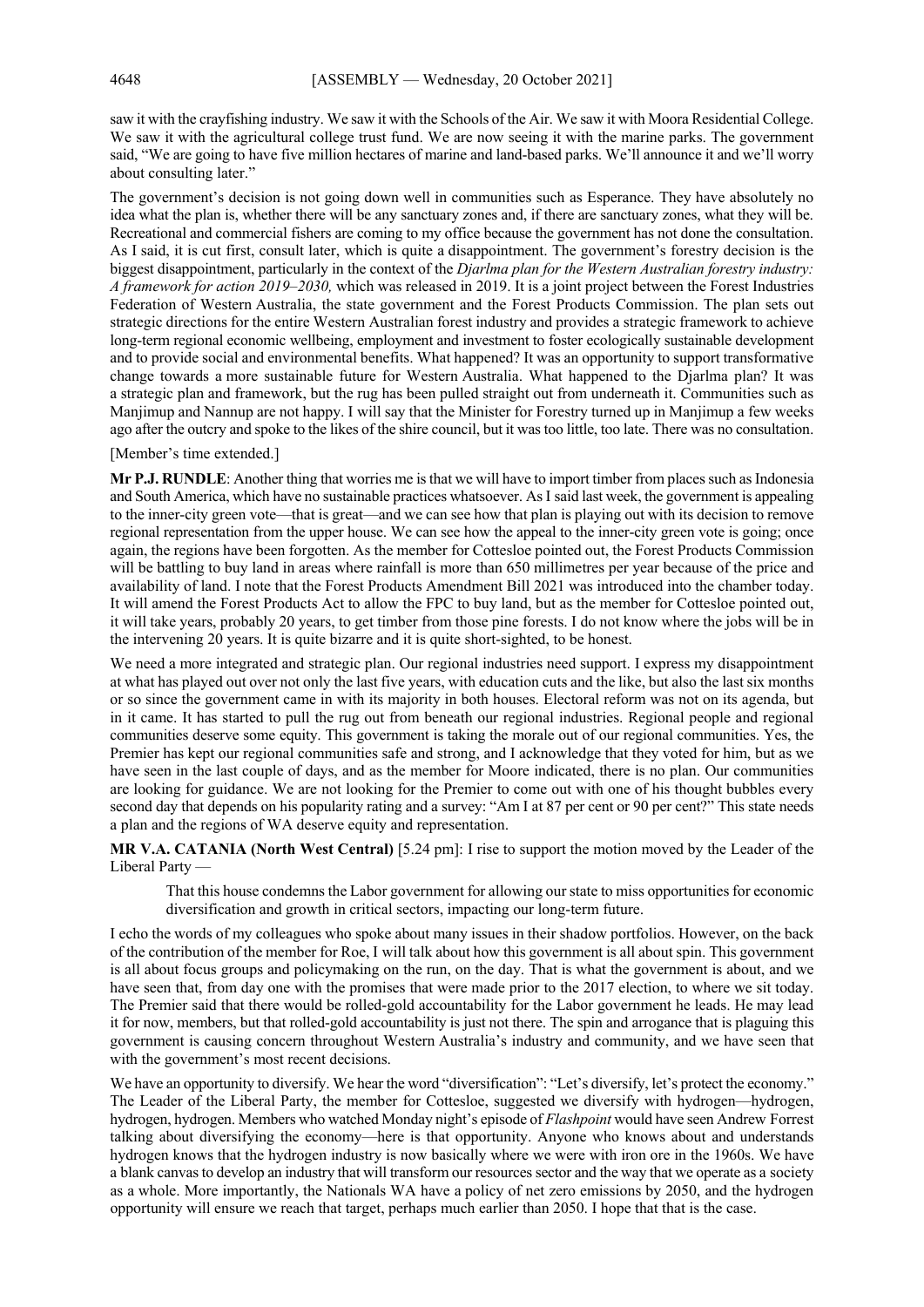saw it with the crayfishing industry. We saw it with the Schools of the Air. We saw it with Moora Residential College. We saw it with the agricultural college trust fund. We are now seeing it with the marine parks. The government said, "We are going to have five million hectares of marine and land-based parks. We'll announce it and we'll worry about consulting later."

The government's decision is not going down well in communities such as Esperance. They have absolutely no idea what the plan is, whether there will be any sanctuary zones and, if there are sanctuary zones, what they will be. Recreational and commercial fishers are coming to my office because the government has not done the consultation. As I said, it is cut first, consult later, which is quite a disappointment. The government's forestry decision is the biggest disappointment, particularly in the context of the *Djarlma plan for the Western Australian forestry industry: A framework for action 2019–2030,* which was released in 2019. It is a joint project between the Forest Industries Federation of Western Australia, the state government and the Forest Products Commission. The plan sets out strategic directions for the entire Western Australian forest industry and provides a strategic framework to achieve long-term regional economic wellbeing, employment and investment to foster ecologically sustainable development and to provide social and environmental benefits. What happened? It was an opportunity to support transformative change towards a more sustainable future for Western Australia. What happened to the Djarlma plan? It was a strategic plan and framework, but the rug has been pulled straight out from underneath it. Communities such as Manjimup and Nannup are not happy. I will say that the Minister for Forestry turned up in Manjimup a few weeks ago after the outcry and spoke to the likes of the shire council, but it was too little, too late. There was no consultation.

[Member's time extended.]

**Mr P.J. RUNDLE**: Another thing that worries me is that we will have to import timber from places such as Indonesia and South America, which have no sustainable practices whatsoever. As I said last week, the government is appealing to the inner-city green vote—that is great—and we can see how that plan is playing out with its decision to remove regional representation from the upper house. We can see how the appeal to the inner-city green vote is going; once again, the regions have been forgotten. As the member for Cottesloe pointed out, the Forest Products Commission will be battling to buy land in areas where rainfall is more than 650 millimetres per year because of the price and availability of land. I note that the Forest Products Amendment Bill 2021 was introduced into the chamber today. It will amend the Forest Products Act to allow the FPC to buy land, but as the member for Cottesloe pointed out, it will take years, probably 20 years, to get timber from those pine forests. I do not know where the jobs will be in the intervening 20 years. It is quite bizarre and it is quite short-sighted, to be honest.

We need a more integrated and strategic plan. Our regional industries need support. I express my disappointment at what has played out over not only the last five years, with education cuts and the like, but also the last six months or so since the government came in with its majority in both houses. Electoral reform was not on its agenda, but in it came. It has started to pull the rug out from beneath our regional industries. Regional people and regional communities deserve some equity. This government is taking the morale out of our regional communities. Yes, the Premier has kept our regional communities safe and strong, and I acknowledge that they voted for him, but as we have seen in the last couple of days, and as the member for Moore indicated, there is no plan. Our communities are looking for guidance. We are not looking for the Premier to come out with one of his thought bubbles every second day that depends on his popularity rating and a survey: "Am I at 87 per cent or 90 per cent?" This state needs a plan and the regions of WA deserve equity and representation.

**MR V.A. CATANIA (North West Central)** [5.24 pm]: I rise to support the motion moved by the Leader of the Liberal Party —

> That this house condemns the Labor government for allowing our state to miss opportunities for economic diversification and growth in critical sectors, impacting our long-term future.

I echo the words of my colleagues who spoke about many issues in their shadow portfolios. However, on the back of the contribution of the member for Roe, I will talk about how this government is all about spin. This government is all about focus groups and policymaking on the run, on the day. That is what the government is about, and we have seen that, from day one with the promises that were made prior to the 2017 election, to where we sit today. The Premier said that there would be rolled-gold accountability for the Labor government he leads. He may lead it for now, members, but that rolled-gold accountability is just not there. The spin and arrogance that is plaguing this government is causing concern throughout Western Australia's industry and community, and we have seen that with the government's most recent decisions.

We have an opportunity to diversify. We hear the word "diversification": "Let's diversify, let's protect the economy." The Leader of the Liberal Party, the member for Cottesloe, suggested we diversify with hydrogen—hydrogen, hydrogen, hydrogen. Members who watched Monday night's episode of *Flashpoint* would have seen Andrew Forrest talking about diversifying the economy—here is that opportunity. Anyone who knows about and understands hydrogen knows that the hydrogen industry is now basically where we were with iron ore in the 1960s. We have a blank canvas to develop an industry that will transform our resources sector and the way that we operate as a society as a whole. More importantly, the Nationals WA have a policy of net zero emissions by 2050, and the hydrogen opportunity will ensure we reach that target, perhaps much earlier than 2050. I hope that that is the case.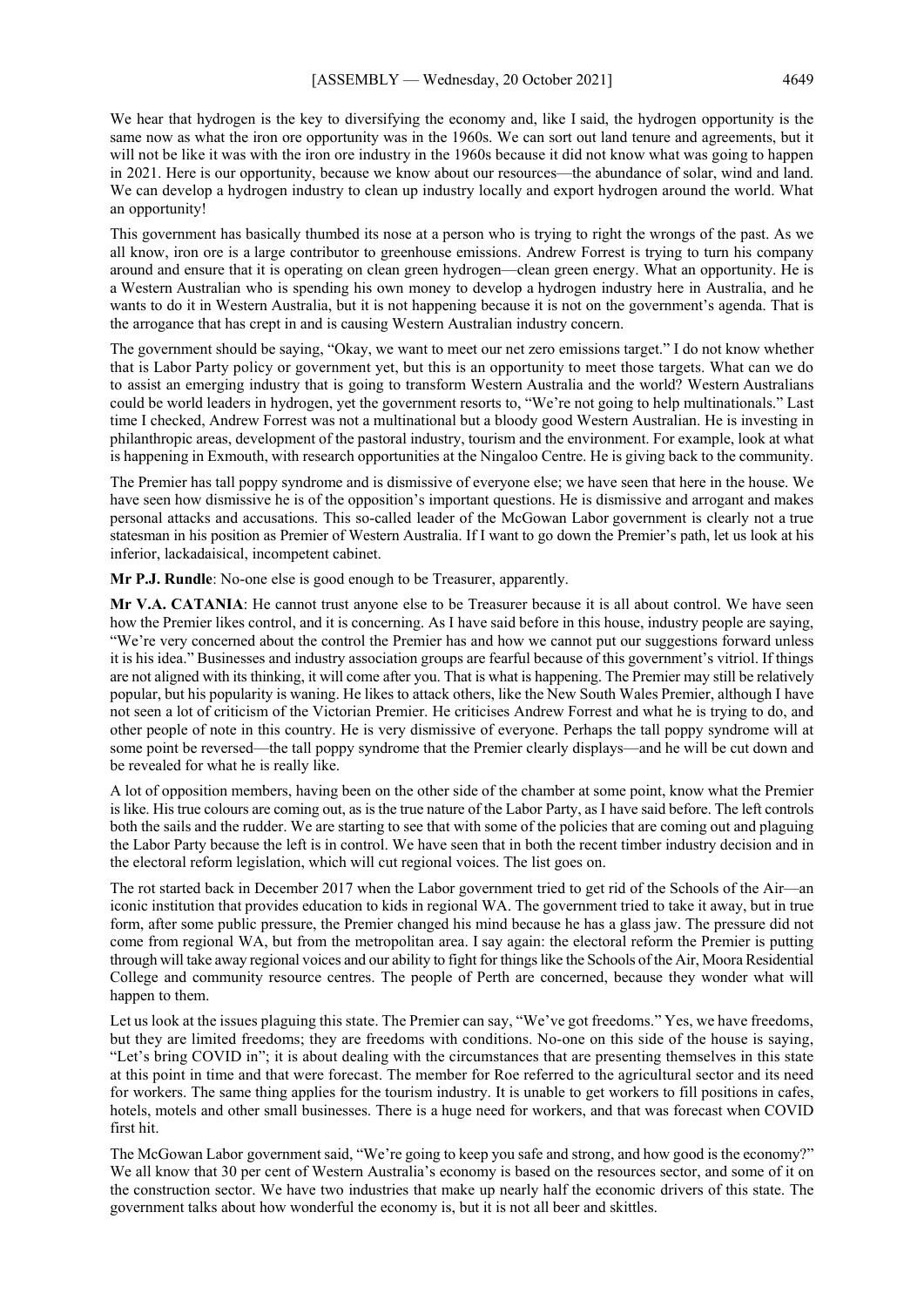We hear that hydrogen is the key to diversifying the economy and, like I said, the hydrogen opportunity is the same now as what the iron ore opportunity was in the 1960s. We can sort out land tenure and agreements, but it will not be like it was with the iron ore industry in the 1960s because it did not know what was going to happen in 2021. Here is our opportunity, because we know about our resources—the abundance of solar, wind and land. We can develop a hydrogen industry to clean up industry locally and export hydrogen around the world. What an opportunity!

This government has basically thumbed its nose at a person who is trying to right the wrongs of the past. As we all know, iron ore is a large contributor to greenhouse emissions. Andrew Forrest is trying to turn his company around and ensure that it is operating on clean green hydrogen—clean green energy. What an opportunity. He is a Western Australian who is spending his own money to develop a hydrogen industry here in Australia, and he wants to do it in Western Australia, but it is not happening because it is not on the government's agenda. That is the arrogance that has crept in and is causing Western Australian industry concern.

The government should be saying, "Okay, we want to meet our net zero emissions target." I do not know whether that is Labor Party policy or government yet, but this is an opportunity to meet those targets. What can we do to assist an emerging industry that is going to transform Western Australia and the world? Western Australians could be world leaders in hydrogen, yet the government resorts to, "We're not going to help multinationals." Last time I checked, Andrew Forrest was not a multinational but a bloody good Western Australian. He is investing in philanthropic areas, development of the pastoral industry, tourism and the environment. For example, look at what is happening in Exmouth, with research opportunities at the Ningaloo Centre. He is giving back to the community.

The Premier has tall poppy syndrome and is dismissive of everyone else; we have seen that here in the house. We have seen how dismissive he is of the opposition's important questions. He is dismissive and arrogant and makes personal attacks and accusations. This so-called leader of the McGowan Labor government is clearly not a true statesman in his position as Premier of Western Australia. If I want to go down the Premier's path, let us look at his inferior, lackadaisical, incompetent cabinet.

**Mr P.J. Rundle**: No-one else is good enough to be Treasurer, apparently.

**Mr V.A. CATANIA**: He cannot trust anyone else to be Treasurer because it is all about control. We have seen how the Premier likes control, and it is concerning. As I have said before in this house, industry people are saying, "We're very concerned about the control the Premier has and how we cannot put our suggestions forward unless it is his idea." Businesses and industry association groups are fearful because of this government's vitriol. If things are not aligned with its thinking, it will come after you. That is what is happening. The Premier may still be relatively popular, but his popularity is waning. He likes to attack others, like the New South Wales Premier, although I have not seen a lot of criticism of the Victorian Premier. He criticises Andrew Forrest and what he is trying to do, and other people of note in this country. He is very dismissive of everyone. Perhaps the tall poppy syndrome will at some point be reversed—the tall poppy syndrome that the Premier clearly displays—and he will be cut down and be revealed for what he is really like.

A lot of opposition members, having been on the other side of the chamber at some point, know what the Premier is like. His true colours are coming out, as is the true nature of the Labor Party, as I have said before. The left controls both the sails and the rudder. We are starting to see that with some of the policies that are coming out and plaguing the Labor Party because the left is in control. We have seen that in both the recent timber industry decision and in the electoral reform legislation, which will cut regional voices. The list goes on.

The rot started back in December 2017 when the Labor government tried to get rid of the Schools of the Air—an iconic institution that provides education to kids in regional WA. The government tried to take it away, but in true form, after some public pressure, the Premier changed his mind because he has a glass jaw. The pressure did not come from regional WA, but from the metropolitan area. I say again: the electoral reform the Premier is putting through will take away regional voices and our ability to fight for things like the Schools of the Air, Moora Residential College and community resource centres. The people of Perth are concerned, because they wonder what will happen to them.

Let us look at the issues plaguing this state. The Premier can say, "We've got freedoms." Yes, we have freedoms, but they are limited freedoms; they are freedoms with conditions. No-one on this side of the house is saying, "Let's bring COVID in"; it is about dealing with the circumstances that are presenting themselves in this state at this point in time and that were forecast. The member for Roe referred to the agricultural sector and its need for workers. The same thing applies for the tourism industry. It is unable to get workers to fill positions in cafes, hotels, motels and other small businesses. There is a huge need for workers, and that was forecast when COVID first hit.

The McGowan Labor government said, "We're going to keep you safe and strong, and how good is the economy?" We all know that 30 per cent of Western Australia's economy is based on the resources sector, and some of it on the construction sector. We have two industries that make up nearly half the economic drivers of this state. The government talks about how wonderful the economy is, but it is not all beer and skittles.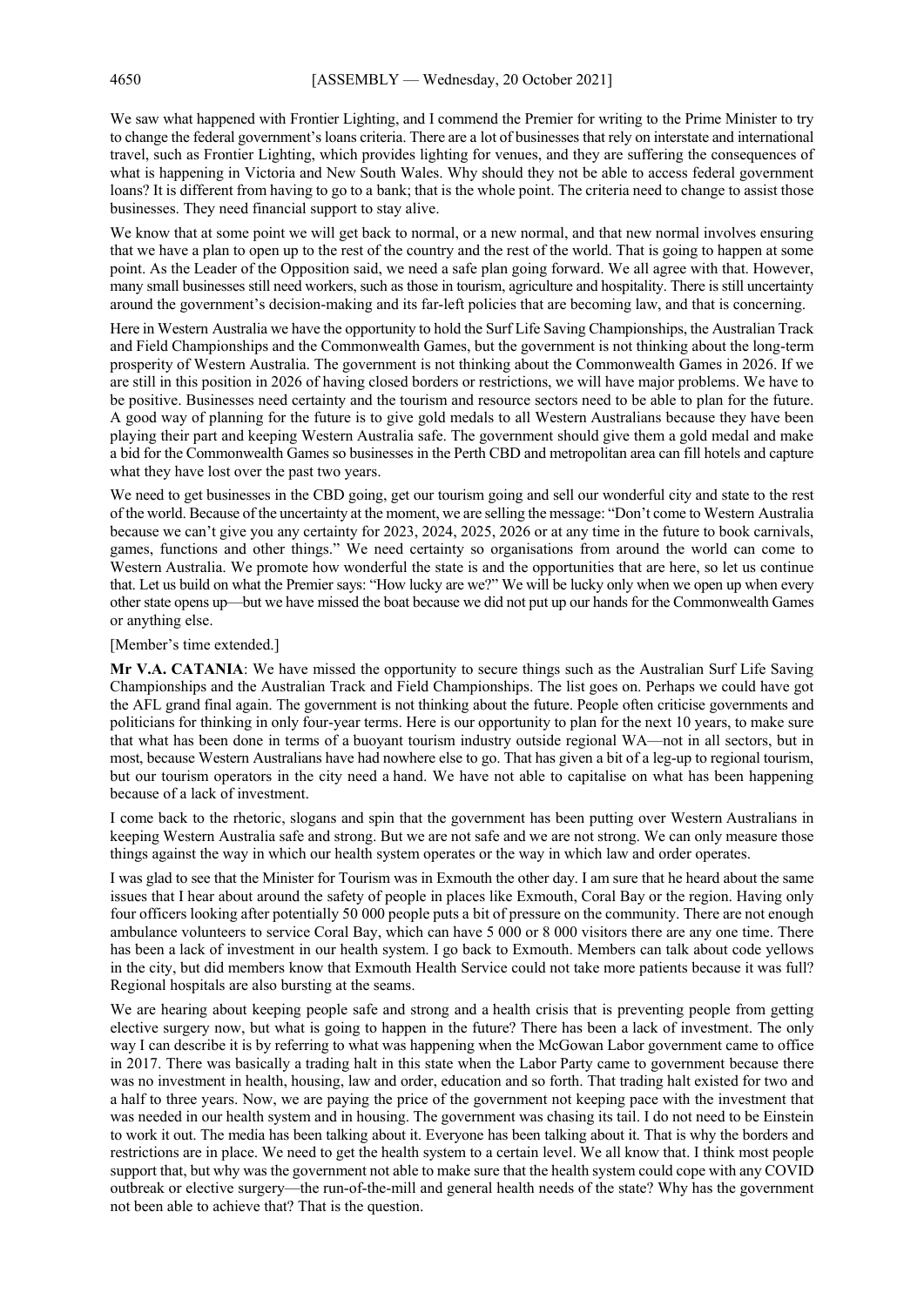We saw what happened with Frontier Lighting, and I commend the Premier for writing to the Prime Minister to try to change the federal government's loans criteria. There are a lot of businesses that rely on interstate and international travel, such as Frontier Lighting, which provides lighting for venues, and they are suffering the consequences of what is happening in Victoria and New South Wales. Why should they not be able to access federal government loans? It is different from having to go to a bank; that is the whole point. The criteria need to change to assist those businesses. They need financial support to stay alive.

We know that at some point we will get back to normal, or a new normal, and that new normal involves ensuring that we have a plan to open up to the rest of the country and the rest of the world. That is going to happen at some point. As the Leader of the Opposition said, we need a safe plan going forward. We all agree with that. However, many small businesses still need workers, such as those in tourism, agriculture and hospitality. There is still uncertainty around the government's decision-making and its far-left policies that are becoming law, and that is concerning.

Here in Western Australia we have the opportunity to hold the Surf Life Saving Championships, the Australian Track and Field Championships and the Commonwealth Games, but the government is not thinking about the long-term prosperity of Western Australia. The government is not thinking about the Commonwealth Games in 2026. If we are still in this position in 2026 of having closed borders or restrictions, we will have major problems. We have to be positive. Businesses need certainty and the tourism and resource sectors need to be able to plan for the future. A good way of planning for the future is to give gold medals to all Western Australians because they have been playing their part and keeping Western Australia safe. The government should give them a gold medal and make a bid for the Commonwealth Games so businesses in the Perth CBD and metropolitan area can fill hotels and capture what they have lost over the past two years.

We need to get businesses in the CBD going, get our tourism going and sell our wonderful city and state to the rest of the world. Because of the uncertainty at the moment, we are selling the message: "Don't come to Western Australia because we can't give you any certainty for 2023, 2024, 2025, 2026 or at any time in the future to book carnivals, games, functions and other things." We need certainty so organisations from around the world can come to Western Australia. We promote how wonderful the state is and the opportunities that are here, so let us continue that. Let us build on what the Premier says: "How lucky are we?" We will be lucky only when we open up when every other state opens up—but we have missed the boat because we did not put up our hands for the Commonwealth Games or anything else.

[Member's time extended.]

**Mr V.A. CATANIA**: We have missed the opportunity to secure things such as the Australian Surf Life Saving Championships and the Australian Track and Field Championships. The list goes on. Perhaps we could have got the AFL grand final again. The government is not thinking about the future. People often criticise governments and politicians for thinking in only four-year terms. Here is our opportunity to plan for the next 10 years, to make sure that what has been done in terms of a buoyant tourism industry outside regional WA—not in all sectors, but in most, because Western Australians have had nowhere else to go. That has given a bit of a leg-up to regional tourism, but our tourism operators in the city need a hand. We have not able to capitalise on what has been happening because of a lack of investment.

I come back to the rhetoric, slogans and spin that the government has been putting over Western Australians in keeping Western Australia safe and strong. But we are not safe and we are not strong. We can only measure those things against the way in which our health system operates or the way in which law and order operates.

I was glad to see that the Minister for Tourism was in Exmouth the other day. I am sure that he heard about the same issues that I hear about around the safety of people in places like Exmouth, Coral Bay or the region. Having only four officers looking after potentially 50 000 people puts a bit of pressure on the community. There are not enough ambulance volunteers to service Coral Bay, which can have 5 000 or 8 000 visitors there are any one time. There has been a lack of investment in our health system. I go back to Exmouth. Members can talk about code yellows in the city, but did members know that Exmouth Health Service could not take more patients because it was full? Regional hospitals are also bursting at the seams.

We are hearing about keeping people safe and strong and a health crisis that is preventing people from getting elective surgery now, but what is going to happen in the future? There has been a lack of investment. The only way I can describe it is by referring to what was happening when the McGowan Labor government came to office in 2017. There was basically a trading halt in this state when the Labor Party came to government because there was no investment in health, housing, law and order, education and so forth. That trading halt existed for two and a half to three years. Now, we are paying the price of the government not keeping pace with the investment that was needed in our health system and in housing. The government was chasing its tail. I do not need to be Einstein to work it out. The media has been talking about it. Everyone has been talking about it. That is why the borders and restrictions are in place. We need to get the health system to a certain level. We all know that. I think most people support that, but why was the government not able to make sure that the health system could cope with any COVID outbreak or elective surgery—the run-of-the-mill and general health needs of the state? Why has the government not been able to achieve that? That is the question.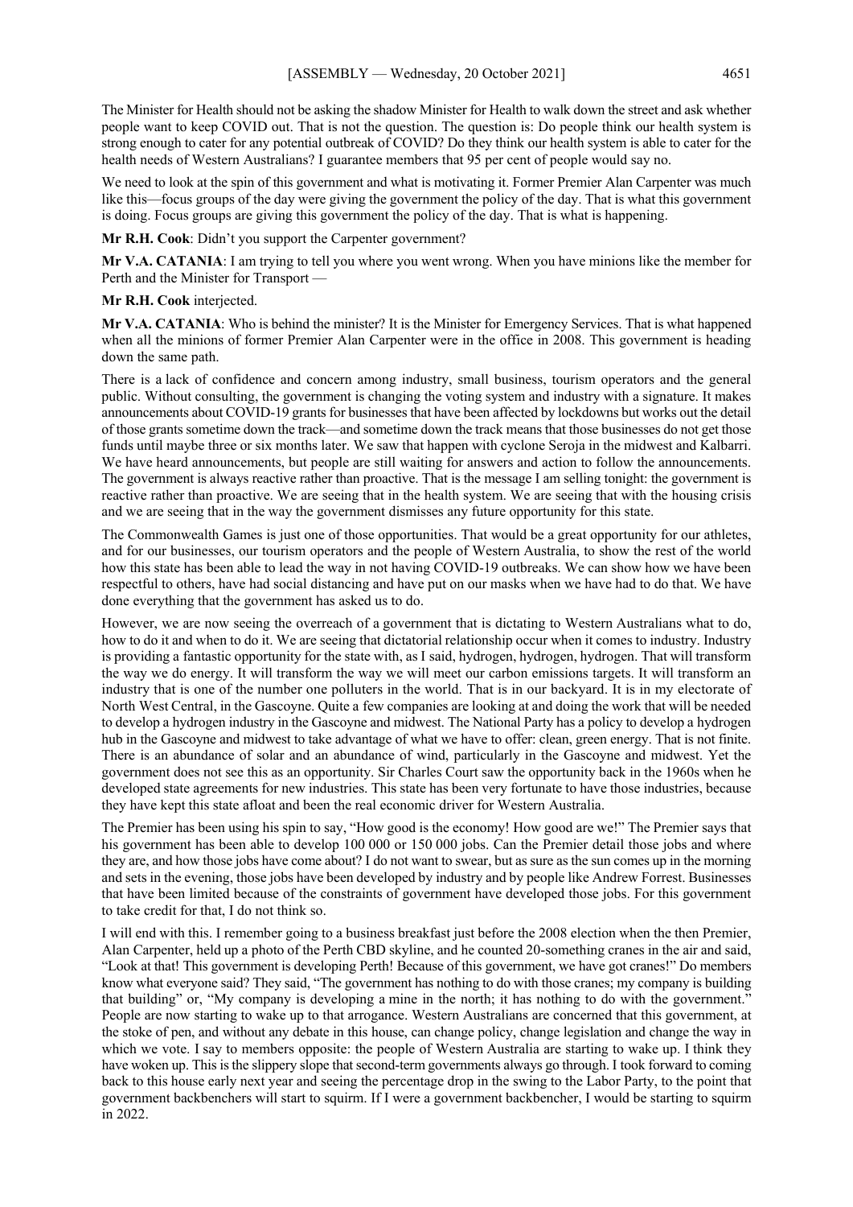The Minister for Health should not be asking the shadow Minister for Health to walk down the street and ask whether people want to keep COVID out. That is not the question. The question is: Do people think our health system is strong enough to cater for any potential outbreak of COVID? Do they think our health system is able to cater for the health needs of Western Australians? I guarantee members that 95 per cent of people would say no.

We need to look at the spin of this government and what is motivating it. Former Premier Alan Carpenter was much like this—focus groups of the day were giving the government the policy of the day. That is what this government is doing. Focus groups are giving this government the policy of the day. That is what is happening.

**Mr R.H. Cook**: Didn't you support the Carpenter government?

**Mr V.A. CATANIA**: I am trying to tell you where you went wrong. When you have minions like the member for Perth and the Minister for Transport —

**Mr R.H. Cook** interjected.

**Mr V.A. CATANIA**: Who is behind the minister? It is the Minister for Emergency Services. That is what happened when all the minions of former Premier Alan Carpenter were in the office in 2008. This government is heading down the same path.

There is a lack of confidence and concern among industry, small business, tourism operators and the general public. Without consulting, the government is changing the voting system and industry with a signature. It makes announcements about COVID-19 grants for businesses that have been affected by lockdowns but works out the detail of those grants sometime down the track—and sometime down the track means that those businesses do not get those funds until maybe three or six months later. We saw that happen with cyclone Seroja in the midwest and Kalbarri. We have heard announcements, but people are still waiting for answers and action to follow the announcements. The government is always reactive rather than proactive. That is the message I am selling tonight: the government is reactive rather than proactive. We are seeing that in the health system. We are seeing that with the housing crisis and we are seeing that in the way the government dismisses any future opportunity for this state.

The Commonwealth Games is just one of those opportunities. That would be a great opportunity for our athletes, and for our businesses, our tourism operators and the people of Western Australia, to show the rest of the world how this state has been able to lead the way in not having COVID-19 outbreaks. We can show how we have been respectful to others, have had social distancing and have put on our masks when we have had to do that. We have done everything that the government has asked us to do.

However, we are now seeing the overreach of a government that is dictating to Western Australians what to do, how to do it and when to do it. We are seeing that dictatorial relationship occur when it comes to industry. Industry is providing a fantastic opportunity for the state with, as I said, hydrogen, hydrogen, hydrogen. That will transform the way we do energy. It will transform the way we will meet our carbon emissions targets. It will transform an industry that is one of the number one polluters in the world. That is in our backyard. It is in my electorate of North West Central, in the Gascoyne. Quite a few companies are looking at and doing the work that will be needed to develop a hydrogen industry in the Gascoyne and midwest. The National Party has a policy to develop a hydrogen hub in the Gascoyne and midwest to take advantage of what we have to offer: clean, green energy. That is not finite. There is an abundance of solar and an abundance of wind, particularly in the Gascoyne and midwest. Yet the government does not see this as an opportunity. Sir Charles Court saw the opportunity back in the 1960s when he developed state agreements for new industries. This state has been very fortunate to have those industries, because they have kept this state afloat and been the real economic driver for Western Australia.

The Premier has been using his spin to say, "How good is the economy! How good are we!" The Premier says that his government has been able to develop 100 000 or 150 000 jobs. Can the Premier detail those jobs and where they are, and how those jobs have come about? I do not want to swear, but as sure as the sun comes up in the morning and sets in the evening, those jobs have been developed by industry and by people like Andrew Forrest. Businesses that have been limited because of the constraints of government have developed those jobs. For this government to take credit for that, I do not think so.

I will end with this. I remember going to a business breakfast just before the 2008 election when the then Premier, Alan Carpenter, held up a photo of the Perth CBD skyline, and he counted 20-something cranes in the air and said, "Look at that! This government is developing Perth! Because of this government, we have got cranes!" Do members know what everyone said? They said, "The government has nothing to do with those cranes; my company is building that building" or, "My company is developing a mine in the north; it has nothing to do with the government." People are now starting to wake up to that arrogance. Western Australians are concerned that this government, at the stoke of pen, and without any debate in this house, can change policy, change legislation and change the way in which we vote. I say to members opposite: the people of Western Australia are starting to wake up. I think they have woken up. This is the slippery slope that second-term governments always go through. I took forward to coming back to this house early next year and seeing the percentage drop in the swing to the Labor Party, to the point that government backbenchers will start to squirm. If I were a government backbencher, I would be starting to squirm in 2022.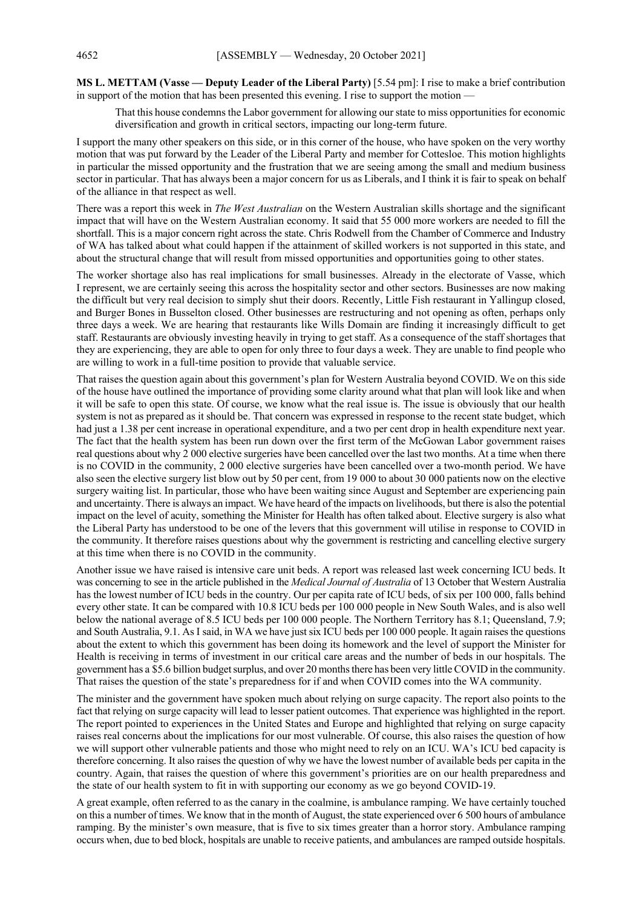**MS L. METTAM (Vasse — Deputy Leader of the Liberal Party)** [5.54 pm]: I rise to make a brief contribution in support of the motion that has been presented this evening. I rise to support the motion —

> That this house condemns the Labor government for allowing our state to miss opportunities for economic diversification and growth in critical sectors, impacting our long-term future.

I support the many other speakers on this side, or in this corner of the house, who have spoken on the very worthy motion that was put forward by the Leader of the Liberal Party and member for Cottesloe. This motion highlights in particular the missed opportunity and the frustration that we are seeing among the small and medium business sector in particular. That has always been a major concern for us as Liberals, and I think it is fair to speak on behalf of the alliance in that respect as well.

There was a report this week in *The West Australian* on the Western Australian skills shortage and the significant impact that will have on the Western Australian economy. It said that 55 000 more workers are needed to fill the shortfall. This is a major concern right across the state. Chris Rodwell from the Chamber of Commerce and Industry of WA has talked about what could happen if the attainment of skilled workers is not supported in this state, and about the structural change that will result from missed opportunities and opportunities going to other states.

The worker shortage also has real implications for small businesses. Already in the electorate of Vasse, which I represent, we are certainly seeing this across the hospitality sector and other sectors. Businesses are now making the difficult but very real decision to simply shut their doors. Recently, Little Fish restaurant in Yallingup closed, and Burger Bones in Busselton closed. Other businesses are restructuring and not opening as often, perhaps only three days a week. We are hearing that restaurants like Wills Domain are finding it increasingly difficult to get staff. Restaurants are obviously investing heavily in trying to get staff. As a consequence of the staff shortages that they are experiencing, they are able to open for only three to four days a week. They are unable to find people who are willing to work in a full-time position to provide that valuable service.

That raises the question again about this government's plan for Western Australia beyond COVID. We on this side of the house have outlined the importance of providing some clarity around what that plan will look like and when it will be safe to open this state. Of course, we know what the real issue is. The issue is obviously that our health system is not as prepared as it should be. That concern was expressed in response to the recent state budget, which had just a 1.38 per cent increase in operational expenditure, and a two per cent drop in health expenditure next year. The fact that the health system has been run down over the first term of the McGowan Labor government raises real questions about why 2 000 elective surgeries have been cancelled over the last two months. At a time when there is no COVID in the community, 2 000 elective surgeries have been cancelled over a two-month period. We have also seen the elective surgery list blow out by 50 per cent, from 19 000 to about 30 000 patients now on the elective surgery waiting list. In particular, those who have been waiting since August and September are experiencing pain and uncertainty. There is always an impact. We have heard of the impacts on livelihoods, but there is also the potential impact on the level of acuity, something the Minister for Health has often talked about. Elective surgery is also what the Liberal Party has understood to be one of the levers that this government will utilise in response to COVID in the community. It therefore raises questions about why the government is restricting and cancelling elective surgery at this time when there is no COVID in the community.

Another issue we have raised is intensive care unit beds. A report was released last week concerning ICU beds. It was concerning to see in the article published in the *Medical Journal of Australia* of 13 October that Western Australia has the lowest number of ICU beds in the country. Our per capita rate of ICU beds, of six per 100 000, falls behind every other state. It can be compared with 10.8 ICU beds per 100 000 people in New South Wales, and is also well below the national average of 8.5 ICU beds per 100 000 people. The Northern Territory has 8.1; Queensland, 7.9; and South Australia, 9.1. As I said, in WA we have just six ICU beds per 100 000 people. It again raises the questions about the extent to which this government has been doing its homework and the level of support the Minister for Health is receiving in terms of investment in our critical care areas and the number of beds in our hospitals. The government has a $5.6 billion budget surplus, and over 20 months there has been very little COVID in the community. That raises the question of the state's preparedness for if and when COVID comes into the WA community.

The minister and the government have spoken much about relying on surge capacity. The report also points to the fact that relying on surge capacity will lead to lesser patient outcomes. That experience was highlighted in the report. The report pointed to experiences in the United States and Europe and highlighted that relying on surge capacity raises real concerns about the implications for our most vulnerable. Of course, this also raises the question of how we will support other vulnerable patients and those who might need to rely on an ICU. WA's ICU bed capacity is therefore concerning. It also raises the question of why we have the lowest number of available beds per capita in the country. Again, that raises the question of where this government's priorities are on our health preparedness and the state of our health system to fit in with supporting our economy as we go beyond COVID-19.

A great example, often referred to as the canary in the coalmine, is ambulance ramping. We have certainly touched on this a number of times. We know that in the month of August, the state experienced over 6 500 hours of ambulance ramping. By the minister's own measure, that is five to six times greater than a horror story. Ambulance ramping occurs when, due to bed block, hospitals are unable to receive patients, and ambulances are ramped outside hospitals.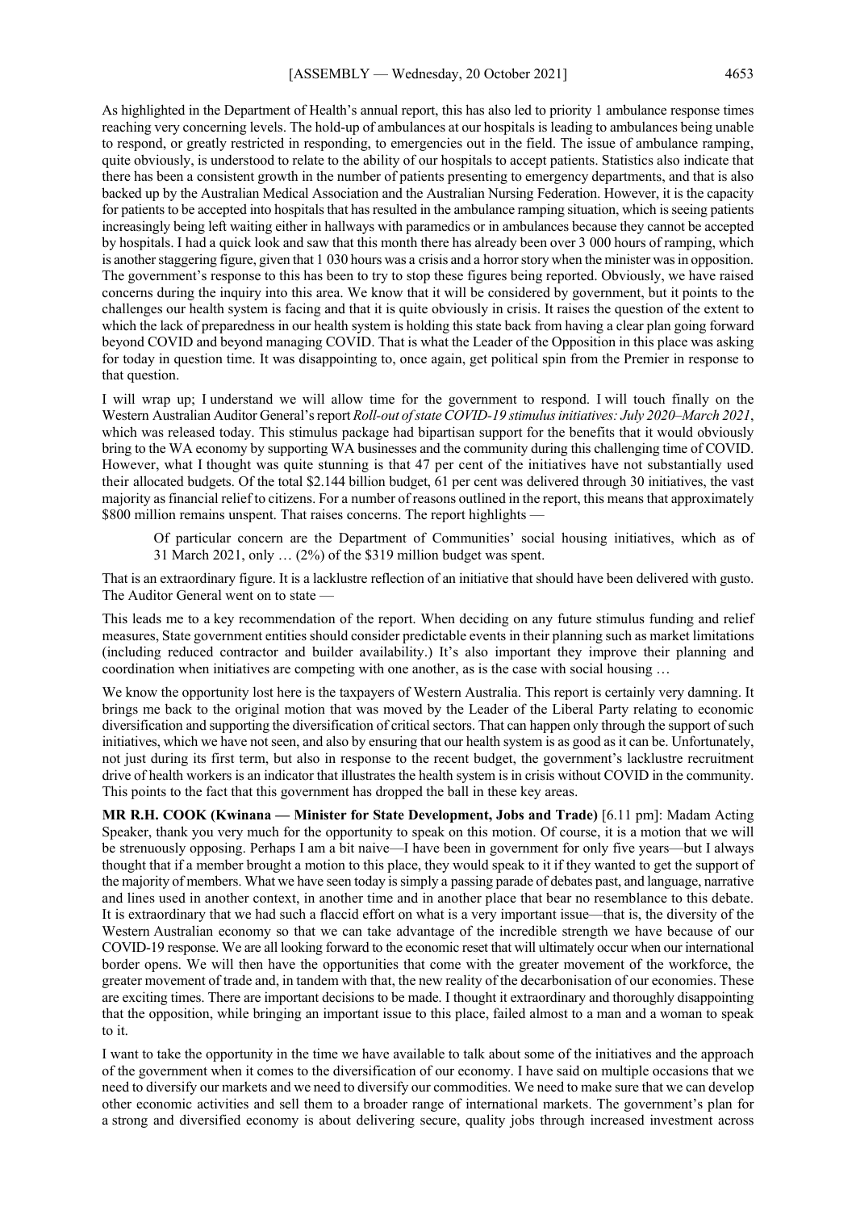As highlighted in the Department of Health's annual report, this has also led to priority 1 ambulance response times reaching very concerning levels. The hold-up of ambulances at our hospitals is leading to ambulances being unable to respond, or greatly restricted in responding, to emergencies out in the field. The issue of ambulance ramping, quite obviously, is understood to relate to the ability of our hospitals to accept patients. Statistics also indicate that there has been a consistent growth in the number of patients presenting to emergency departments, and that is also backed up by the Australian Medical Association and the Australian Nursing Federation. However, it is the capacity for patients to be accepted into hospitals that has resulted in the ambulance ramping situation, which is seeing patients increasingly being left waiting either in hallways with paramedics or in ambulances because they cannot be accepted by hospitals. I had a quick look and saw that this month there has already been over 3 000 hours of ramping, which is another staggering figure, given that 1 030 hours was a crisis and a horror story when the minister was in opposition. The government's response to this has been to try to stop these figures being reported. Obviously, we have raised concerns during the inquiry into this area. We know that it will be considered by government, but it points to the challenges our health system is facing and that it is quite obviously in crisis. It raises the question of the extent to which the lack of preparedness in our health system is holding this state back from having a clear plan going forward beyond COVID and beyond managing COVID. That is what the Leader of the Opposition in this place was asking for today in question time. It was disappointing to, once again, get political spin from the Premier in response to that question.

I will wrap up; I understand we will allow time for the government to respond. I will touch finally on the Western Australian Auditor General's report *Roll-out of state COVID-19 stimulus initiatives: July 2020–March 2021*, which was released today. This stimulus package had bipartisan support for the benefits that it would obviously bring to the WA economy by supporting WA businesses and the community during this challenging time of COVID. However, what I thought was quite stunning is that 47 per cent of the initiatives have not substantially used their allocated budgets. Of the total $2.144 billion budget, 61 per cent was delivered through 30 initiatives, the vast majority as financial relief to citizens. For a number of reasons outlined in the report, this means that approximately $800 million remains unspent. That raises concerns. The report highlights —

> Of particular concern are the Department of Communities' social housing initiatives, which as of 31 March 2021, only … (2%) of the $319 million budget was spent.

That is an extraordinary figure. It is a lacklustre reflection of an initiative that should have been delivered with gusto. The Auditor General went on to state —

This leads me to a key recommendation of the report. When deciding on any future stimulus funding and relief measures, State government entities should consider predictable events in their planning such as market limitations (including reduced contractor and builder availability.) It's also important they improve their planning and coordination when initiatives are competing with one another, as is the case with social housing …

We know the opportunity lost here is the taxpayers of Western Australia. This report is certainly very damning. It brings me back to the original motion that was moved by the Leader of the Liberal Party relating to economic diversification and supporting the diversification of critical sectors. That can happen only through the support of such initiatives, which we have not seen, and also by ensuring that our health system is as good as it can be. Unfortunately, not just during its first term, but also in response to the recent budget, the government's lacklustre recruitment drive of health workers is an indicator that illustrates the health system is in crisis without COVID in the community. This points to the fact that this government has dropped the ball in these key areas.

**MR R.H. COOK (Kwinana — Minister for State Development, Jobs and Trade)** [6.11 pm]: Madam Acting Speaker, thank you very much for the opportunity to speak on this motion. Of course, it is a motion that we will be strenuously opposing. Perhaps I am a bit naive—I have been in government for only five years—but I always thought that if a member brought a motion to this place, they would speak to it if they wanted to get the support of the majority of members. What we have seen today is simply a passing parade of debates past, and language, narrative and lines used in another context, in another time and in another place that bear no resemblance to this debate. It is extraordinary that we had such a flaccid effort on what is a very important issue—that is, the diversity of the Western Australian economy so that we can take advantage of the incredible strength we have because of our COVID-19 response. We are all looking forward to the economic reset that will ultimately occur when our international border opens. We will then have the opportunities that come with the greater movement of the workforce, the greater movement of trade and, in tandem with that, the new reality of the decarbonisation of our economies. These are exciting times. There are important decisions to be made. I thought it extraordinary and thoroughly disappointing that the opposition, while bringing an important issue to this place, failed almost to a man and a woman to speak to it.

I want to take the opportunity in the time we have available to talk about some of the initiatives and the approach of the government when it comes to the diversification of our economy. I have said on multiple occasions that we need to diversify our markets and we need to diversify our commodities. We need to make sure that we can develop other economic activities and sell them to a broader range of international markets. The government's plan for a strong and diversified economy is about delivering secure, quality jobs through increased investment across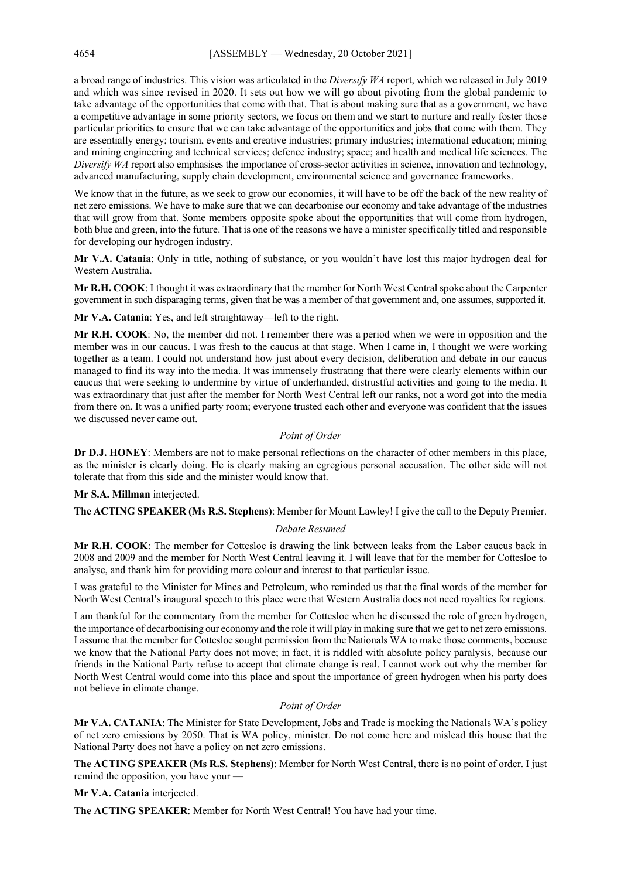a broad range of industries. This vision was articulated in the *Diversify WA* report, which we released in July 2019 and which was since revised in 2020. It sets out how we will go about pivoting from the global pandemic to take advantage of the opportunities that come with that. That is about making sure that as a government, we have a competitive advantage in some priority sectors, we focus on them and we start to nurture and really foster those particular priorities to ensure that we can take advantage of the opportunities and jobs that come with them. They are essentially energy; tourism, events and creative industries; primary industries; international education; mining and mining engineering and technical services; defence industry; space; and health and medical life sciences. The *Diversify WA* report also emphasises the importance of cross-sector activities in science, innovation and technology, advanced manufacturing, supply chain development, environmental science and governance frameworks.

We know that in the future, as we seek to grow our economies, it will have to be off the back of the new reality of net zero emissions. We have to make sure that we can decarbonise our economy and take advantage of the industries that will grow from that. Some members opposite spoke about the opportunities that will come from hydrogen, both blue and green, into the future. That is one of the reasons we have a minister specifically titled and responsible for developing our hydrogen industry.

**Mr V.A. Catania**: Only in title, nothing of substance, or you wouldn't have lost this major hydrogen deal for Western Australia.

**Mr R.H. COOK**: I thought it was extraordinary that the member for North West Central spoke about the Carpenter government in such disparaging terms, given that he was a member of that government and, one assumes, supported it.

**Mr V.A. Catania**: Yes, and left straightaway—left to the right.

**Mr R.H. COOK**: No, the member did not. I remember there was a period when we were in opposition and the member was in our caucus. I was fresh to the caucus at that stage. When I came in, I thought we were working together as a team. I could not understand how just about every decision, deliberation and debate in our caucus managed to find its way into the media. It was immensely frustrating that there were clearly elements within our caucus that were seeking to undermine by virtue of underhanded, distrustful activities and going to the media. It was extraordinary that just after the member for North West Central left our ranks, not a word got into the media from there on. It was a unified party room; everyone trusted each other and everyone was confident that the issues we discussed never came out.

*Point of Order*

**Dr D.J. HONEY**: Members are not to make personal reflections on the character of other members in this place, as the minister is clearly doing. He is clearly making an egregious personal accusation. The other side will not tolerate that from this side and the minister would know that.

**Mr S.A. Millman** interjected.

**The ACTING SPEAKER (Ms R.S. Stephens)**: Member for Mount Lawley! I give the call to the Deputy Premier.

*Debate Resumed*

**Mr R.H. COOK**: The member for Cottesloe is drawing the link between leaks from the Labor caucus back in 2008 and 2009 and the member for North West Central leaving it. I will leave that for the member for Cottesloe to analyse, and thank him for providing more colour and interest to that particular issue.

I was grateful to the Minister for Mines and Petroleum, who reminded us that the final words of the member for North West Central's inaugural speech to this place were that Western Australia does not need royalties for regions.

I am thankful for the commentary from the member for Cottesloe when he discussed the role of green hydrogen, the importance of decarbonising our economy and the role it will play in making sure that we get to net zero emissions. I assume that the member for Cottesloe sought permission from the Nationals WA to make those comments, because we know that the National Party does not move; in fact, it is riddled with absolute policy paralysis, because our friends in the National Party refuse to accept that climate change is real. I cannot work out why the member for North West Central would come into this place and spout the importance of green hydrogen when his party does not believe in climate change.

*Point of Order*

**Mr V.A. CATANIA**: The Minister for State Development, Jobs and Trade is mocking the Nationals WA's policy of net zero emissions by 2050. That is WA policy, minister. Do not come here and mislead this house that the National Party does not have a policy on net zero emissions.

**The ACTING SPEAKER (Ms R.S. Stephens)**: Member for North West Central, there is no point of order. I just remind the opposition, you have your —

**Mr V.A. Catania** interjected.

**The ACTING SPEAKER**: Member for North West Central! You have had your time.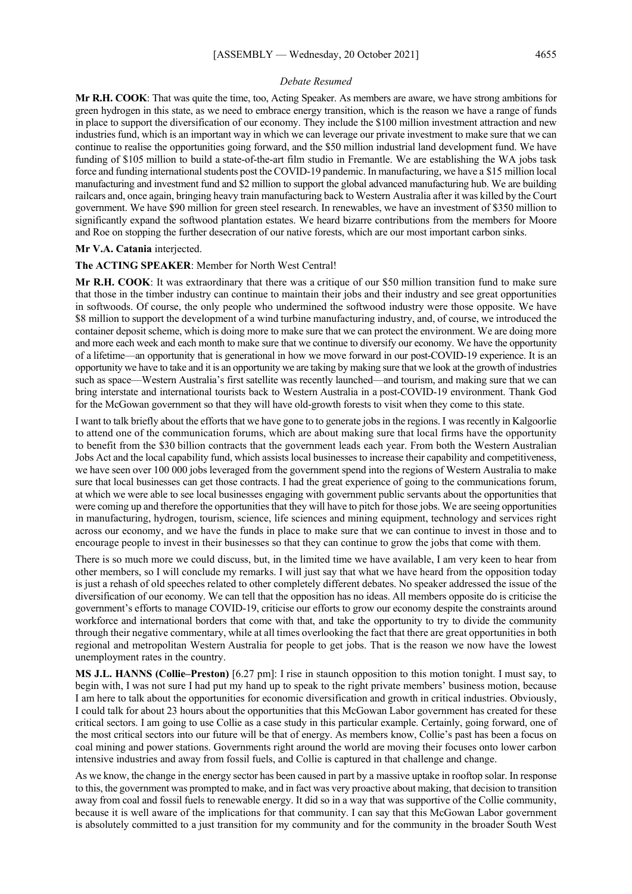*Debate Resumed*

**Mr R.H. COOK**: That was quite the time, too, Acting Speaker. As members are aware, we have strong ambitions for green hydrogen in this state, as we need to embrace energy transition, which is the reason we have a range of funds in place to support the diversification of our economy. They include the $100 million investment attraction and new industries fund, which is an important way in which we can leverage our private investment to make sure that we can continue to realise the opportunities going forward, and the $50 million industrial land development fund. We have funding of $105 million to build a state-of-the-art film studio in Fremantle. We are establishing the WA jobs task force and funding international students post the COVID-19 pandemic. In manufacturing, we have a $15 million local manufacturing and investment fund and $2 million to support the global advanced manufacturing hub. We are building railcars and, once again, bringing heavy train manufacturing back to Western Australia after it was killed by the Court government. We have $90 million for green steel research. In renewables, we have an investment of $350 million to significantly expand the softwood plantation estates. We heard bizarre contributions from the members for Moore and Roe on stopping the further desecration of our native forests, which are our most important carbon sinks.

**Mr V.A. Catania** interjected.

**The ACTING SPEAKER**: Member for North West Central!

**Mr R.H. COOK**: It was extraordinary that there was a critique of our $50 million transition fund to make sure that those in the timber industry can continue to maintain their jobs and their industry and see great opportunities in softwoods. Of course, the only people who undermined the softwood industry were those opposite. We have $8 million to support the development of a wind turbine manufacturing industry, and, of course, we introduced the container deposit scheme, which is doing more to make sure that we can protect the environment. We are doing more and more each week and each month to make sure that we continue to diversify our economy. We have the opportunity of a lifetime—an opportunity that is generational in how we move forward in our post-COVID-19 experience. It is an opportunity we have to take and it is an opportunity we are taking by making sure that we look at the growth of industries such as space—Western Australia's first satellite was recently launched—and tourism, and making sure that we can bring interstate and international tourists back to Western Australia in a post-COVID-19 environment. Thank God for the McGowan government so that they will have old-growth forests to visit when they come to this state.

I want to talk briefly about the efforts that we have gone to to generate jobs in the regions. I was recently in Kalgoorlie to attend one of the communication forums, which are about making sure that local firms have the opportunity to benefit from the $30 billion contracts that the government leads each year. From both the Western Australian Jobs Act and the local capability fund, which assists local businesses to increase their capability and competitiveness, we have seen over 100 000 jobs leveraged from the government spend into the regions of Western Australia to make sure that local businesses can get those contracts. I had the great experience of going to the communications forum, at which we were able to see local businesses engaging with government public servants about the opportunities that were coming up and therefore the opportunities that they will have to pitch for those jobs. We are seeing opportunities in manufacturing, hydrogen, tourism, science, life sciences and mining equipment, technology and services right across our economy, and we have the funds in place to make sure that we can continue to invest in those and to encourage people to invest in their businesses so that they can continue to grow the jobs that come with them.

There is so much more we could discuss, but, in the limited time we have available, I am very keen to hear from other members, so I will conclude my remarks. I will just say that what we have heard from the opposition today is just a rehash of old speeches related to other completely different debates. No speaker addressed the issue of the diversification of our economy. We can tell that the opposition has no ideas. All members opposite do is criticise the government's efforts to manage COVID-19, criticise our efforts to grow our economy despite the constraints around workforce and international borders that come with that, and take the opportunity to try to divide the community through their negative commentary, while at all times overlooking the fact that there are great opportunities in both regional and metropolitan Western Australia for people to get jobs. That is the reason we now have the lowest unemployment rates in the country.

**MS J.L. HANNS (Collie–Preston)** [6.27 pm]: I rise in staunch opposition to this motion tonight. I must say, to begin with, I was not sure I had put my hand up to speak to the right private members' business motion, because I am here to talk about the opportunities for economic diversification and growth in critical industries. Obviously, I could talk for about 23 hours about the opportunities that this McGowan Labor government has created for these critical sectors. I am going to use Collie as a case study in this particular example. Certainly, going forward, one of the most critical sectors into our future will be that of energy. As members know, Collie's past has been a focus on coal mining and power stations. Governments right around the world are moving their focuses onto lower carbon intensive industries and away from fossil fuels, and Collie is captured in that challenge and change.

As we know, the change in the energy sector has been caused in part by a massive uptake in rooftop solar. In response to this, the government was prompted to make, and in fact was very proactive about making, that decision to transition away from coal and fossil fuels to renewable energy. It did so in a way that was supportive of the Collie community, because it is well aware of the implications for that community. I can say that this McGowan Labor government is absolutely committed to a just transition for my community and for the community in the broader South West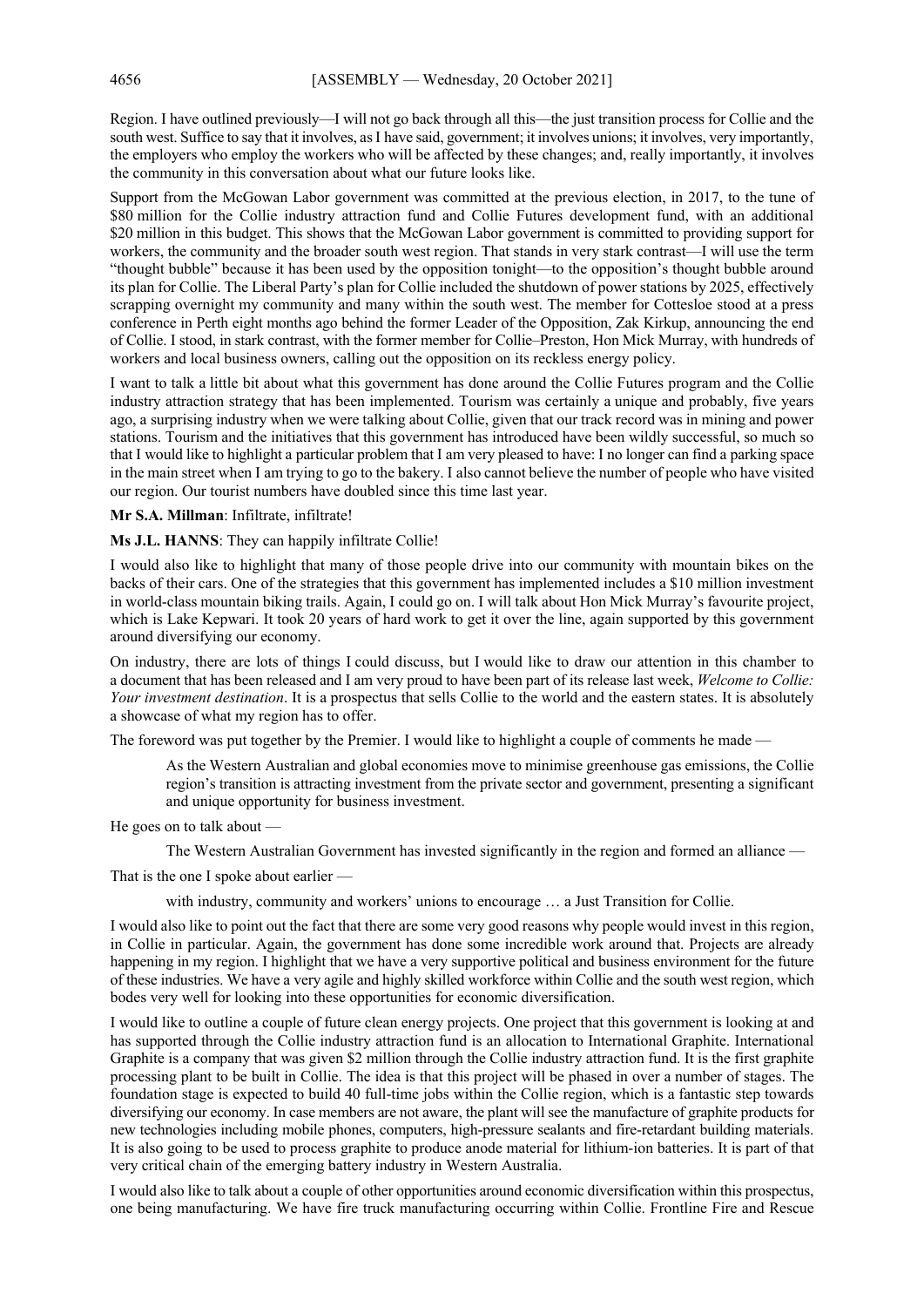Region. I have outlined previously—I will not go back through all this—the just transition process for Collie and the south west. Suffice to say that it involves, as I have said, government; it involves unions; it involves, very importantly, the employers who employ the workers who will be affected by these changes; and, really importantly, it involves the community in this conversation about what our future looks like.

Support from the McGowan Labor government was committed at the previous election, in 2017, to the tune of $80 million for the Collie industry attraction fund and Collie Futures development fund, with an additional $20 million in this budget. This shows that the McGowan Labor government is committed to providing support for workers, the community and the broader south west region. That stands in very stark contrast—I will use the term "thought bubble" because it has been used by the opposition tonight—to the opposition's thought bubble around its plan for Collie. The Liberal Party's plan for Collie included the shutdown of power stations by 2025, effectively scrapping overnight my community and many within the south west. The member for Cottesloe stood at a press conference in Perth eight months ago behind the former Leader of the Opposition, Zak Kirkup, announcing the end of Collie. I stood, in stark contrast, with the former member for Collie–Preston, Hon Mick Murray, with hundreds of workers and local business owners, calling out the opposition on its reckless energy policy.

I want to talk a little bit about what this government has done around the Collie Futures program and the Collie industry attraction strategy that has been implemented. Tourism was certainly a unique and probably, five years ago, a surprising industry when we were talking about Collie, given that our track record was in mining and power stations. Tourism and the initiatives that this government has introduced have been wildly successful, so much so that I would like to highlight a particular problem that I am very pleased to have: I no longer can find a parking space in the main street when I am trying to go to the bakery. I also cannot believe the number of people who have visited our region. Our tourist numbers have doubled since this time last year.

**Mr S.A. Millman**: Infiltrate, infiltrate!

**Ms J.L. HANNS**: They can happily infiltrate Collie!

I would also like to highlight that many of those people drive into our community with mountain bikes on the backs of their cars. One of the strategies that this government has implemented includes a $10 million investment in world-class mountain biking trails. Again, I could go on. I will talk about Hon Mick Murray's favourite project, which is Lake Kepwari. It took 20 years of hard work to get it over the line, again supported by this government around diversifying our economy.

On industry, there are lots of things I could discuss, but I would like to draw our attention in this chamber to a document that has been released and I am very proud to have been part of its release last week, *Welcome to Collie: Your investment destination*. It is a prospectus that sells Collie to the world and the eastern states. It is absolutely a showcase of what my region has to offer.

The foreword was put together by the Premier. I would like to highlight a couple of comments he made —

> As the Western Australian and global economies move to minimise greenhouse gas emissions, the Collie region's transition is attracting investment from the private sector and government, presenting a significant and unique opportunity for business investment.

He goes on to talk about —

> The Western Australian Government has invested significantly in the region and formed an alliance —

That is the one I spoke about earlier —

> with industry, community and workers' unions to encourage … a Just Transition for Collie.

I would also like to point out the fact that there are some very good reasons why people would invest in this region, in Collie in particular. Again, the government has done some incredible work around that. Projects are already happening in my region. I highlight that we have a very supportive political and business environment for the future of these industries. We have a very agile and highly skilled workforce within Collie and the south west region, which bodes very well for looking into these opportunities for economic diversification.

I would like to outline a couple of future clean energy projects. One project that this government is looking at and has supported through the Collie industry attraction fund is an allocation to International Graphite. International Graphite is a company that was given $2 million through the Collie industry attraction fund. It is the first graphite processing plant to be built in Collie. The idea is that this project will be phased in over a number of stages. The foundation stage is expected to build 40 full-time jobs within the Collie region, which is a fantastic step towards diversifying our economy. In case members are not aware, the plant will see the manufacture of graphite products for new technologies including mobile phones, computers, high-pressure sealants and fire-retardant building materials. It is also going to be used to process graphite to produce anode material for lithium-ion batteries. It is part of that very critical chain of the emerging battery industry in Western Australia.

I would also like to talk about a couple of other opportunities around economic diversification within this prospectus, one being manufacturing. We have fire truck manufacturing occurring within Collie. Frontline Fire and Rescue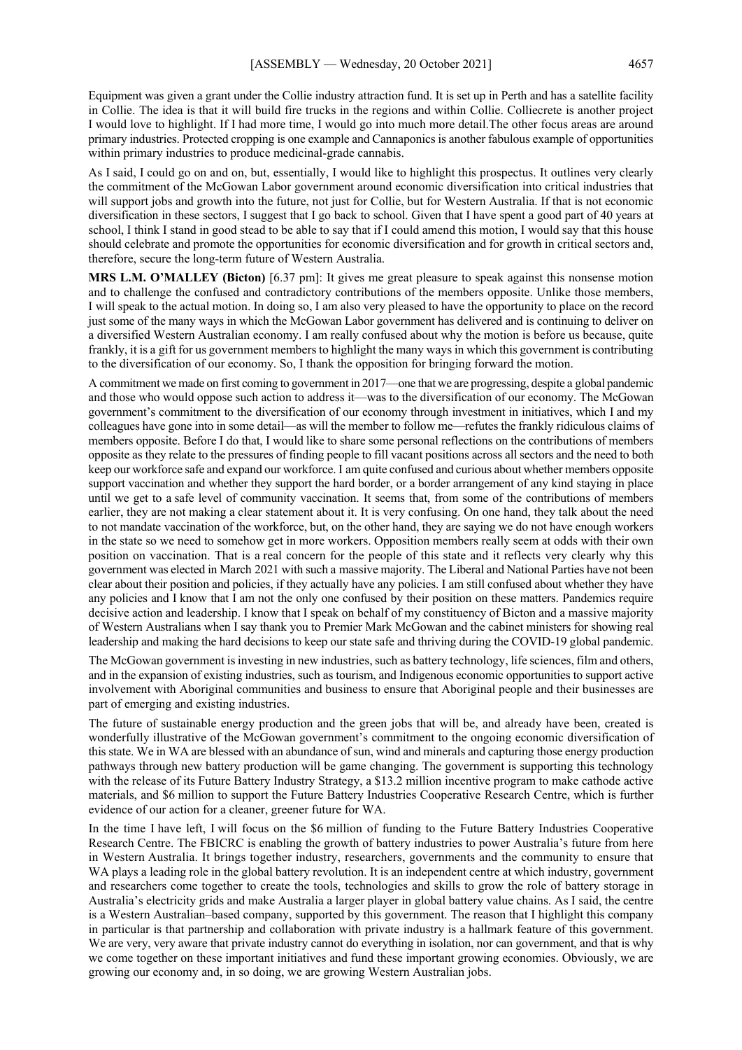Equipment was given a grant under the Collie industry attraction fund. It is set up in Perth and has a satellite facility in Collie. The idea is that it will build fire trucks in the regions and within Collie. Colliecrete is another project I would love to highlight. If I had more time, I would go into much more detail.The other focus areas are around primary industries. Protected cropping is one example and Cannaponics is another fabulous example of opportunities within primary industries to produce medicinal-grade cannabis.

As I said, I could go on and on, but, essentially, I would like to highlight this prospectus. It outlines very clearly the commitment of the McGowan Labor government around economic diversification into critical industries that will support jobs and growth into the future, not just for Collie, but for Western Australia. If that is not economic diversification in these sectors, I suggest that I go back to school. Given that I have spent a good part of 40 years at school, I think I stand in good stead to be able to say that if I could amend this motion, I would say that this house should celebrate and promote the opportunities for economic diversification and for growth in critical sectors and, therefore, secure the long-term future of Western Australia.

**MRS L.M. O'MALLEY (Bicton)** [6.37 pm]: It gives me great pleasure to speak against this nonsense motion and to challenge the confused and contradictory contributions of the members opposite. Unlike those members, I will speak to the actual motion. In doing so, I am also very pleased to have the opportunity to place on the record just some of the many ways in which the McGowan Labor government has delivered and is continuing to deliver on a diversified Western Australian economy. I am really confused about why the motion is before us because, quite frankly, it is a gift for us government members to highlight the many ways in which this government is contributing to the diversification of our economy. So, I thank the opposition for bringing forward the motion.

A commitment we made on first coming to government in 2017—one that we are progressing, despite a global pandemic and those who would oppose such action to address it—was to the diversification of our economy. The McGowan government's commitment to the diversification of our economy through investment in initiatives, which I and my colleagues have gone into in some detail—as will the member to follow me—refutes the frankly ridiculous claims of members opposite. Before I do that, I would like to share some personal reflections on the contributions of members opposite as they relate to the pressures of finding people to fill vacant positions across all sectors and the need to both keep our workforce safe and expand our workforce. I am quite confused and curious about whether members opposite support vaccination and whether they support the hard border, or a border arrangement of any kind staying in place until we get to a safe level of community vaccination. It seems that, from some of the contributions of members earlier, they are not making a clear statement about it. It is very confusing. On one hand, they talk about the need to not mandate vaccination of the workforce, but, on the other hand, they are saying we do not have enough workers in the state so we need to somehow get in more workers. Opposition members really seem at odds with their own position on vaccination. That is a real concern for the people of this state and it reflects very clearly why this government was elected in March 2021 with such a massive majority. The Liberal and National Parties have not been clear about their position and policies, if they actually have any policies. I am still confused about whether they have any policies and I know that I am not the only one confused by their position on these matters. Pandemics require decisive action and leadership. I know that I speak on behalf of my constituency of Bicton and a massive majority of Western Australians when I say thank you to Premier Mark McGowan and the cabinet ministers for showing real leadership and making the hard decisions to keep our state safe and thriving during the COVID-19 global pandemic.

The McGowan government is investing in new industries, such as battery technology, life sciences, film and others, and in the expansion of existing industries, such as tourism, and Indigenous economic opportunities to support active involvement with Aboriginal communities and business to ensure that Aboriginal people and their businesses are part of emerging and existing industries.

The future of sustainable energy production and the green jobs that will be, and already have been, created is wonderfully illustrative of the McGowan government's commitment to the ongoing economic diversification of this state. We in WA are blessed with an abundance of sun, wind and minerals and capturing those energy production pathways through new battery production will be game changing. The government is supporting this technology with the release of its Future Battery Industry Strategy, a $13.2 million incentive program to make cathode active materials, and $6 million to support the Future Battery Industries Cooperative Research Centre, which is further evidence of our action for a cleaner, greener future for WA.

In the time I have left, I will focus on the $6 million of funding to the Future Battery Industries Cooperative Research Centre. The FBICRC is enabling the growth of battery industries to power Australia's future from here in Western Australia. It brings together industry, researchers, governments and the community to ensure that WA plays a leading role in the global battery revolution. It is an independent centre at which industry, government and researchers come together to create the tools, technologies and skills to grow the role of battery storage in Australia's electricity grids and make Australia a larger player in global battery value chains. As I said, the centre is a Western Australian–based company, supported by this government. The reason that I highlight this company in particular is that partnership and collaboration with private industry is a hallmark feature of this government. We are very, very aware that private industry cannot do everything in isolation, nor can government, and that is why we come together on these important initiatives and fund these important growing economies. Obviously, we are growing our economy and, in so doing, we are growing Western Australian jobs.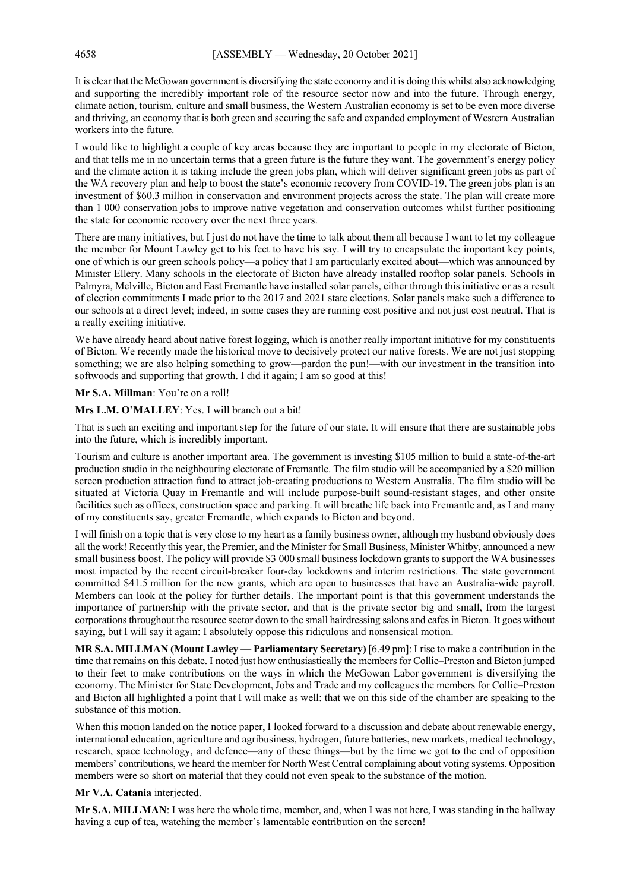It is clear that the McGowan government is diversifying the state economy and it is doing this whilst also acknowledging and supporting the incredibly important role of the resource sector now and into the future. Through energy, climate action, tourism, culture and small business, the Western Australian economy is set to be even more diverse and thriving, an economy that is both green and securing the safe and expanded employment of Western Australian workers into the future.

I would like to highlight a couple of key areas because they are important to people in my electorate of Bicton, and that tells me in no uncertain terms that a green future is the future they want. The government's energy policy and the climate action it is taking include the green jobs plan, which will deliver significant green jobs as part of the WA recovery plan and help to boost the state's economic recovery from COVID-19. The green jobs plan is an investment of $60.3 million in conservation and environment projects across the state. The plan will create more than 1 000 conservation jobs to improve native vegetation and conservation outcomes whilst further positioning the state for economic recovery over the next three years.

There are many initiatives, but I just do not have the time to talk about them all because I want to let my colleague the member for Mount Lawley get to his feet to have his say. I will try to encapsulate the important key points, one of which is our green schools policy—a policy that I am particularly excited about—which was announced by Minister Ellery. Many schools in the electorate of Bicton have already installed rooftop solar panels. Schools in Palmyra, Melville, Bicton and East Fremantle have installed solar panels, either through this initiative or as a result of election commitments I made prior to the 2017 and 2021 state elections. Solar panels make such a difference to our schools at a direct level; indeed, in some cases they are running cost positive and not just cost neutral. That is a really exciting initiative.

We have already heard about native forest logging, which is another really important initiative for my constituents of Bicton. We recently made the historical move to decisively protect our native forests. We are not just stopping something; we are also helping something to grow—pardon the pun!—with our investment in the transition into softwoods and supporting that growth. I did it again; I am so good at this!

**Mr S.A. Millman**: You're on a roll!

**Mrs L.M. O'MALLEY**: Yes. I will branch out a bit!

That is such an exciting and important step for the future of our state. It will ensure that there are sustainable jobs into the future, which is incredibly important.

Tourism and culture is another important area. The government is investing $105 million to build a state-of-the-art production studio in the neighbouring electorate of Fremantle. The film studio will be accompanied by a $20 million screen production attraction fund to attract job-creating productions to Western Australia. The film studio will be situated at Victoria Quay in Fremantle and will include purpose-built sound-resistant stages, and other onsite facilities such as offices, construction space and parking. It will breathe life back into Fremantle and, as I and many of my constituents say, greater Fremantle, which expands to Bicton and beyond.

I will finish on a topic that is very close to my heart as a family business owner, although my husband obviously does all the work! Recently this year, the Premier, and the Minister for Small Business, Minister Whitby, announced a new small business boost. The policy will provide $3 000 small business lockdown grants to support the WA businesses most impacted by the recent circuit-breaker four-day lockdowns and interim restrictions. The state government committed $41.5 million for the new grants, which are open to businesses that have an Australia-wide payroll. Members can look at the policy for further details. The important point is that this government understands the importance of partnership with the private sector, and that is the private sector big and small, from the largest corporations throughout the resource sector down to the small hairdressing salons and cafes in Bicton. It goes without saying, but I will say it again: I absolutely oppose this ridiculous and nonsensical motion.

**MR S.A. MILLMAN (Mount Lawley — Parliamentary Secretary)** [6.49 pm]: I rise to make a contribution in the time that remains on this debate. I noted just how enthusiastically the members for Collie–Preston and Bicton jumped to their feet to make contributions on the ways in which the McGowan Labor government is diversifying the economy. The Minister for State Development, Jobs and Trade and my colleagues the members for Collie–Preston and Bicton all highlighted a point that I will make as well: that we on this side of the chamber are speaking to the substance of this motion.

When this motion landed on the notice paper, I looked forward to a discussion and debate about renewable energy, international education, agriculture and agribusiness, hydrogen, future batteries, new markets, medical technology, research, space technology, and defence—any of these things—but by the time we got to the end of opposition members' contributions, we heard the member for North West Central complaining about voting systems. Opposition members were so short on material that they could not even speak to the substance of the motion.

**Mr V.A. Catania** interjected.

**Mr S.A. MILLMAN**: I was here the whole time, member, and, when I was not here, I was standing in the hallway having a cup of tea, watching the member's lamentable contribution on the screen!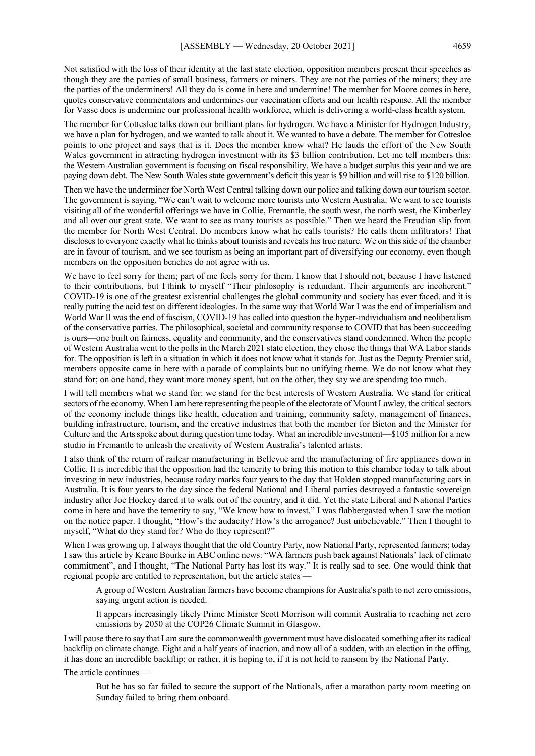Not satisfied with the loss of their identity at the last state election, opposition members present their speeches as though they are the parties of small business, farmers or miners. They are not the parties of the miners; they are the parties of the underminers! All they do is come in here and undermine! The member for Moore comes in here, quotes conservative commentators and undermines our vaccination efforts and our health response. All the member for Vasse does is undermine our professional health workforce, which is delivering a world-class health system.

The member for Cottesloe talks down our brilliant plans for hydrogen. We have a Minister for Hydrogen Industry, we have a plan for hydrogen, and we wanted to talk about it. We wanted to have a debate. The member for Cottesloe points to one project and says that is it. Does the member know what? He lauds the effort of the New South Wales government in attracting hydrogen investment with its $3 billion contribution. Let me tell members this: the Western Australian government is focusing on fiscal responsibility. We have a budget surplus this year and we are paying down debt. The New South Wales state government's deficit this year is $9 billion and will rise to $120 billion.

Then we have the underminer for North West Central talking down our police and talking down our tourism sector. The government is saying, "We can't wait to welcome more tourists into Western Australia. We want to see tourists visiting all of the wonderful offerings we have in Collie, Fremantle, the south west, the north west, the Kimberley and all over our great state. We want to see as many tourists as possible." Then we heard the Freudian slip from the member for North West Central. Do members know what he calls tourists? He calls them infiltrators! That discloses to everyone exactly what he thinks about tourists and reveals his true nature. We on this side of the chamber are in favour of tourism, and we see tourism as being an important part of diversifying our economy, even though members on the opposition benches do not agree with us.

We have to feel sorry for them; part of me feels sorry for them. I know that I should not, because I have listened to their contributions, but I think to myself "Their philosophy is redundant. Their arguments are incoherent." COVID-19 is one of the greatest existential challenges the global community and society has ever faced, and it is really putting the acid test on different ideologies. In the same way that World War I was the end of imperialism and World War II was the end of fascism, COVID-19 has called into question the hyper-individualism and neoliberalism of the conservative parties. The philosophical, societal and community response to COVID that has been succeeding is ours—one built on fairness, equality and community, and the conservatives stand condemned. When the people of Western Australia went to the polls in the March 2021 state election, they chose the things that WA Labor stands for. The opposition is left in a situation in which it does not know what it stands for. Just as the Deputy Premier said, members opposite came in here with a parade of complaints but no unifying theme. We do not know what they stand for; on one hand, they want more money spent, but on the other, they say we are spending too much.

I will tell members what we stand for: we stand for the best interests of Western Australia. We stand for critical sectors of the economy. When I am here representing the people of the electorate of Mount Lawley, the critical sectors of the economy include things like health, education and training, community safety, management of finances, building infrastructure, tourism, and the creative industries that both the member for Bicton and the Minister for Culture and the Arts spoke about during question time today. What an incredible investment—$105 million for a new studio in Fremantle to unleash the creativity of Western Australia's talented artists.

I also think of the return of railcar manufacturing in Bellevue and the manufacturing of fire appliances down in Collie. It is incredible that the opposition had the temerity to bring this motion to this chamber today to talk about investing in new industries, because today marks four years to the day that Holden stopped manufacturing cars in Australia. It is four years to the day since the federal National and Liberal parties destroyed a fantastic sovereign industry after Joe Hockey dared it to walk out of the country, and it did. Yet the state Liberal and National Parties come in here and have the temerity to say, "We know how to invest." I was flabbergasted when I saw the motion on the notice paper. I thought, "How's the audacity? How's the arrogance? Just unbelievable." Then I thought to myself, "What do they stand for? Who do they represent?"

When I was growing up, I always thought that the old Country Party, now National Party, represented farmers; today I saw this article by Keane Bourke in ABC online news: "WA farmers push back against Nationals' lack of climate commitment", and I thought, "The National Party has lost its way." It is really sad to see. One would think that regional people are entitled to representation, but the article states —

> A group of Western Australian farmers have become champions for Australia's path to net zero emissions, saying urgent action is needed.
>
> It appears increasingly likely Prime Minister Scott Morrison will commit Australia to reaching net zero emissions by 2050 at the COP26 Climate Summit in Glasgow.

I will pause there to say that I am sure the commonwealth government must have dislocated something after its radical backflip on climate change. Eight and a half years of inaction, and now all of a sudden, with an election in the offing, it has done an incredible backflip; or rather, it is hoping to, if it is not held to ransom by the National Party.

The article continues —

> But he has so far failed to secure the support of the Nationals, after a marathon party room meeting on Sunday failed to bring them onboard.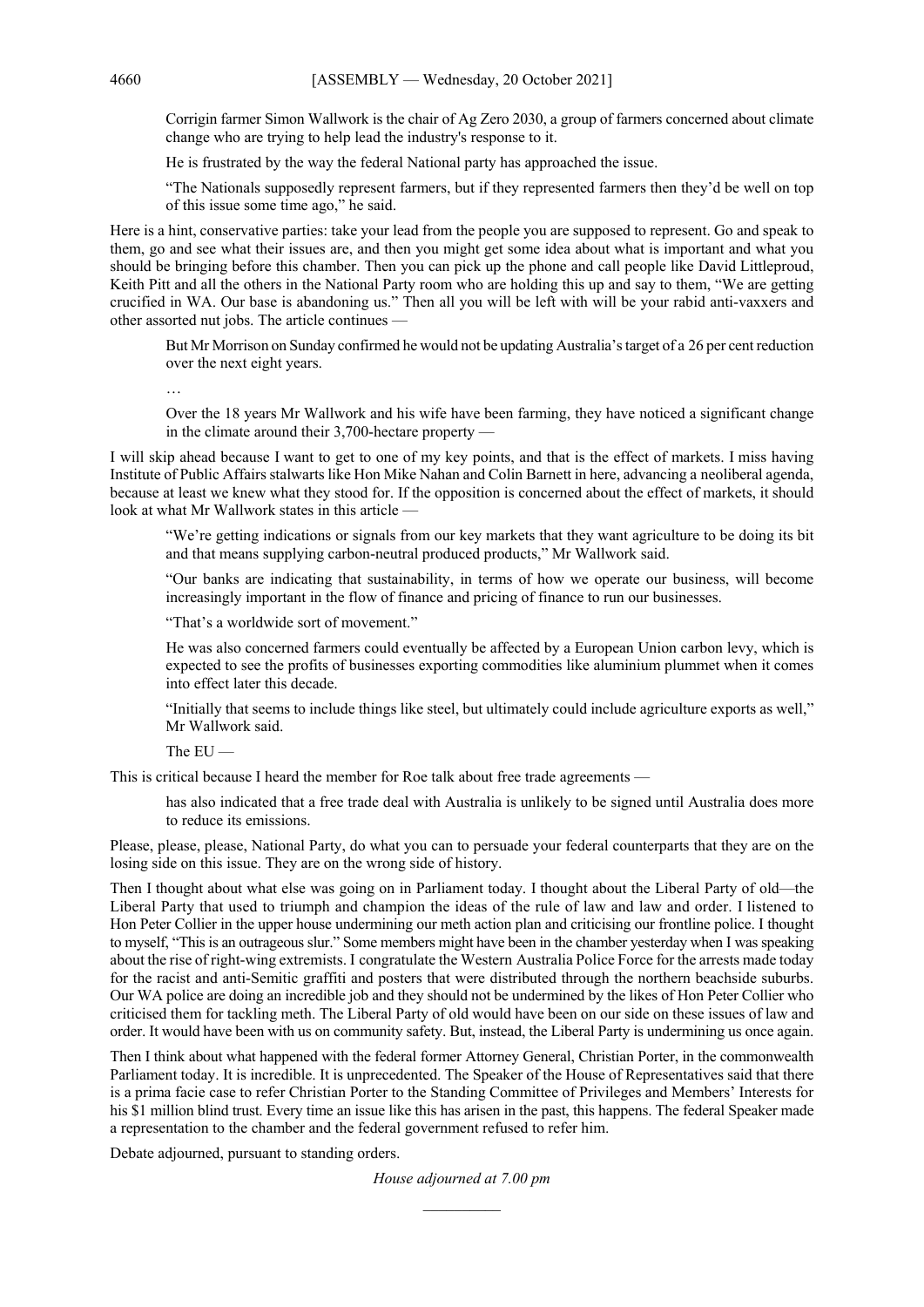> Corrigin farmer Simon Wallwork is the chair of Ag Zero 2030, a group of farmers concerned about climate change who are trying to help lead the industry's response to it.
>
> He is frustrated by the way the federal National party has approached the issue.
>
> "The Nationals supposedly represent farmers, but if they represented farmers then they'd be well on top of this issue some time ago," he said.

Here is a hint, conservative parties: take your lead from the people you are supposed to represent. Go and speak to them, go and see what their issues are, and then you might get some idea about what is important and what you should be bringing before this chamber. Then you can pick up the phone and call people like David Littleproud, Keith Pitt and all the others in the National Party room who are holding this up and say to them, "We are getting crucified in WA. Our base is abandoning us." Then all you will be left with will be your rabid anti-vaxxers and other assorted nut jobs. The article continues —

> But Mr Morrison on Sunday confirmed he would not be updating Australia's target of a 26 per cent reduction over the next eight years.
>
> …
>
> Over the 18 years Mr Wallwork and his wife have been farming, they have noticed a significant change in the climate around their 3,700-hectare property —

I will skip ahead because I want to get to one of my key points, and that is the effect of markets. I miss having Institute of Public Affairs stalwarts like Hon Mike Nahan and Colin Barnett in here, advancing a neoliberal agenda, because at least we knew what they stood for. If the opposition is concerned about the effect of markets, it should look at what Mr Wallwork states in this article —

> "We're getting indications or signals from our key markets that they want agriculture to be doing its bit and that means supplying carbon-neutral produced products," Mr Wallwork said.
>
> "Our banks are indicating that sustainability, in terms of how we operate our business, will become increasingly important in the flow of finance and pricing of finance to run our businesses.
>
> "That's a worldwide sort of movement."
>
> He was also concerned farmers could eventually be affected by a European Union carbon levy, which is expected to see the profits of businesses exporting commodities like aluminium plummet when it comes into effect later this decade.
>
> "Initially that seems to include things like steel, but ultimately could include agriculture exports as well," Mr Wallwork said.
>
> The EU —

This is critical because I heard the member for Roe talk about free trade agreements —

> has also indicated that a free trade deal with Australia is unlikely to be signed until Australia does more to reduce its emissions.

Please, please, please, National Party, do what you can to persuade your federal counterparts that they are on the losing side on this issue. They are on the wrong side of history.

Then I thought about what else was going on in Parliament today. I thought about the Liberal Party of old—the Liberal Party that used to triumph and champion the ideas of the rule of law and law and order. I listened to Hon Peter Collier in the upper house undermining our meth action plan and criticising our frontline police. I thought to myself, "This is an outrageous slur." Some members might have been in the chamber yesterday when I was speaking about the rise of right-wing extremists. I congratulate the Western Australia Police Force for the arrests made today for the racist and anti-Semitic graffiti and posters that were distributed through the northern beachside suburbs. Our WA police are doing an incredible job and they should not be undermined by the likes of Hon Peter Collier who criticised them for tackling meth. The Liberal Party of old would have been on our side on these issues of law and order. It would have been with us on community safety. But, instead, the Liberal Party is undermining us once again.

Then I think about what happened with the federal former Attorney General, Christian Porter, in the commonwealth Parliament today. It is incredible. It is unprecedented. The Speaker of the House of Representatives said that there is a prima facie case to refer Christian Porter to the Standing Committee of Privileges and Members' Interests for his $1 million blind trust. Every time an issue like this has arisen in the past, this happens. The federal Speaker made a representation to the chamber and the federal government refused to refer him.

Debate adjourned, pursuant to standing orders.

*House adjourned at 7.00 pm*